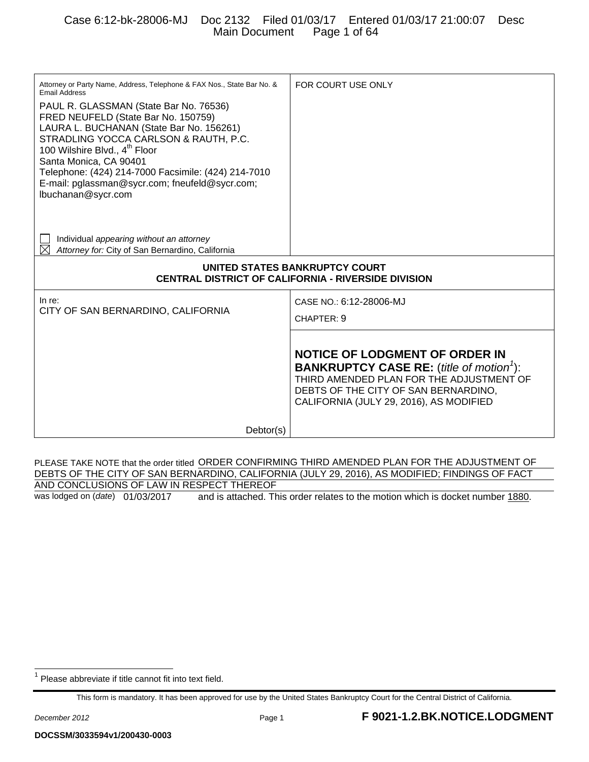Attorney or Party Name, Address, Telephone & FAX Nos., State Bar No. & Email Address

PAUL R. GLASSMAN (State Bar No. 76536)
FRED NEUFELD (State Bar No. 150759)
LAURA L. BUCHANAN (State Bar No. 156261)
STRADLING YOCCA CARLSON & RAUTH, P.C.
100 Wilshire Blvd., 4th Floor
Santa Monica, CA 90401
Telephone: (424) 214-7000 Facsimile: (424) 214-7010
E-mail: pglassman@sycr.com; fneufeld@sycr.com; lbuchanan@sycr.com

☐ Individual *appearing without an attorney*
☒ *Attorney for:* City of San Bernardino, California

FOR COURT USE ONLY

**UNITED STATES BANKRUPTCY COURT**
**CENTRAL DISTRICT OF CALIFORNIA - RIVERSIDE DIVISION**

In re:
CITY OF SAN BERNARDINO, CALIFORNIA

Debtor(s)

CASE NO.: 6:12-28006-MJ

CHAPTER: 9

**NOTICE OF LODGMENT OF ORDER IN BANKRUPTCY CASE RE:** (*title of motion*[1]):
THIRD AMENDED PLAN FOR THE ADJUSTMENT OF DEBTS OF THE CITY OF SAN BERNARDINO, CALIFORNIA (JULY 29, 2016), AS MODIFIED

PLEASE TAKE NOTE that the order titled ORDER CONFIRMING THIRD AMENDED PLAN FOR THE ADJUSTMENT OF DEBTS OF THE CITY OF SAN BERNARDINO, CALIFORNIA (JULY 29, 2016), AS MODIFIED; FINDINGS OF FACT AND CONCLUSIONS OF LAW IN RESPECT THEREOF

was lodged on (*date*) 01/03/2017 and is attached. This order relates to the motion which is docket number 1880.

[1] Please abbreviate if title cannot fit into text field.

This form is mandatory. It has been approved for use by the United States Bankruptcy Court for the Central District of California.

*December 2012* **F 9021-1.2.BK.NOTICE.LODGMENT**

**DOCSSM/3033594v1/200430-0003**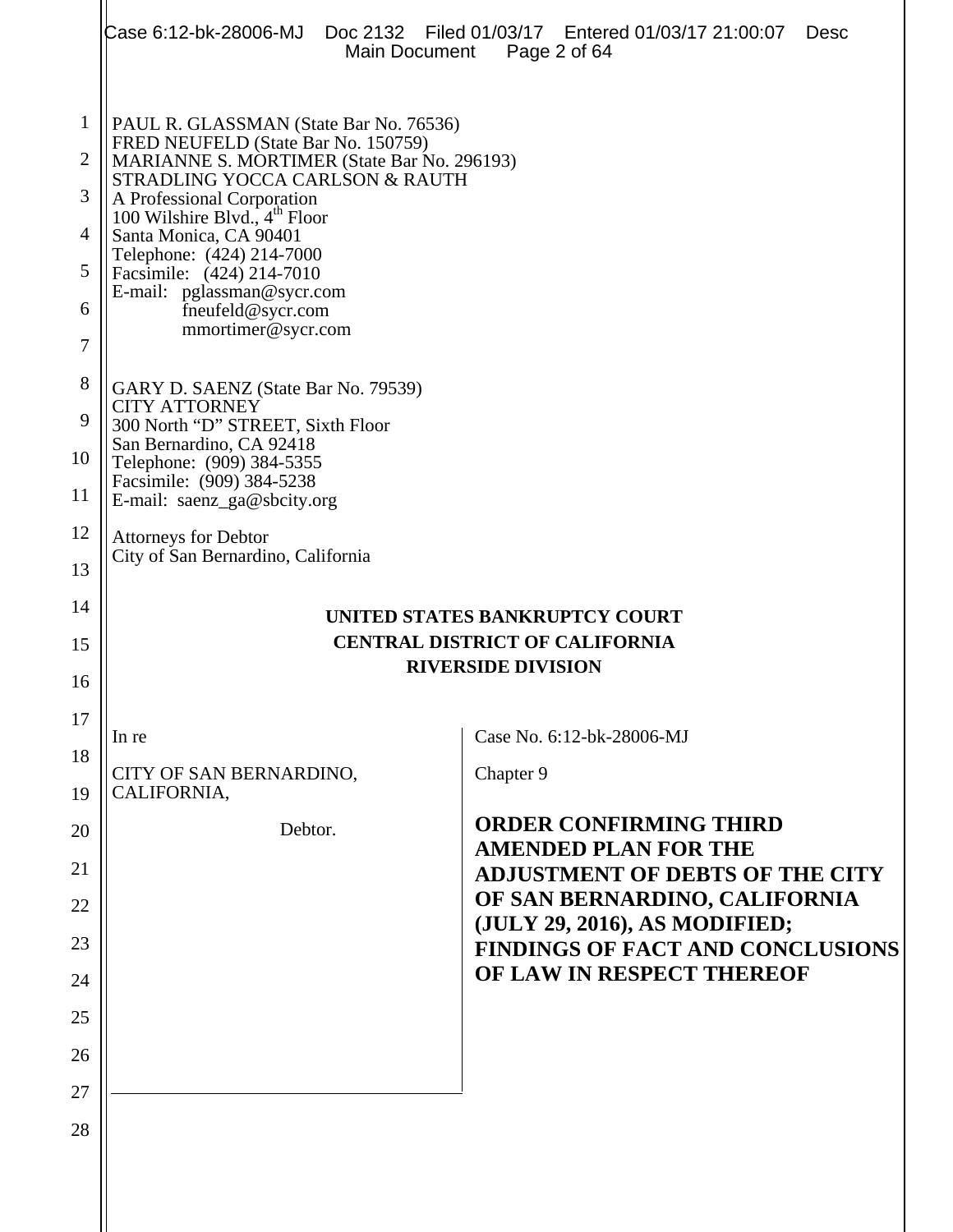PAUL R. GLASSMAN (State Bar No. 76536)
FRED NEUFELD (State Bar No. 150759)
MARIANNE S. MORTIMER (State Bar No. 296193)
STRADLING YOCCA CARLSON & RAUTH
A Professional Corporation
100 Wilshire Blvd., 4th Floor
Santa Monica, CA 90401
Telephone: (424) 214-7000
Facsimile: (424) 214-7010
E-mail: pglassman@sycr.com
fneufeld@sycr.com
mmortimer@sycr.com

GARY D. SAENZ (State Bar No. 79539)
CITY ATTORNEY
300 North "D" STREET, Sixth Floor
San Bernardino, CA 92418
Telephone: (909) 384-5355
Facsimile: (909) 384-5238
E-mail: saenz_ga@sbcity.org

Attorneys for Debtor
City of San Bernardino, California

**UNITED STATES BANKRUPTCY COURT**
**CENTRAL DISTRICT OF CALIFORNIA**
**RIVERSIDE DIVISION**

| | |
|---|---|
| In re<br><br>CITY OF SAN BERNARDINO, CALIFORNIA,<br><br>Debtor. | Case No. 6:12-bk-28006-MJ<br><br>Chapter 9<br><br>**ORDER CONFIRMING THIRD AMENDED PLAN FOR THE ADJUSTMENT OF DEBTS OF THE CITY OF SAN BERNARDINO, CALIFORNIA (JULY 29, 2016), AS MODIFIED; FINDINGS OF FACT AND CONCLUSIONS OF LAW IN RESPECT THEREOF** |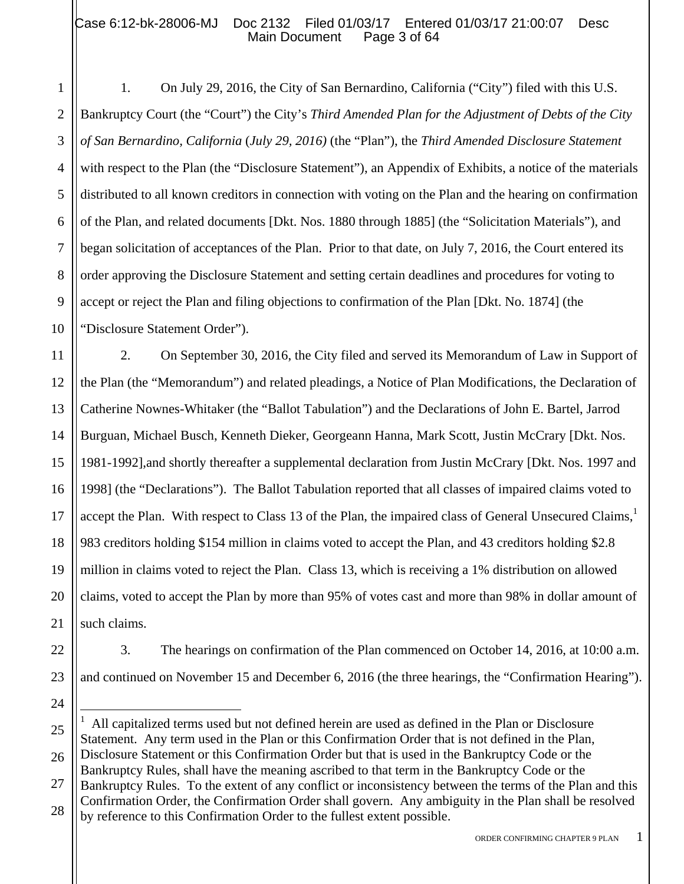1. On July 29, 2016, the City of San Bernardino, California ("City") filed with this U.S. Bankruptcy Court (the "Court") the City's *Third Amended Plan for the Adjustment of Debts of the City of San Bernardino, California* (*July 29, 2016)* (the "Plan"), the *Third Amended Disclosure Statement* with respect to the Plan (the "Disclosure Statement"), an Appendix of Exhibits, a notice of the materials distributed to all known creditors in connection with voting on the Plan and the hearing on confirmation of the Plan, and related documents [Dkt. Nos. 1880 through 1885] (the "Solicitation Materials"), and began solicitation of acceptances of the Plan. Prior to that date, on July 7, 2016, the Court entered its order approving the Disclosure Statement and setting certain deadlines and procedures for voting to accept or reject the Plan and filing objections to confirmation of the Plan [Dkt. No. 1874] (the "Disclosure Statement Order").

2. On September 30, 2016, the City filed and served its Memorandum of Law in Support of the Plan (the "Memorandum") and related pleadings, a Notice of Plan Modifications, the Declaration of Catherine Nownes-Whitaker (the "Ballot Tabulation") and the Declarations of John E. Bartel, Jarrod Burguan, Michael Busch, Kenneth Dieker, Georgeann Hanna, Mark Scott, Justin McCrary [Dkt. Nos. 1981-1992],and shortly thereafter a supplemental declaration from Justin McCrary [Dkt. Nos. 1997 and 1998] (the "Declarations"). The Ballot Tabulation reported that all classes of impaired claims voted to accept the Plan. With respect to Class 13 of the Plan, the impaired class of General Unsecured Claims,[1] 983 creditors holding $154 million in claims voted to accept the Plan, and 43 creditors holding $2.8 million in claims voted to reject the Plan. Class 13, which is receiving a 1% distribution on allowed claims, voted to accept the Plan by more than 95% of votes cast and more than 98% in dollar amount of such claims.

3. The hearings on confirmation of the Plan commenced on October 14, 2016, at 10:00 a.m. and continued on November 15 and December 6, 2016 (the three hearings, the "Confirmation Hearing").

[1] All capitalized terms used but not defined herein are used as defined in the Plan or Disclosure Statement. Any term used in the Plan or this Confirmation Order that is not defined in the Plan, Disclosure Statement or this Confirmation Order but that is used in the Bankruptcy Code or the Bankruptcy Rules, shall have the meaning ascribed to that term in the Bankruptcy Code or the Bankruptcy Rules. To the extent of any conflict or inconsistency between the terms of the Plan and this Confirmation Order, the Confirmation Order shall govern. Any ambiguity in the Plan shall be resolved by reference to this Confirmation Order to the fullest extent possible.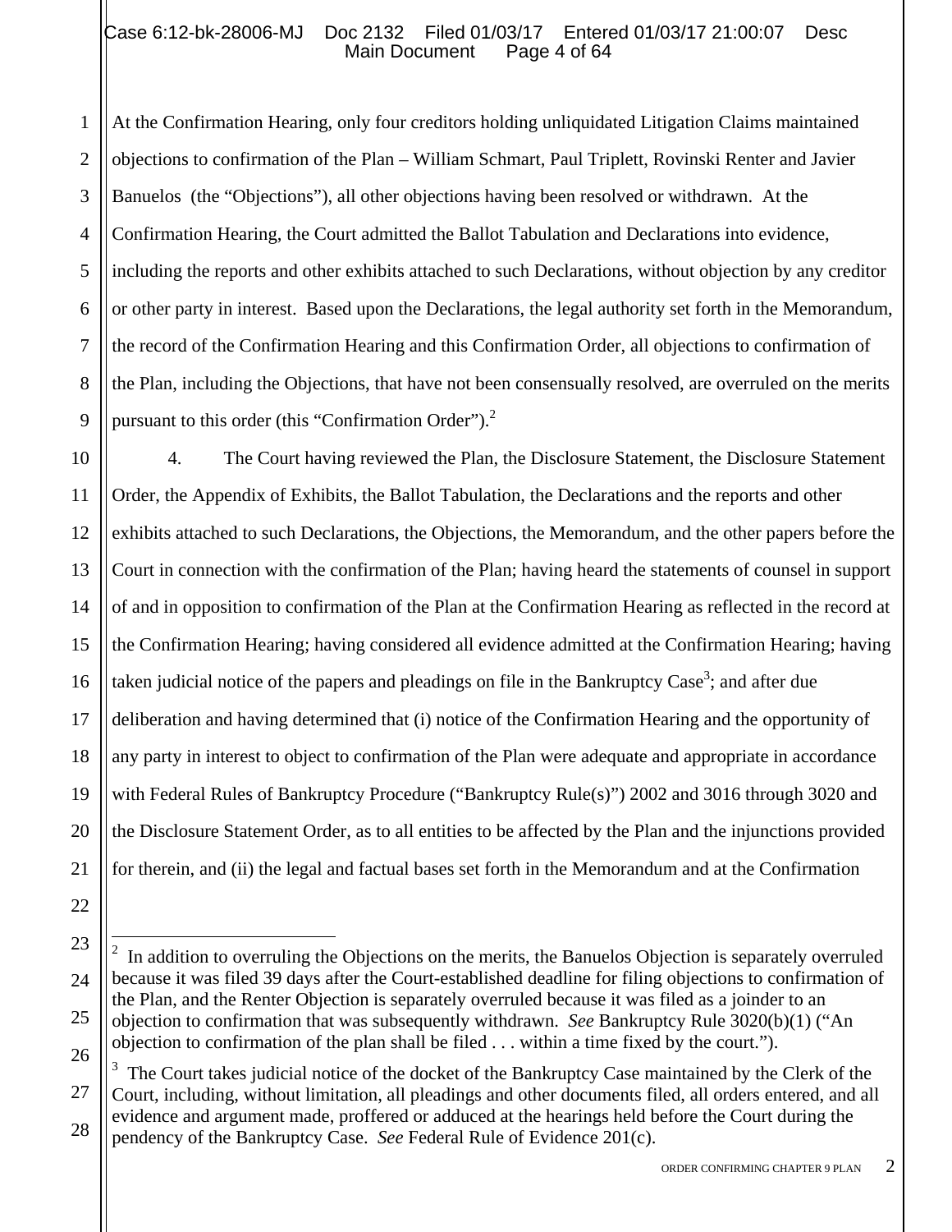At the Confirmation Hearing, only four creditors holding unliquidated Litigation Claims maintained objections to confirmation of the Plan – William Schmart, Paul Triplett, Rovinski Renter and Javier Banuelos (the "Objections"), all other objections having been resolved or withdrawn. At the Confirmation Hearing, the Court admitted the Ballot Tabulation and Declarations into evidence, including the reports and other exhibits attached to such Declarations, without objection by any creditor or other party in interest. Based upon the Declarations, the legal authority set forth in the Memorandum, the record of the Confirmation Hearing and this Confirmation Order, all objections to confirmation of the Plan, including the Objections, that have not been consensually resolved, are overruled on the merits pursuant to this order (this "Confirmation Order").[2]

4. The Court having reviewed the Plan, the Disclosure Statement, the Disclosure Statement Order, the Appendix of Exhibits, the Ballot Tabulation, the Declarations and the reports and other exhibits attached to such Declarations, the Objections, the Memorandum, and the other papers before the Court in connection with the confirmation of the Plan; having heard the statements of counsel in support of and in opposition to confirmation of the Plan at the Confirmation Hearing as reflected in the record at the Confirmation Hearing; having considered all evidence admitted at the Confirmation Hearing; having taken judicial notice of the papers and pleadings on file in the Bankruptcy Case[3]; and after due deliberation and having determined that (i) notice of the Confirmation Hearing and the opportunity of any party in interest to object to confirmation of the Plan were adequate and appropriate in accordance with Federal Rules of Bankruptcy Procedure ("Bankruptcy Rule(s)") 2002 and 3016 through 3020 and the Disclosure Statement Order, as to all entities to be affected by the Plan and the injunctions provided for therein, and (ii) the legal and factual bases set forth in the Memorandum and at the Confirmation

---

[2] In addition to overruling the Objections on the merits, the Banuelos Objection is separately overruled because it was filed 39 days after the Court-established deadline for filing objections to confirmation of the Plan, and the Renter Objection is separately overruled because it was filed as a joinder to an objection to confirmation that was subsequently withdrawn. *See* Bankruptcy Rule 3020(b)(1) ("An objection to confirmation of the plan shall be filed . . . within a time fixed by the court.").

[3] The Court takes judicial notice of the docket of the Bankruptcy Case maintained by the Clerk of the Court, including, without limitation, all pleadings and other documents filed, all orders entered, and all evidence and argument made, proffered or adduced at the hearings held before the Court during the pendency of the Bankruptcy Case. *See* Federal Rule of Evidence 201(c).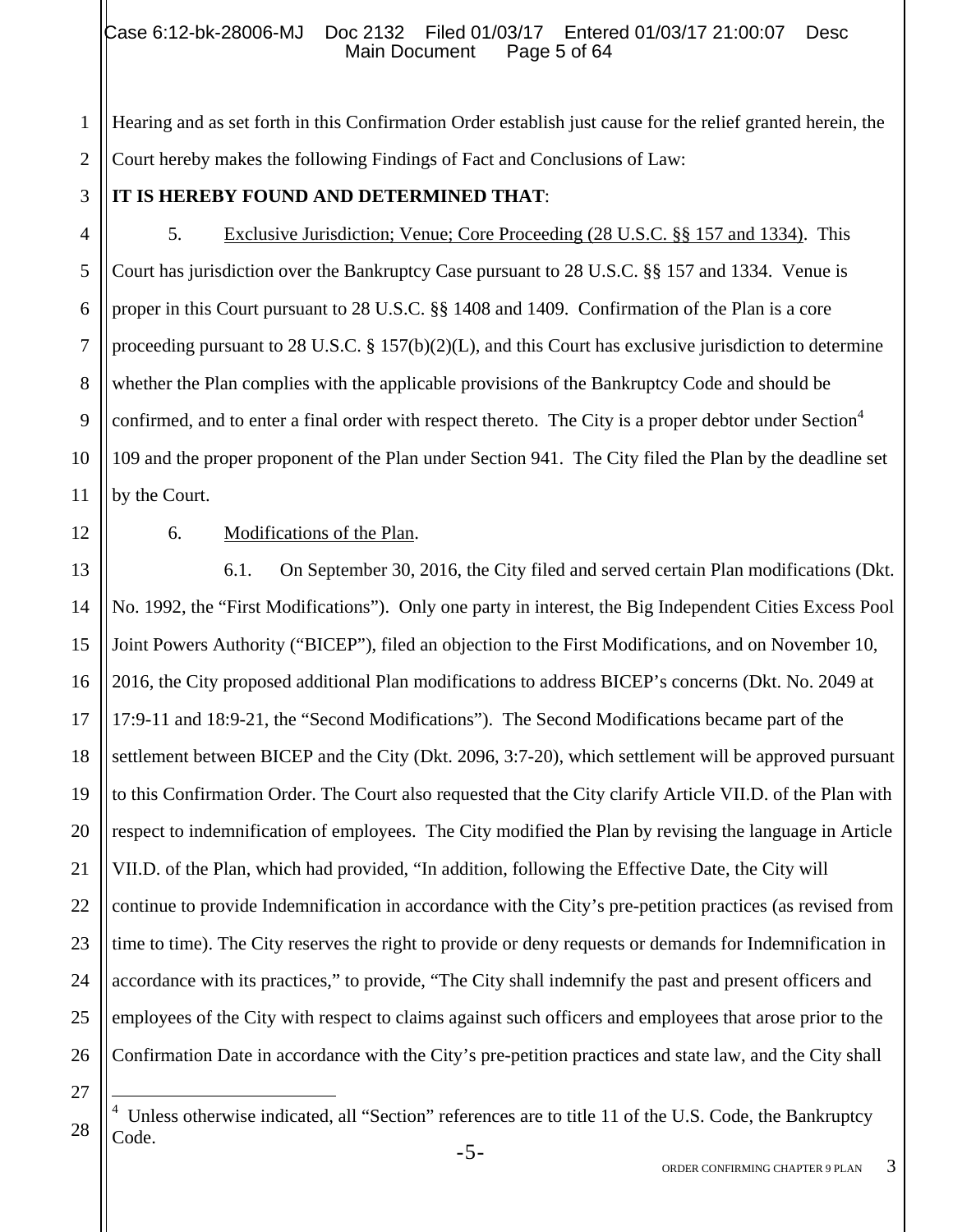Hearing and as set forth in this Confirmation Order establish just cause for the relief granted herein, the Court hereby makes the following Findings of Fact and Conclusions of Law:

**IT IS HEREBY FOUND AND DETERMINED THAT**:

5. Exclusive Jurisdiction; Venue; Core Proceeding (28 U.S.C. §§ 157 and 1334). This Court has jurisdiction over the Bankruptcy Case pursuant to 28 U.S.C. §§ 157 and 1334. Venue is proper in this Court pursuant to 28 U.S.C. §§ 1408 and 1409. Confirmation of the Plan is a core proceeding pursuant to 28 U.S.C. § 157(b)(2)(L), and this Court has exclusive jurisdiction to determine whether the Plan complies with the applicable provisions of the Bankruptcy Code and should be confirmed, and to enter a final order with respect thereto. The City is a proper debtor under Section[4] 109 and the proper proponent of the Plan under Section 941. The City filed the Plan by the deadline set by the Court.

6. Modifications of the Plan.

6.1. On September 30, 2016, the City filed and served certain Plan modifications (Dkt. No. 1992, the "First Modifications"). Only one party in interest, the Big Independent Cities Excess Pool Joint Powers Authority ("BICEP"), filed an objection to the First Modifications, and on November 10, 2016, the City proposed additional Plan modifications to address BICEP's concerns (Dkt. No. 2049 at 17:9-11 and 18:9-21, the "Second Modifications"). The Second Modifications became part of the settlement between BICEP and the City (Dkt. 2096, 3:7-20), which settlement will be approved pursuant to this Confirmation Order. The Court also requested that the City clarify Article VII.D. of the Plan with respect to indemnification of employees. The City modified the Plan by revising the language in Article VII.D. of the Plan, which had provided, "In addition, following the Effective Date, the City will continue to provide Indemnification in accordance with the City's pre-petition practices (as revised from time to time). The City reserves the right to provide or deny requests or demands for Indemnification in accordance with its practices," to provide, "The City shall indemnify the past and present officers and employees of the City with respect to claims against such officers and employees that arose prior to the Confirmation Date in accordance with the City's pre-petition practices and state law, and the City shall

---

[4] Unless otherwise indicated, all "Section" references are to title 11 of the U.S. Code, the Bankruptcy Code.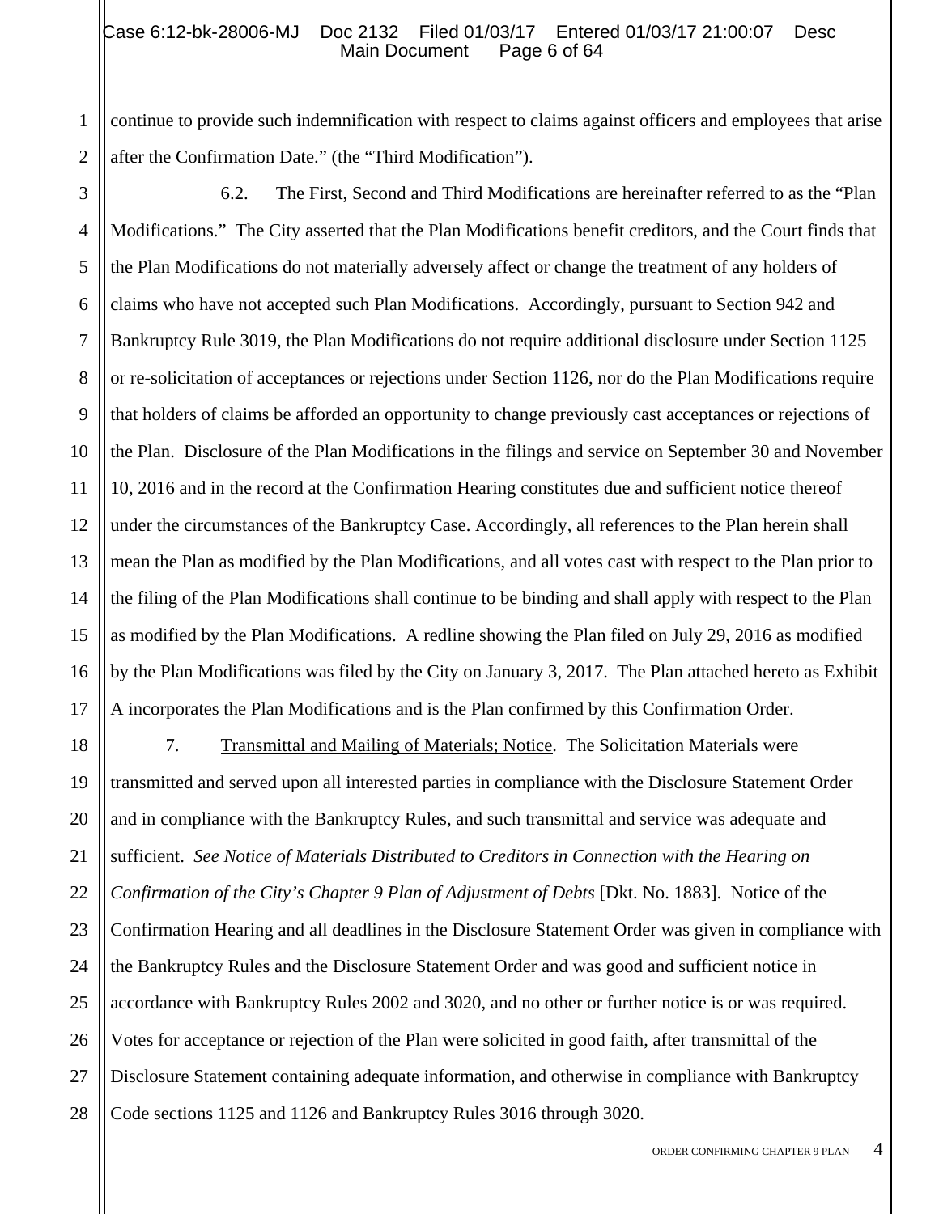continue to provide such indemnification with respect to claims against officers and employees that arise after the Confirmation Date." (the "Third Modification").

6.2. The First, Second and Third Modifications are hereinafter referred to as the "Plan Modifications." The City asserted that the Plan Modifications benefit creditors, and the Court finds that the Plan Modifications do not materially adversely affect or change the treatment of any holders of claims who have not accepted such Plan Modifications. Accordingly, pursuant to Section 942 and Bankruptcy Rule 3019, the Plan Modifications do not require additional disclosure under Section 1125 or re-solicitation of acceptances or rejections under Section 1126, nor do the Plan Modifications require that holders of claims be afforded an opportunity to change previously cast acceptances or rejections of the Plan. Disclosure of the Plan Modifications in the filings and service on September 30 and November 10, 2016 and in the record at the Confirmation Hearing constitutes due and sufficient notice thereof under the circumstances of the Bankruptcy Case. Accordingly, all references to the Plan herein shall mean the Plan as modified by the Plan Modifications, and all votes cast with respect to the Plan prior to the filing of the Plan Modifications shall continue to be binding and shall apply with respect to the Plan as modified by the Plan Modifications. A redline showing the Plan filed on July 29, 2016 as modified by the Plan Modifications was filed by the City on January 3, 2017. The Plan attached hereto as Exhibit A incorporates the Plan Modifications and is the Plan confirmed by this Confirmation Order.

7. Transmittal and Mailing of Materials; Notice. The Solicitation Materials were transmitted and served upon all interested parties in compliance with the Disclosure Statement Order and in compliance with the Bankruptcy Rules, and such transmittal and service was adequate and sufficient. *See Notice of Materials Distributed to Creditors in Connection with the Hearing on Confirmation of the City's Chapter 9 Plan of Adjustment of Debts* [Dkt. No. 1883]. Notice of the Confirmation Hearing and all deadlines in the Disclosure Statement Order was given in compliance with the Bankruptcy Rules and the Disclosure Statement Order and was good and sufficient notice in accordance with Bankruptcy Rules 2002 and 3020, and no other or further notice is or was required. Votes for acceptance or rejection of the Plan were solicited in good faith, after transmittal of the Disclosure Statement containing adequate information, and otherwise in compliance with Bankruptcy Code sections 1125 and 1126 and Bankruptcy Rules 3016 through 3020.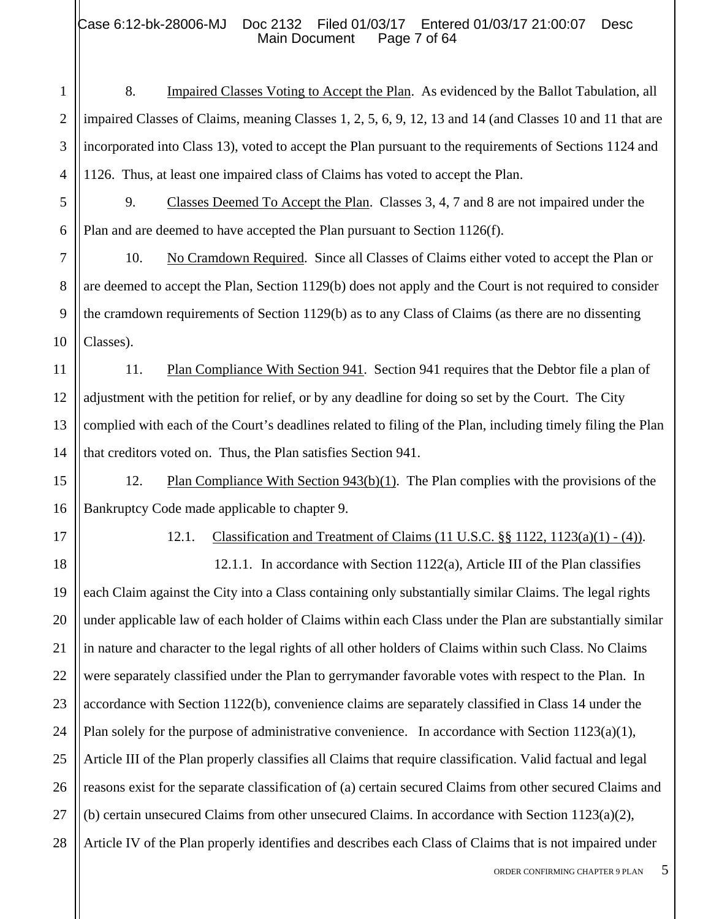8. Impaired Classes Voting to Accept the Plan. As evidenced by the Ballot Tabulation, all impaired Classes of Claims, meaning Classes 1, 2, 5, 6, 9, 12, 13 and 14 (and Classes 10 and 11 that are incorporated into Class 13), voted to accept the Plan pursuant to the requirements of Sections 1124 and 1126. Thus, at least one impaired class of Claims has voted to accept the Plan.

9. Classes Deemed To Accept the Plan. Classes 3, 4, 7 and 8 are not impaired under the Plan and are deemed to have accepted the Plan pursuant to Section 1126(f).

10. No Cramdown Required. Since all Classes of Claims either voted to accept the Plan or are deemed to accept the Plan, Section 1129(b) does not apply and the Court is not required to consider the cramdown requirements of Section 1129(b) as to any Class of Claims (as there are no dissenting Classes).

11. Plan Compliance With Section 941. Section 941 requires that the Debtor file a plan of adjustment with the petition for relief, or by any deadline for doing so set by the Court. The City complied with each of the Court's deadlines related to filing of the Plan, including timely filing the Plan that creditors voted on. Thus, the Plan satisfies Section 941.

12. Plan Compliance With Section 943(b)(1). The Plan complies with the provisions of the Bankruptcy Code made applicable to chapter 9.

12.1. Classification and Treatment of Claims (11 U.S.C. §§ 1122, 1123(a)(1) - (4)).

12.1.1. In accordance with Section 1122(a), Article III of the Plan classifies each Claim against the City into a Class containing only substantially similar Claims. The legal rights under applicable law of each holder of Claims within each Class under the Plan are substantially similar in nature and character to the legal rights of all other holders of Claims within such Class. No Claims were separately classified under the Plan to gerrymander favorable votes with respect to the Plan. In accordance with Section 1122(b), convenience claims are separately classified in Class 14 under the Plan solely for the purpose of administrative convenience. In accordance with Section 1123(a)(1), Article III of the Plan properly classifies all Claims that require classification. Valid factual and legal reasons exist for the separate classification of (a) certain secured Claims from other secured Claims and (b) certain unsecured Claims from other unsecured Claims. In accordance with Section 1123(a)(2), Article IV of the Plan properly identifies and describes each Class of Claims that is not impaired under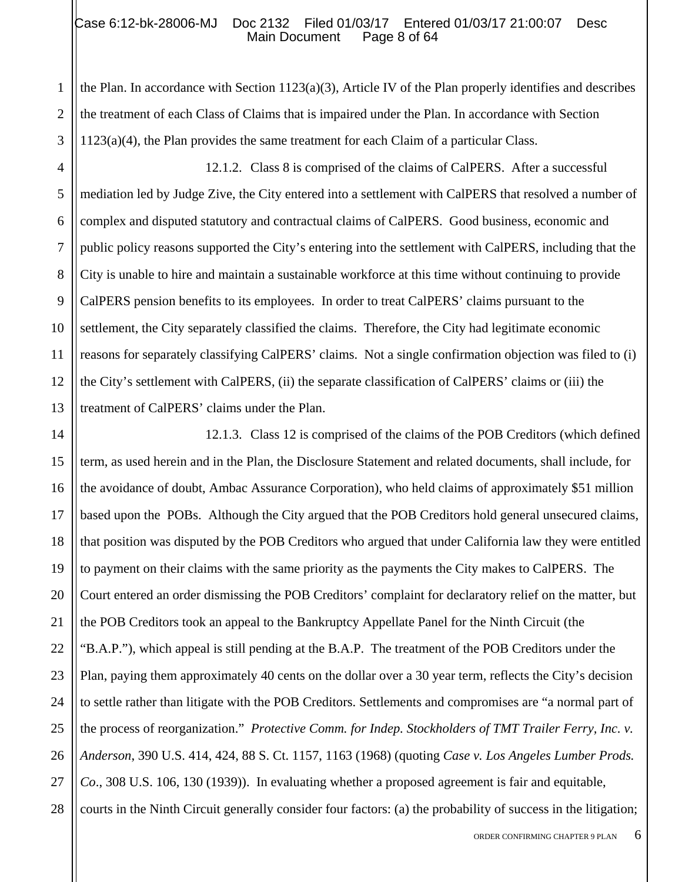the Plan. In accordance with Section 1123(a)(3), Article IV of the Plan properly identifies and describes the treatment of each Class of Claims that is impaired under the Plan. In accordance with Section 1123(a)(4), the Plan provides the same treatment for each Claim of a particular Class.

12.1.2. Class 8 is comprised of the claims of CalPERS. After a successful mediation led by Judge Zive, the City entered into a settlement with CalPERS that resolved a number of complex and disputed statutory and contractual claims of CalPERS. Good business, economic and public policy reasons supported the City's entering into the settlement with CalPERS, including that the City is unable to hire and maintain a sustainable workforce at this time without continuing to provide CalPERS pension benefits to its employees. In order to treat CalPERS' claims pursuant to the settlement, the City separately classified the claims. Therefore, the City had legitimate economic reasons for separately classifying CalPERS' claims. Not a single confirmation objection was filed to (i) the City's settlement with CalPERS, (ii) the separate classification of CalPERS' claims or (iii) the treatment of CalPERS' claims under the Plan.

12.1.3. Class 12 is comprised of the claims of the POB Creditors (which defined term, as used herein and in the Plan, the Disclosure Statement and related documents, shall include, for the avoidance of doubt, Ambac Assurance Corporation), who held claims of approximately $51 million based upon the POBs. Although the City argued that the POB Creditors hold general unsecured claims, that position was disputed by the POB Creditors who argued that under California law they were entitled to payment on their claims with the same priority as the payments the City makes to CalPERS. The Court entered an order dismissing the POB Creditors' complaint for declaratory relief on the matter, but the POB Creditors took an appeal to the Bankruptcy Appellate Panel for the Ninth Circuit (the "B.A.P."), which appeal is still pending at the B.A.P. The treatment of the POB Creditors under the Plan, paying them approximately 40 cents on the dollar over a 30 year term, reflects the City's decision to settle rather than litigate with the POB Creditors. Settlements and compromises are "a normal part of the process of reorganization." *Protective Comm. for Indep. Stockholders of TMT Trailer Ferry, Inc. v. Anderson*, 390 U.S. 414, 424, 88 S. Ct. 1157, 1163 (1968) (quoting *Case v. Los Angeles Lumber Prods. Co*., 308 U.S. 106, 130 (1939)). In evaluating whether a proposed agreement is fair and equitable, courts in the Ninth Circuit generally consider four factors: (a) the probability of success in the litigation;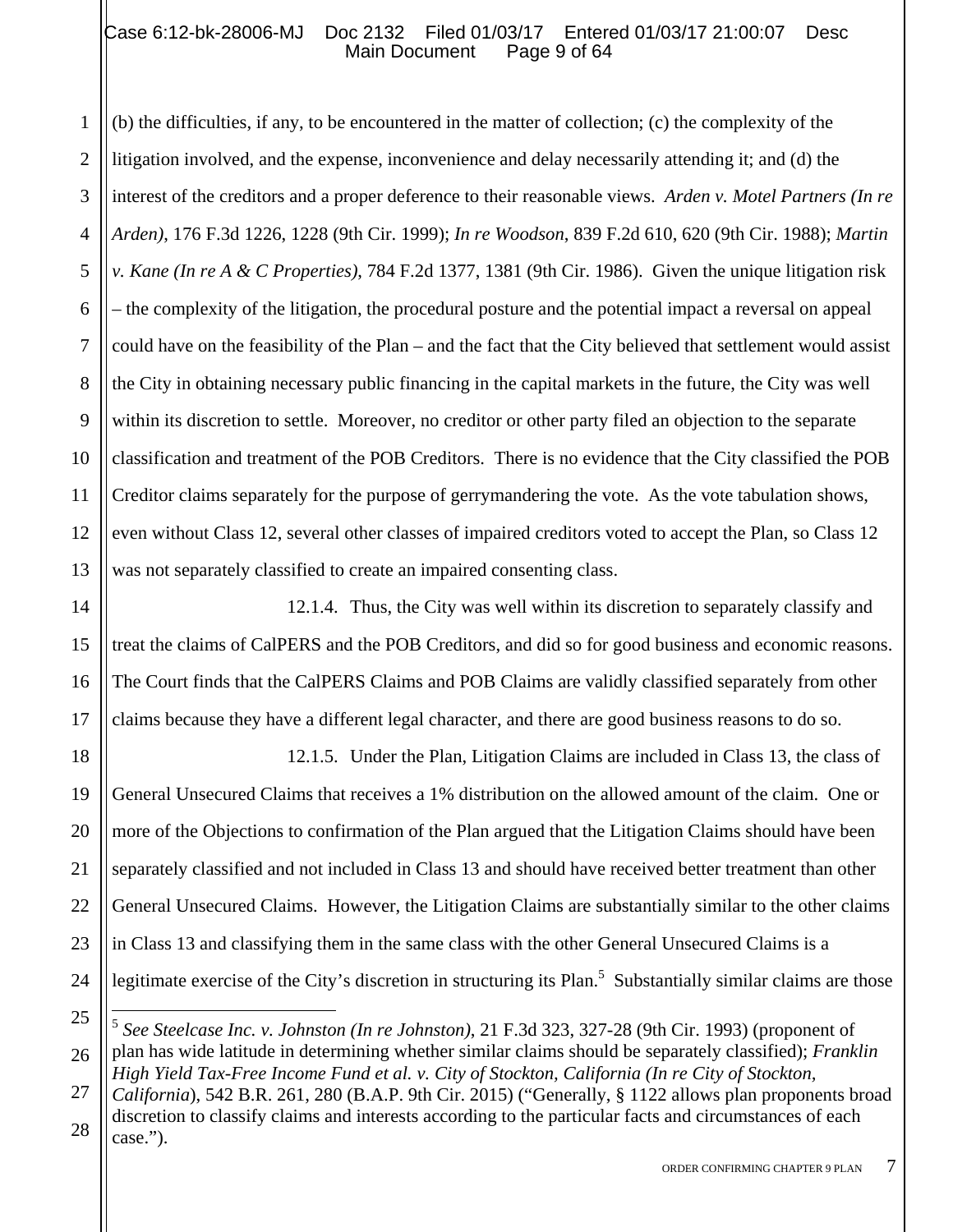(b) the difficulties, if any, to be encountered in the matter of collection; (c) the complexity of the litigation involved, and the expense, inconvenience and delay necessarily attending it; and (d) the interest of the creditors and a proper deference to their reasonable views. *Arden v. Motel Partners (In re Arden)*, 176 F.3d 1226, 1228 (9th Cir. 1999); *In re Woodson*, 839 F.2d 610, 620 (9th Cir. 1988); *Martin v. Kane (In re A & C Properties)*, 784 F.2d 1377, 1381 (9th Cir. 1986). Given the unique litigation risk – the complexity of the litigation, the procedural posture and the potential impact a reversal on appeal could have on the feasibility of the Plan – and the fact that the City believed that settlement would assist the City in obtaining necessary public financing in the capital markets in the future, the City was well within its discretion to settle. Moreover, no creditor or other party filed an objection to the separate classification and treatment of the POB Creditors. There is no evidence that the City classified the POB Creditor claims separately for the purpose of gerrymandering the vote. As the vote tabulation shows, even without Class 12, several other classes of impaired creditors voted to accept the Plan, so Class 12 was not separately classified to create an impaired consenting class.

12.1.4. Thus, the City was well within its discretion to separately classify and treat the claims of CalPERS and the POB Creditors, and did so for good business and economic reasons. The Court finds that the CalPERS Claims and POB Claims are validly classified separately from other claims because they have a different legal character, and there are good business reasons to do so.

12.1.5. Under the Plan, Litigation Claims are included in Class 13, the class of General Unsecured Claims that receives a 1% distribution on the allowed amount of the claim. One or more of the Objections to confirmation of the Plan argued that the Litigation Claims should have been separately classified and not included in Class 13 and should have received better treatment than other General Unsecured Claims. However, the Litigation Claims are substantially similar to the other claims in Class 13 and classifying them in the same class with the other General Unsecured Claims is a legitimate exercise of the City's discretion in structuring its Plan.[5] Substantially similar claims are those

---

[5] *See Steelcase Inc. v. Johnston (In re Johnston)*, 21 F.3d 323, 327-28 (9th Cir. 1993) (proponent of plan has wide latitude in determining whether similar claims should be separately classified); *Franklin High Yield Tax-Free Income Fund et al. v. City of Stockton, California (In re City of Stockton, California)*, 542 B.R. 261, 280 (B.A.P. 9th Cir. 2015) ("Generally, § 1122 allows plan proponents broad discretion to classify claims and interests according to the particular facts and circumstances of each case.").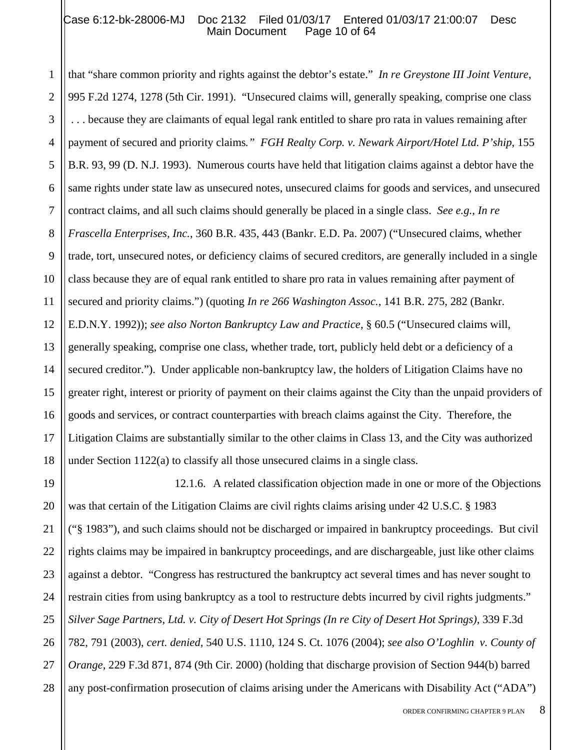that "share common priority and rights against the debtor's estate." *In re Greystone III Joint Venture*, 995 F.2d 1274, 1278 (5th Cir. 1991). "Unsecured claims will, generally speaking, comprise one class . . . because they are claimants of equal legal rank entitled to share pro rata in values remaining after payment of secured and priority claims*.*" *FGH Realty Corp. v. Newark Airport/Hotel Ltd. P'ship*, 155 B.R. 93, 99 (D. N.J. 1993). Numerous courts have held that litigation claims against a debtor have the same rights under state law as unsecured notes, unsecured claims for goods and services, and unsecured contract claims, and all such claims should generally be placed in a single class. *See e.g., In re Frascella Enterprises, Inc.*, 360 B.R. 435, 443 (Bankr. E.D. Pa. 2007) ("Unsecured claims, whether trade, tort, unsecured notes, or deficiency claims of secured creditors, are generally included in a single class because they are of equal rank entitled to share pro rata in values remaining after payment of secured and priority claims.") (quoting *In re 266 Washington Assoc.*, 141 B.R. 275, 282 (Bankr. E.D.N.Y. 1992)); *see also Norton Bankruptcy Law and Practice*, § 60.5 ("Unsecured claims will, generally speaking, comprise one class, whether trade, tort, publicly held debt or a deficiency of a secured creditor."). Under applicable non-bankruptcy law, the holders of Litigation Claims have no greater right, interest or priority of payment on their claims against the City than the unpaid providers of goods and services, or contract counterparties with breach claims against the City. Therefore, the Litigation Claims are substantially similar to the other claims in Class 13, and the City was authorized under Section 1122(a) to classify all those unsecured claims in a single class.

12.1.6. A related classification objection made in one or more of the Objections was that certain of the Litigation Claims are civil rights claims arising under 42 U.S.C. § 1983 ("§ 1983"), and such claims should not be discharged or impaired in bankruptcy proceedings. But civil rights claims may be impaired in bankruptcy proceedings, and are dischargeable, just like other claims against a debtor. "Congress has restructured the bankruptcy act several times and has never sought to restrain cities from using bankruptcy as a tool to restructure debts incurred by civil rights judgments." *Silver Sage Partners, Ltd. v. City of Desert Hot Springs (In re City of Desert Hot Springs)*, 339 F.3d 782, 791 (2003), *cert. denied*, 540 U.S. 1110, 124 S. Ct. 1076 (2004); *see also O'Loghlin v. County of Orange*, 229 F.3d 871, 874 (9th Cir. 2000) (holding that discharge provision of Section 944(b) barred any post-confirmation prosecution of claims arising under the Americans with Disability Act ("ADA")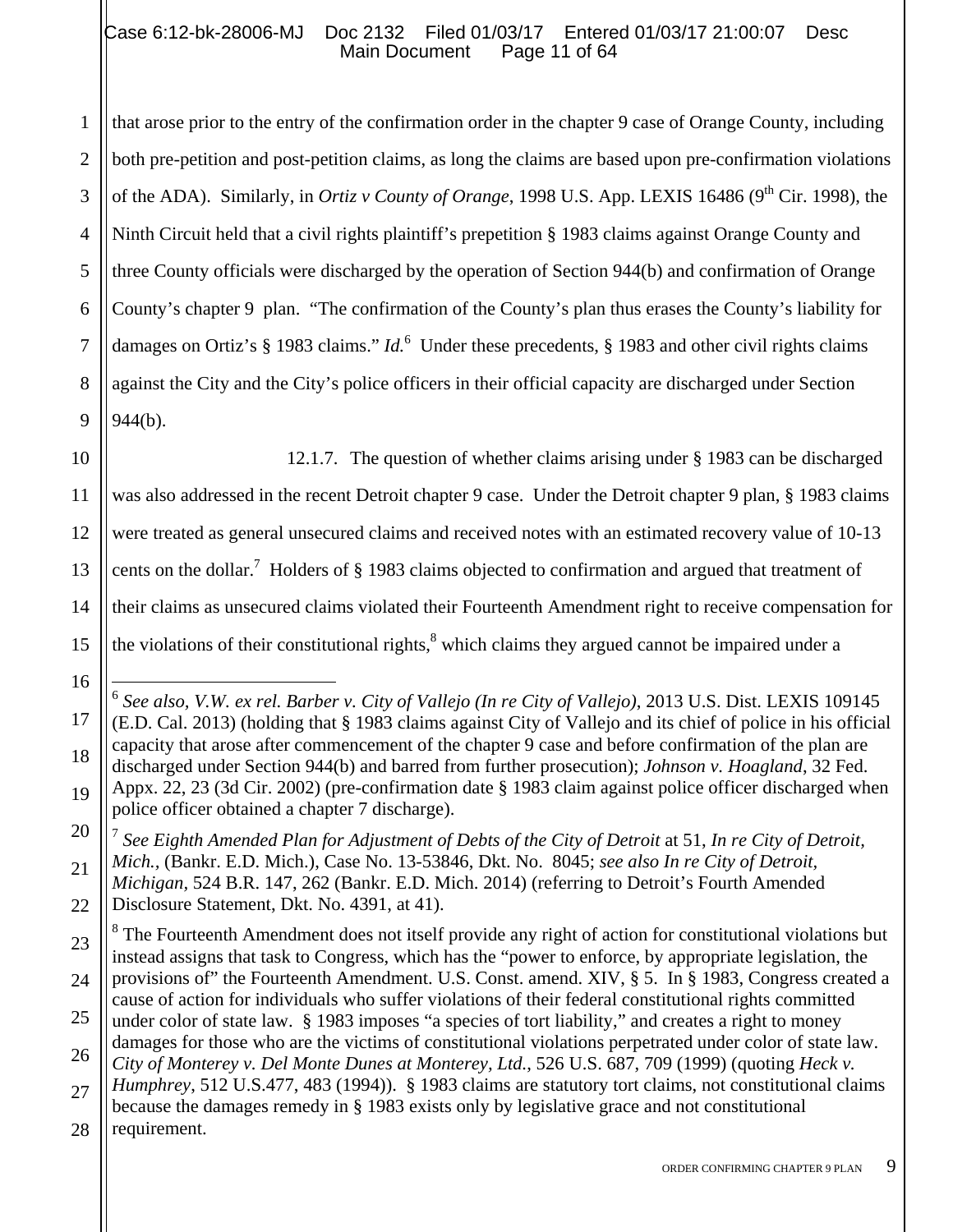that arose prior to the entry of the confirmation order in the chapter 9 case of Orange County, including both pre-petition and post-petition claims, as long the claims are based upon pre-confirmation violations of the ADA). Similarly, in *Ortiz v County of Orange*, 1998 U.S. App. LEXIS 16486 (9th Cir. 1998), the Ninth Circuit held that a civil rights plaintiff's prepetition § 1983 claims against Orange County and three County officials were discharged by the operation of Section 944(b) and confirmation of Orange County's chapter 9 plan. "The confirmation of the County's plan thus erases the County's liability for damages on Ortiz's § 1983 claims." *Id.*[6] Under these precedents, § 1983 and other civil rights claims against the City and the City's police officers in their official capacity are discharged under Section 944(b).

12.1.7. The question of whether claims arising under § 1983 can be discharged was also addressed in the recent Detroit chapter 9 case. Under the Detroit chapter 9 plan, § 1983 claims were treated as general unsecured claims and received notes with an estimated recovery value of 10-13 cents on the dollar.[7] Holders of § 1983 claims objected to confirmation and argued that treatment of their claims as unsecured claims violated their Fourteenth Amendment right to receive compensation for the violations of their constitutional rights,[8] which claims they argued cannot be impaired under a

---

[6] *See also, V.W. ex rel. Barber v. City of Vallejo (In re City of Vallejo)*, 2013 U.S. Dist. LEXIS 109145 (E.D. Cal. 2013) (holding that § 1983 claims against City of Vallejo and its chief of police in his official capacity that arose after commencement of the chapter 9 case and before confirmation of the plan are discharged under Section 944(b) and barred from further prosecution); *Johnson v. Hoagland*, 32 Fed. Appx. 22, 23 (3d Cir. 2002) (pre-confirmation date § 1983 claim against police officer discharged when police officer obtained a chapter 7 discharge).

[7] *See Eighth Amended Plan for Adjustment of Debts of the City of Detroit* at 51, *In re City of Detroit, Mich.,* (Bankr. E.D. Mich.), Case No. 13-53846, Dkt. No. 8045; *see also In re City of Detroit, Michigan,* 524 B.R. 147, 262 (Bankr. E.D. Mich. 2014) (referring to Detroit's Fourth Amended Disclosure Statement, Dkt. No. 4391, at 41).

[8] The Fourteenth Amendment does not itself provide any right of action for constitutional violations but instead assigns that task to Congress, which has the "power to enforce, by appropriate legislation, the provisions of" the Fourteenth Amendment. U.S. Const. amend. XIV, § 5. In § 1983, Congress created a cause of action for individuals who suffer violations of their federal constitutional rights committed under color of state law. § 1983 imposes "a species of tort liability," and creates a right to money damages for those who are the victims of constitutional violations perpetrated under color of state law. *City of Monterey v. Del Monte Dunes at Monterey, Ltd.*, 526 U.S. 687, 709 (1999) (quoting *Heck v. Humphrey*, 512 U.S.477, 483 (1994)). § 1983 claims are statutory tort claims, not constitutional claims because the damages remedy in § 1983 exists only by legislative grace and not constitutional requirement.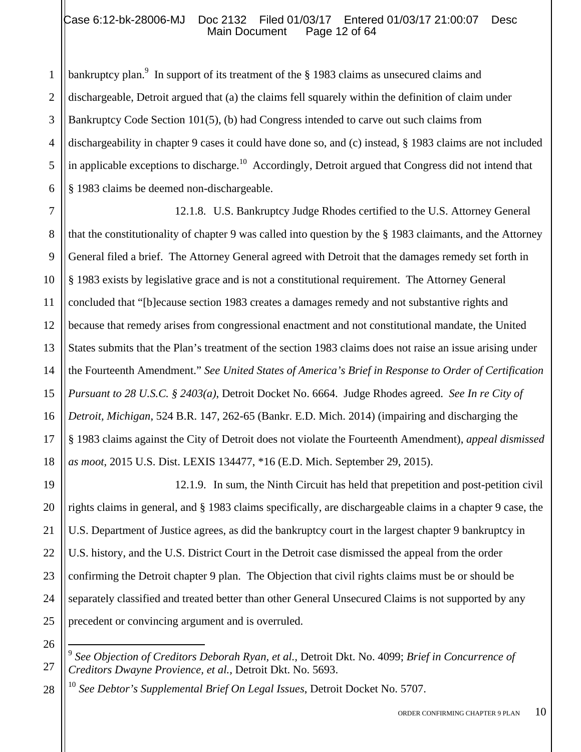bankruptcy plan.[9] In support of its treatment of the § 1983 claims as unsecured claims and dischargeable, Detroit argued that (a) the claims fell squarely within the definition of claim under Bankruptcy Code Section 101(5), (b) had Congress intended to carve out such claims from dischargeability in chapter 9 cases it could have done so, and (c) instead, § 1983 claims are not included in applicable exceptions to discharge.[10] Accordingly, Detroit argued that Congress did not intend that § 1983 claims be deemed non-dischargeable.

12.1.8. U.S. Bankruptcy Judge Rhodes certified to the U.S. Attorney General that the constitutionality of chapter 9 was called into question by the § 1983 claimants, and the Attorney General filed a brief. The Attorney General agreed with Detroit that the damages remedy set forth in § 1983 exists by legislative grace and is not a constitutional requirement. The Attorney General concluded that "[b]ecause section 1983 creates a damages remedy and not substantive rights and because that remedy arises from congressional enactment and not constitutional mandate, the United States submits that the Plan's treatment of the section 1983 claims does not raise an issue arising under the Fourteenth Amendment." *See United States of America's Brief in Response to Order of Certification Pursuant to 28 U.S.C. § 2403(a)*, Detroit Docket No. 6664. Judge Rhodes agreed. *See In re City of Detroit, Michigan*, 524 B.R. 147, 262-65 (Bankr. E.D. Mich. 2014) (impairing and discharging the § 1983 claims against the City of Detroit does not violate the Fourteenth Amendment), *appeal dismissed as moot*, 2015 U.S. Dist. LEXIS 134477, *16 (E.D. Mich. September 29, 2015).

12.1.9. In sum, the Ninth Circuit has held that prepetition and post-petition civil rights claims in general, and § 1983 claims specifically, are dischargeable claims in a chapter 9 case, the U.S. Department of Justice agrees, as did the bankruptcy court in the largest chapter 9 bankruptcy in U.S. history, and the U.S. District Court in the Detroit case dismissed the appeal from the order confirming the Detroit chapter 9 plan. The Objection that civil rights claims must be or should be separately classified and treated better than other General Unsecured Claims is not supported by any precedent or convincing argument and is overruled.

---

[9] *See Objection of Creditors Deborah Ryan, et al.*, Detroit Dkt. No. 4099; *Brief in Concurrence of Creditors Dwayne Provience, et al.*, Detroit Dkt. No. 5693.

[10] *See Debtor's Supplemental Brief On Legal Issues*, Detroit Docket No. 5707.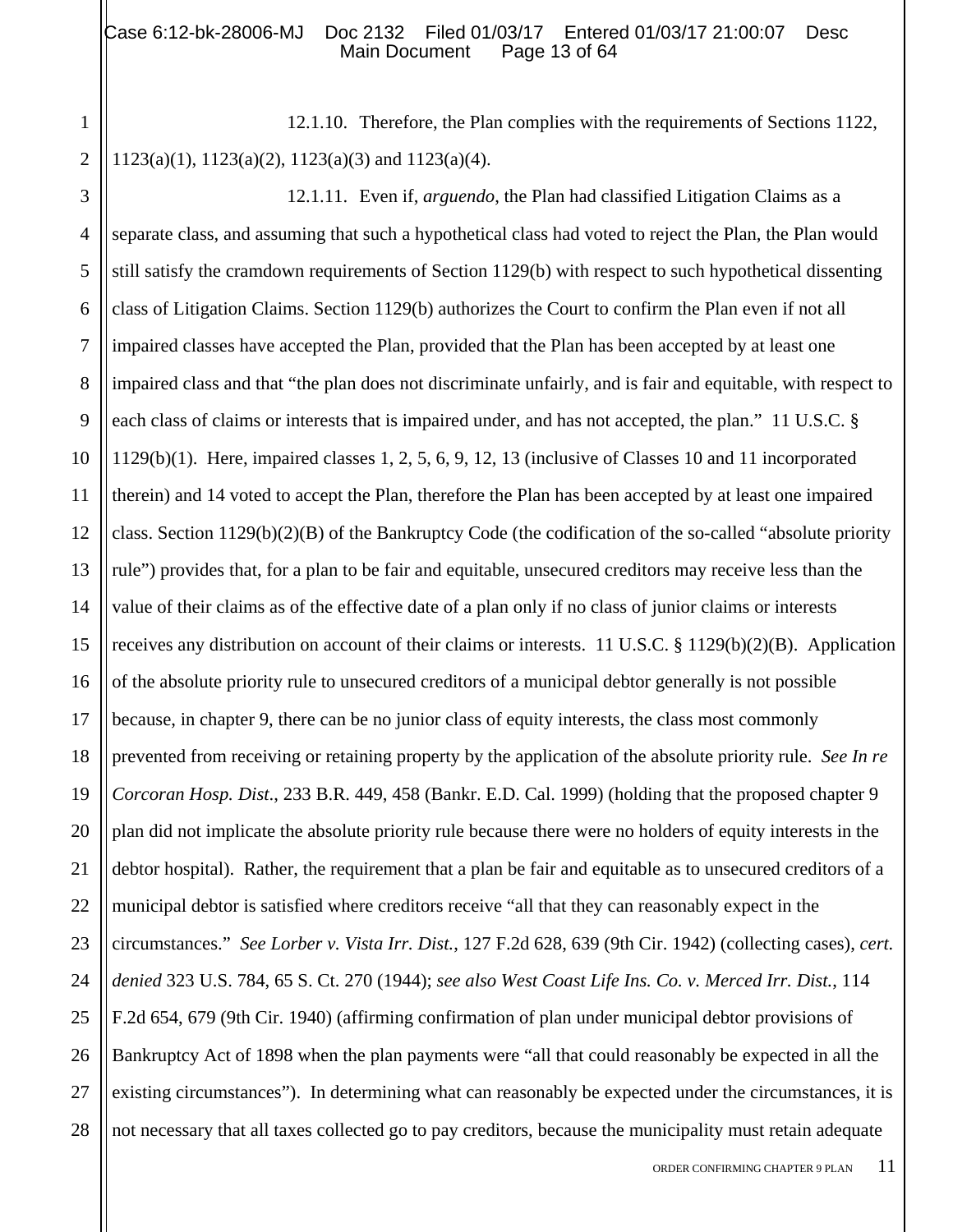12.1.10. Therefore, the Plan complies with the requirements of Sections 1122, 1123(a)(1), 1123(a)(2), 1123(a)(3) and 1123(a)(4).

12.1.11. Even if, *arguendo*, the Plan had classified Litigation Claims as a separate class, and assuming that such a hypothetical class had voted to reject the Plan, the Plan would still satisfy the cramdown requirements of Section 1129(b) with respect to such hypothetical dissenting class of Litigation Claims. Section 1129(b) authorizes the Court to confirm the Plan even if not all impaired classes have accepted the Plan, provided that the Plan has been accepted by at least one impaired class and that "the plan does not discriminate unfairly, and is fair and equitable, with respect to each class of claims or interests that is impaired under, and has not accepted, the plan." 11 U.S.C. § 1129(b)(1). Here, impaired classes 1, 2, 5, 6, 9, 12, 13 (inclusive of Classes 10 and 11 incorporated therein) and 14 voted to accept the Plan, therefore the Plan has been accepted by at least one impaired class. Section 1129(b)(2)(B) of the Bankruptcy Code (the codification of the so-called "absolute priority rule") provides that, for a plan to be fair and equitable, unsecured creditors may receive less than the value of their claims as of the effective date of a plan only if no class of junior claims or interests receives any distribution on account of their claims or interests. 11 U.S.C. § 1129(b)(2)(B). Application of the absolute priority rule to unsecured creditors of a municipal debtor generally is not possible because, in chapter 9, there can be no junior class of equity interests, the class most commonly prevented from receiving or retaining property by the application of the absolute priority rule. *See In re Corcoran Hosp. Dist.*, 233 B.R. 449, 458 (Bankr. E.D. Cal. 1999) (holding that the proposed chapter 9 plan did not implicate the absolute priority rule because there were no holders of equity interests in the debtor hospital). Rather, the requirement that a plan be fair and equitable as to unsecured creditors of a municipal debtor is satisfied where creditors receive "all that they can reasonably expect in the circumstances." *See Lorber v. Vista Irr. Dist.*, 127 F.2d 628, 639 (9th Cir. 1942) (collecting cases), *cert. denied* 323 U.S. 784, 65 S. Ct. 270 (1944); *see also West Coast Life Ins. Co. v. Merced Irr. Dist.*, 114 F.2d 654, 679 (9th Cir. 1940) (affirming confirmation of plan under municipal debtor provisions of Bankruptcy Act of 1898 when the plan payments were "all that could reasonably be expected in all the existing circumstances"). In determining what can reasonably be expected under the circumstances, it is not necessary that all taxes collected go to pay creditors, because the municipality must retain adequate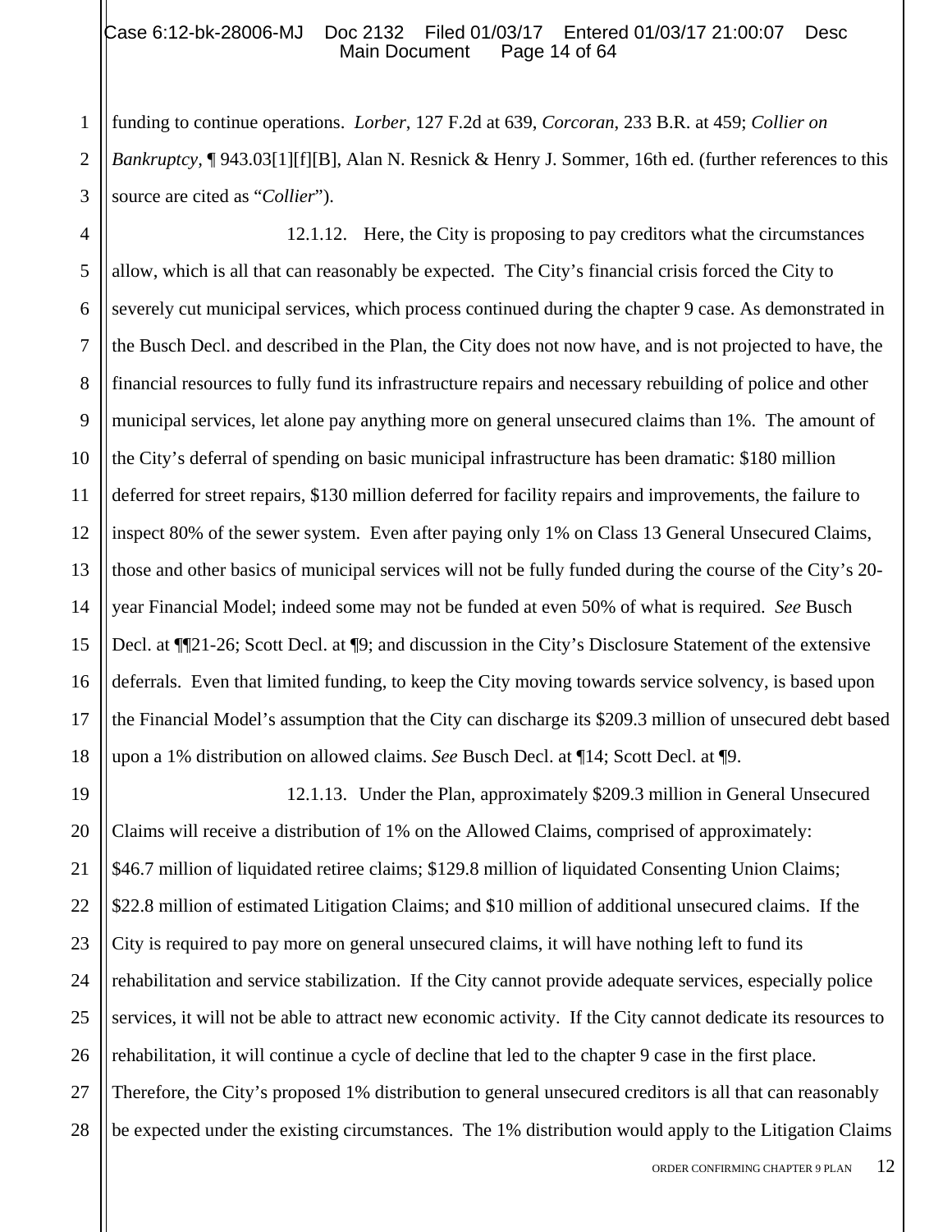funding to continue operations. *Lorber*, 127 F.2d at 639, *Corcoran*, 233 B.R. at 459; *Collier on Bankruptcy,* ¶ 943.03[1][f][B], Alan N. Resnick & Henry J. Sommer, 16th ed. (further references to this source are cited as "*Collier*").

12.1.12. Here, the City is proposing to pay creditors what the circumstances allow, which is all that can reasonably be expected. The City's financial crisis forced the City to severely cut municipal services, which process continued during the chapter 9 case. As demonstrated in the Busch Decl. and described in the Plan, the City does not now have, and is not projected to have, the financial resources to fully fund its infrastructure repairs and necessary rebuilding of police and other municipal services, let alone pay anything more on general unsecured claims than 1%. The amount of the City's deferral of spending on basic municipal infrastructure has been dramatic: $180 million deferred for street repairs, $130 million deferred for facility repairs and improvements, the failure to inspect 80% of the sewer system. Even after paying only 1% on Class 13 General Unsecured Claims, those and other basics of municipal services will not be fully funded during the course of the City's 20-year Financial Model; indeed some may not be funded at even 50% of what is required. *See* Busch Decl. at ¶¶21-26; Scott Decl. at ¶9; and discussion in the City's Disclosure Statement of the extensive deferrals. Even that limited funding, to keep the City moving towards service solvency, is based upon the Financial Model's assumption that the City can discharge its $209.3 million of unsecured debt based upon a 1% distribution on allowed claims. *See* Busch Decl. at ¶14; Scott Decl. at ¶9.

12.1.13. Under the Plan, approximately $209.3 million in General Unsecured Claims will receive a distribution of 1% on the Allowed Claims, comprised of approximately: $46.7 million of liquidated retiree claims; $129.8 million of liquidated Consenting Union Claims; $22.8 million of estimated Litigation Claims; and $10 million of additional unsecured claims. If the City is required to pay more on general unsecured claims, it will have nothing left to fund its rehabilitation and service stabilization. If the City cannot provide adequate services, especially police services, it will not be able to attract new economic activity. If the City cannot dedicate its resources to rehabilitation, it will continue a cycle of decline that led to the chapter 9 case in the first place. Therefore, the City's proposed 1% distribution to general unsecured creditors is all that can reasonably be expected under the existing circumstances. The 1% distribution would apply to the Litigation Claims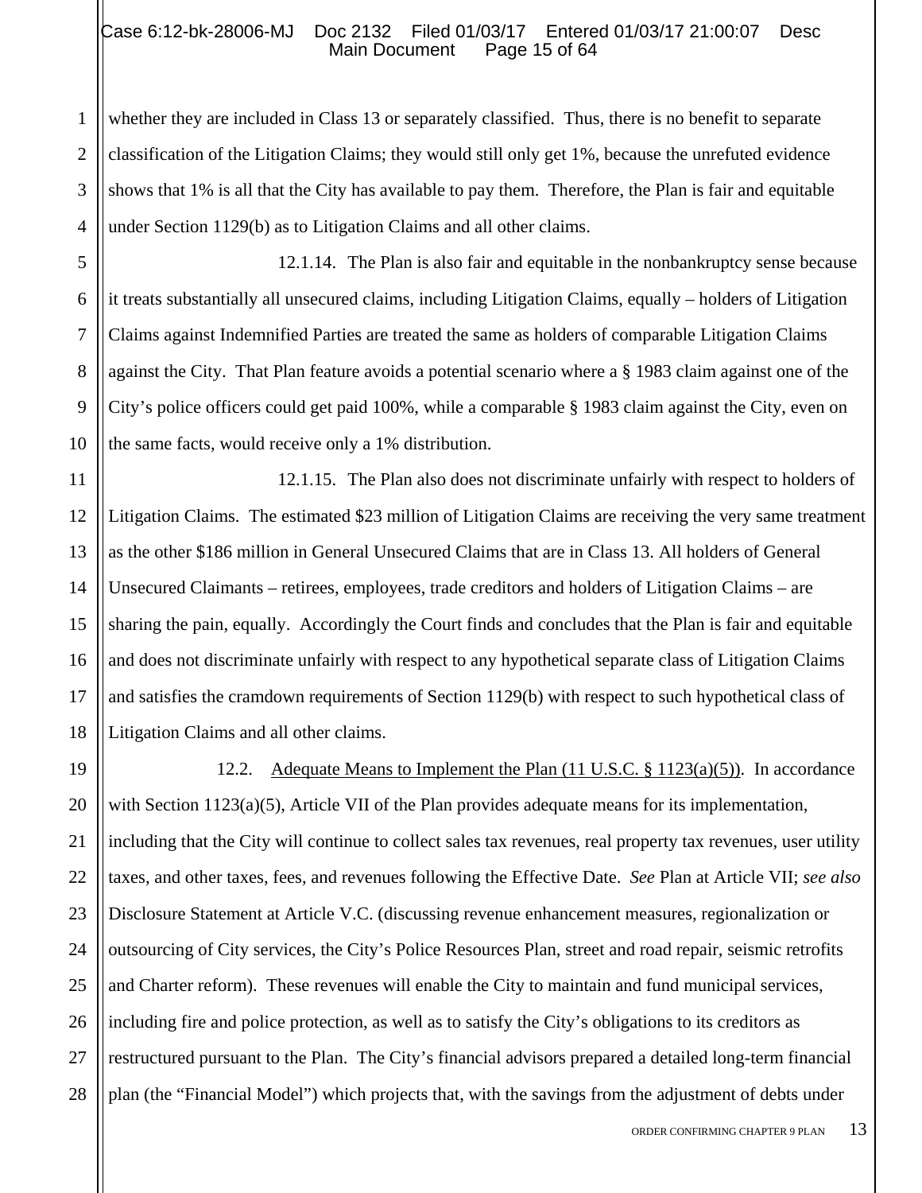whether they are included in Class 13 or separately classified. Thus, there is no benefit to separate classification of the Litigation Claims; they would still only get 1%, because the unrefuted evidence shows that 1% is all that the City has available to pay them. Therefore, the Plan is fair and equitable under Section 1129(b) as to Litigation Claims and all other claims.

12.1.14. The Plan is also fair and equitable in the nonbankruptcy sense because it treats substantially all unsecured claims, including Litigation Claims, equally – holders of Litigation Claims against Indemnified Parties are treated the same as holders of comparable Litigation Claims against the City. That Plan feature avoids a potential scenario where a § 1983 claim against one of the City's police officers could get paid 100%, while a comparable § 1983 claim against the City, even on the same facts, would receive only a 1% distribution.

12.1.15. The Plan also does not discriminate unfairly with respect to holders of Litigation Claims. The estimated $23 million of Litigation Claims are receiving the very same treatment as the other $186 million in General Unsecured Claims that are in Class 13. All holders of General Unsecured Claimants – retirees, employees, trade creditors and holders of Litigation Claims – are sharing the pain, equally. Accordingly the Court finds and concludes that the Plan is fair and equitable and does not discriminate unfairly with respect to any hypothetical separate class of Litigation Claims and satisfies the cramdown requirements of Section 1129(b) with respect to such hypothetical class of Litigation Claims and all other claims.

12.2. Adequate Means to Implement the Plan (11 U.S.C. § 1123(a)(5)). In accordance with Section 1123(a)(5), Article VII of the Plan provides adequate means for its implementation, including that the City will continue to collect sales tax revenues, real property tax revenues, user utility taxes, and other taxes, fees, and revenues following the Effective Date. *See* Plan at Article VII; *see also* Disclosure Statement at Article V.C. (discussing revenue enhancement measures, regionalization or outsourcing of City services, the City's Police Resources Plan, street and road repair, seismic retrofits and Charter reform). These revenues will enable the City to maintain and fund municipal services, including fire and police protection, as well as to satisfy the City's obligations to its creditors as restructured pursuant to the Plan. The City's financial advisors prepared a detailed long-term financial plan (the "Financial Model") which projects that, with the savings from the adjustment of debts under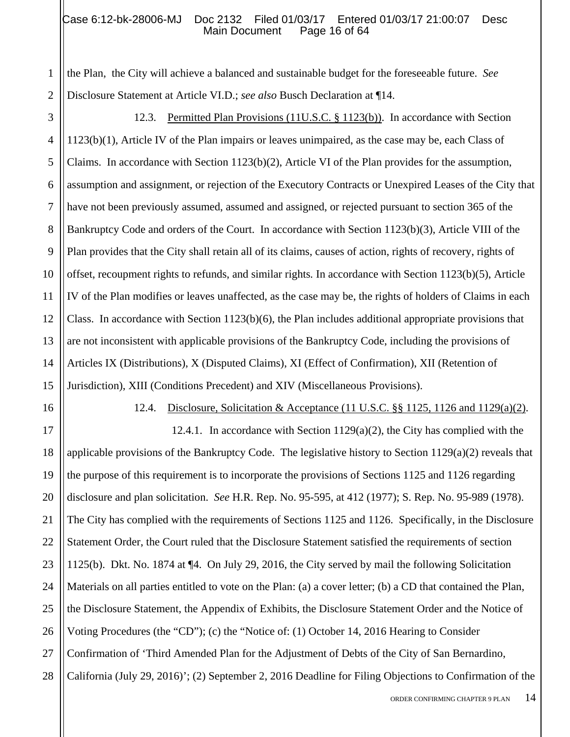the Plan, the City will achieve a balanced and sustainable budget for the foreseeable future. *See* Disclosure Statement at Article VI.D.; *see also* Busch Declaration at ¶14.

12.3. Permitted Plan Provisions (11U.S.C. § 1123(b)). In accordance with Section 1123(b)(1), Article IV of the Plan impairs or leaves unimpaired, as the case may be, each Class of Claims. In accordance with Section 1123(b)(2), Article VI of the Plan provides for the assumption, assumption and assignment, or rejection of the Executory Contracts or Unexpired Leases of the City that have not been previously assumed, assumed and assigned, or rejected pursuant to section 365 of the Bankruptcy Code and orders of the Court. In accordance with Section 1123(b)(3), Article VIII of the Plan provides that the City shall retain all of its claims, causes of action, rights of recovery, rights of offset, recoupment rights to refunds, and similar rights. In accordance with Section 1123(b)(5), Article IV of the Plan modifies or leaves unaffected, as the case may be, the rights of holders of Claims in each Class. In accordance with Section 1123(b)(6), the Plan includes additional appropriate provisions that are not inconsistent with applicable provisions of the Bankruptcy Code, including the provisions of Articles IX (Distributions), X (Disputed Claims), XI (Effect of Confirmation), XII (Retention of Jurisdiction), XIII (Conditions Precedent) and XIV (Miscellaneous Provisions).

12.4. Disclosure, Solicitation & Acceptance (11 U.S.C. §§ 1125, 1126 and 1129(a)(2).

12.4.1. In accordance with Section 1129(a)(2), the City has complied with the applicable provisions of the Bankruptcy Code. The legislative history to Section 1129(a)(2) reveals that the purpose of this requirement is to incorporate the provisions of Sections 1125 and 1126 regarding disclosure and plan solicitation. *See* H.R. Rep. No. 95-595, at 412 (1977); S. Rep. No. 95-989 (1978). The City has complied with the requirements of Sections 1125 and 1126. Specifically, in the Disclosure Statement Order, the Court ruled that the Disclosure Statement satisfied the requirements of section 1125(b). Dkt. No. 1874 at ¶4. On July 29, 2016, the City served by mail the following Solicitation Materials on all parties entitled to vote on the Plan: (a) a cover letter; (b) a CD that contained the Plan, the Disclosure Statement, the Appendix of Exhibits, the Disclosure Statement Order and the Notice of Voting Procedures (the "CD"); (c) the "Notice of: (1) October 14, 2016 Hearing to Consider Confirmation of 'Third Amended Plan for the Adjustment of Debts of the City of San Bernardino, California (July 29, 2016)'; (2) September 2, 2016 Deadline for Filing Objections to Confirmation of the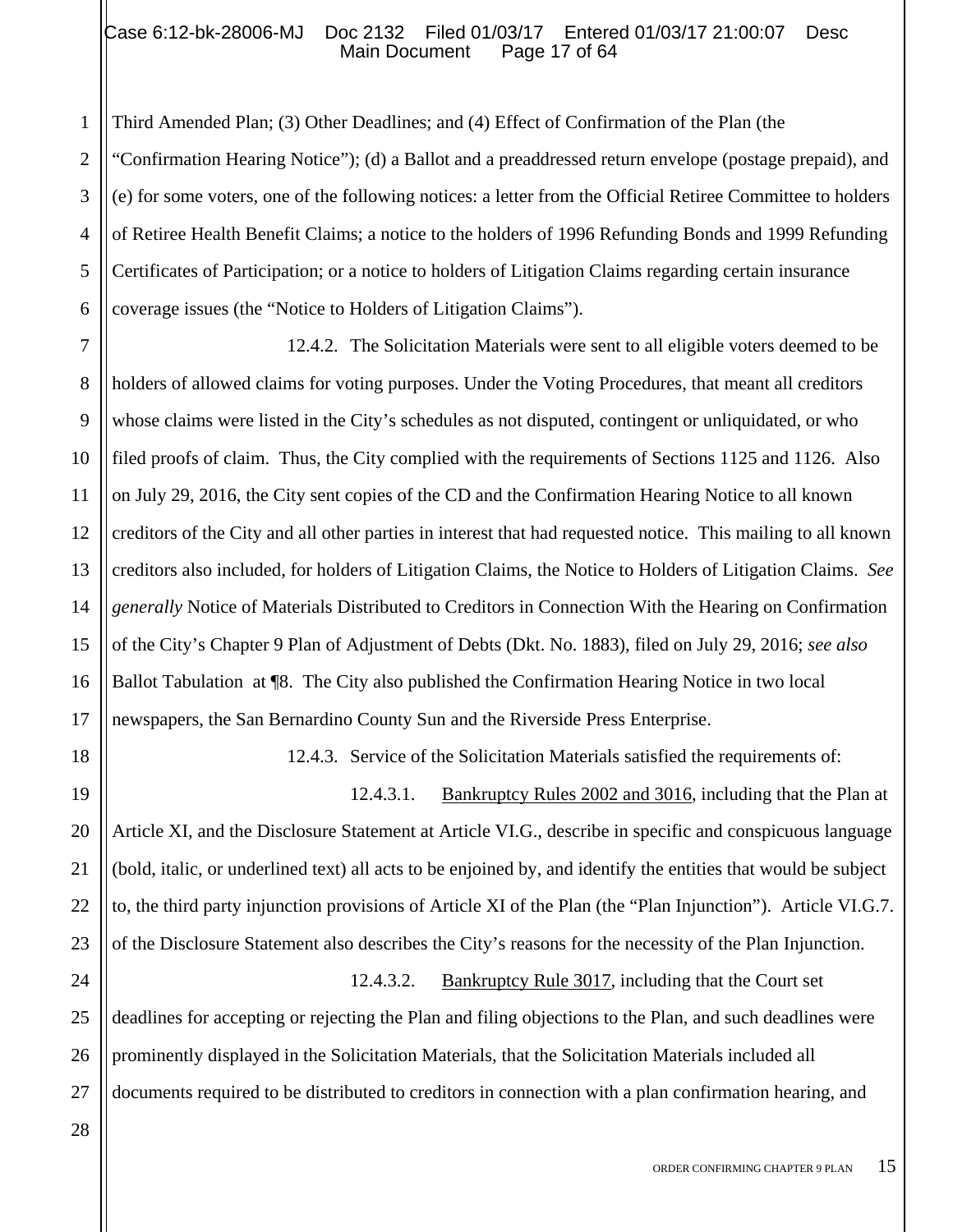Third Amended Plan; (3) Other Deadlines; and (4) Effect of Confirmation of the Plan (the "Confirmation Hearing Notice"); (d) a Ballot and a preaddressed return envelope (postage prepaid), and (e) for some voters, one of the following notices: a letter from the Official Retiree Committee to holders of Retiree Health Benefit Claims; a notice to the holders of 1996 Refunding Bonds and 1999 Refunding Certificates of Participation; or a notice to holders of Litigation Claims regarding certain insurance coverage issues (the "Notice to Holders of Litigation Claims").

12.4.2. The Solicitation Materials were sent to all eligible voters deemed to be holders of allowed claims for voting purposes. Under the Voting Procedures, that meant all creditors whose claims were listed in the City's schedules as not disputed, contingent or unliquidated, or who filed proofs of claim. Thus, the City complied with the requirements of Sections 1125 and 1126. Also on July 29, 2016, the City sent copies of the CD and the Confirmation Hearing Notice to all known creditors of the City and all other parties in interest that had requested notice. This mailing to all known creditors also included, for holders of Litigation Claims, the Notice to Holders of Litigation Claims. *See generally* Notice of Materials Distributed to Creditors in Connection With the Hearing on Confirmation of the City's Chapter 9 Plan of Adjustment of Debts (Dkt. No. 1883), filed on July 29, 2016; *see also* Ballot Tabulation at ¶8. The City also published the Confirmation Hearing Notice in two local newspapers, the San Bernardino County Sun and the Riverside Press Enterprise.

12.4.3. Service of the Solicitation Materials satisfied the requirements of:

12.4.3.1. Bankruptcy Rules 2002 and 3016, including that the Plan at Article XI, and the Disclosure Statement at Article VI.G., describe in specific and conspicuous language (bold, italic, or underlined text) all acts to be enjoined by, and identify the entities that would be subject to, the third party injunction provisions of Article XI of the Plan (the "Plan Injunction"). Article VI.G.7. of the Disclosure Statement also describes the City's reasons for the necessity of the Plan Injunction.

12.4.3.2. Bankruptcy Rule 3017, including that the Court set deadlines for accepting or rejecting the Plan and filing objections to the Plan, and such deadlines were prominently displayed in the Solicitation Materials, that the Solicitation Materials included all documents required to be distributed to creditors in connection with a plan confirmation hearing, and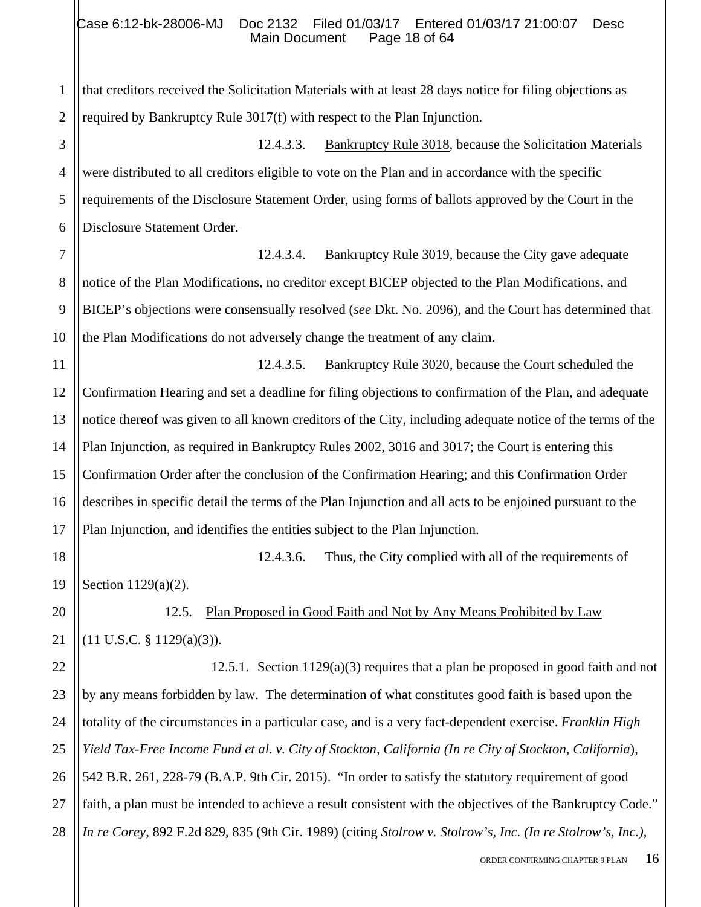that creditors received the Solicitation Materials with at least 28 days notice for filing objections as required by Bankruptcy Rule 3017(f) with respect to the Plan Injunction.

12.4.3.3. Bankruptcy Rule 3018, because the Solicitation Materials were distributed to all creditors eligible to vote on the Plan and in accordance with the specific requirements of the Disclosure Statement Order, using forms of ballots approved by the Court in the Disclosure Statement Order.

12.4.3.4. Bankruptcy Rule 3019, because the City gave adequate notice of the Plan Modifications, no creditor except BICEP objected to the Plan Modifications, and BICEP's objections were consensually resolved (*see* Dkt. No. 2096), and the Court has determined that the Plan Modifications do not adversely change the treatment of any claim.

12.4.3.5. Bankruptcy Rule 3020, because the Court scheduled the Confirmation Hearing and set a deadline for filing objections to confirmation of the Plan, and adequate notice thereof was given to all known creditors of the City, including adequate notice of the terms of the Plan Injunction, as required in Bankruptcy Rules 2002, 3016 and 3017; the Court is entering this Confirmation Order after the conclusion of the Confirmation Hearing; and this Confirmation Order describes in specific detail the terms of the Plan Injunction and all acts to be enjoined pursuant to the Plan Injunction, and identifies the entities subject to the Plan Injunction.

12.4.3.6. Thus, the City complied with all of the requirements of Section 1129(a)(2).

12.5. Plan Proposed in Good Faith and Not by Any Means Prohibited by Law (11 U.S.C. § 1129(a)(3)).

12.5.1. Section 1129(a)(3) requires that a plan be proposed in good faith and not by any means forbidden by law. The determination of what constitutes good faith is based upon the totality of the circumstances in a particular case, and is a very fact-dependent exercise. *Franklin High Yield Tax-Free Income Fund et al. v. City of Stockton, California (In re City of Stockton, California)*, 542 B.R. 261, 228-79 (B.A.P. 9th Cir. 2015). "In order to satisfy the statutory requirement of good faith, a plan must be intended to achieve a result consistent with the objectives of the Bankruptcy Code." *In re Corey*, 892 F.2d 829, 835 (9th Cir. 1989) (citing *Stolrow v. Stolrow's, Inc. (In re Stolrow's, Inc.)*,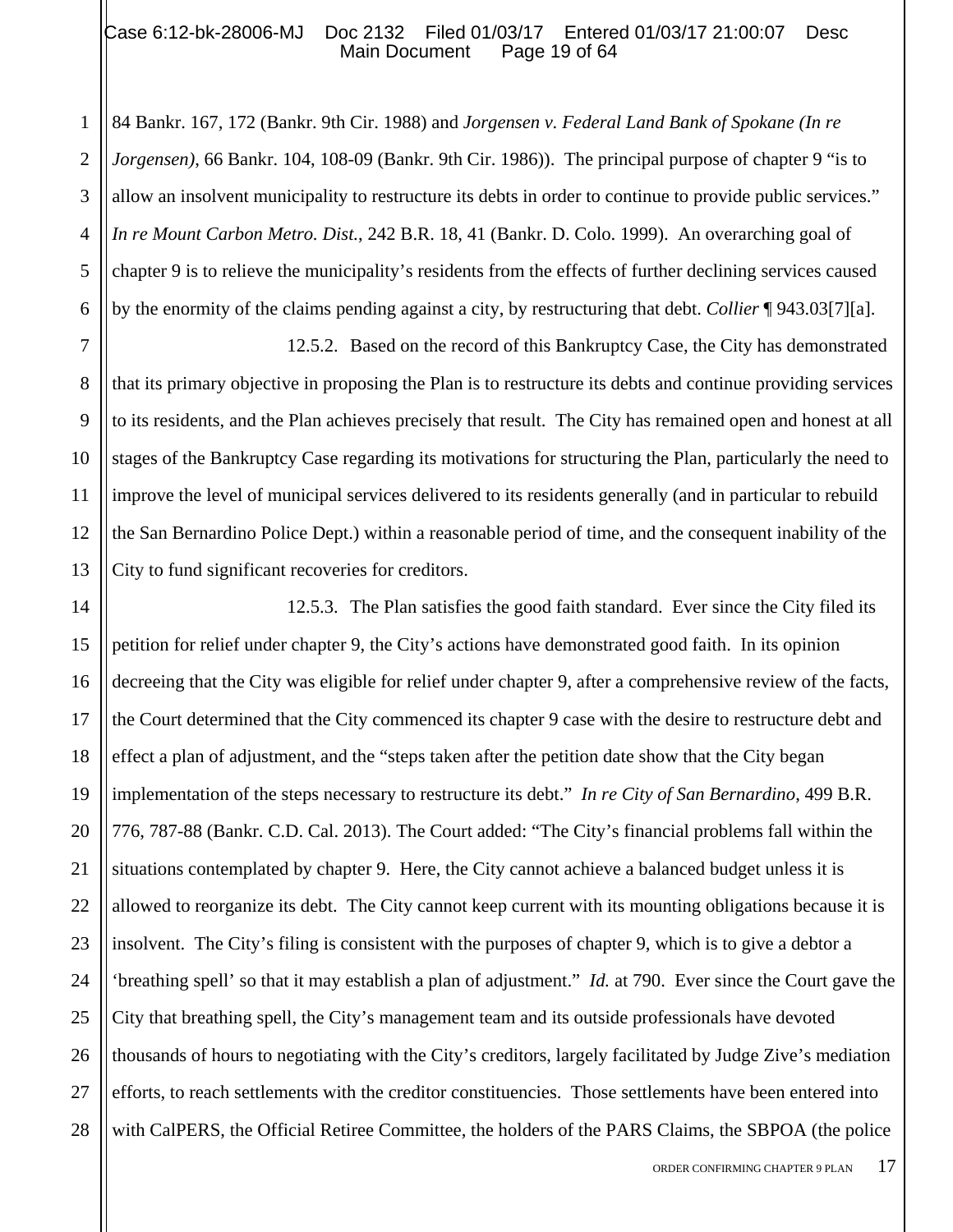84 Bankr. 167, 172 (Bankr. 9th Cir. 1988) and *Jorgensen v. Federal Land Bank of Spokane (In re Jorgensen)*, 66 Bankr. 104, 108-09 (Bankr. 9th Cir. 1986)). The principal purpose of chapter 9 "is to allow an insolvent municipality to restructure its debts in order to continue to provide public services." *In re Mount Carbon Metro. Dist.*, 242 B.R. 18, 41 (Bankr. D. Colo. 1999). An overarching goal of chapter 9 is to relieve the municipality's residents from the effects of further declining services caused by the enormity of the claims pending against a city, by restructuring that debt. *Collier* ¶ 943.03[7][a].

12.5.2. Based on the record of this Bankruptcy Case, the City has demonstrated that its primary objective in proposing the Plan is to restructure its debts and continue providing services to its residents, and the Plan achieves precisely that result. The City has remained open and honest at all stages of the Bankruptcy Case regarding its motivations for structuring the Plan, particularly the need to improve the level of municipal services delivered to its residents generally (and in particular to rebuild the San Bernardino Police Dept.) within a reasonable period of time, and the consequent inability of the City to fund significant recoveries for creditors.

12.5.3. The Plan satisfies the good faith standard. Ever since the City filed its petition for relief under chapter 9, the City's actions have demonstrated good faith. In its opinion decreeing that the City was eligible for relief under chapter 9, after a comprehensive review of the facts, the Court determined that the City commenced its chapter 9 case with the desire to restructure debt and effect a plan of adjustment, and the "steps taken after the petition date show that the City began implementation of the steps necessary to restructure its debt." *In re City of San Bernardino*, 499 B.R. 776, 787-88 (Bankr. C.D. Cal. 2013). The Court added: "The City's financial problems fall within the situations contemplated by chapter 9. Here, the City cannot achieve a balanced budget unless it is allowed to reorganize its debt. The City cannot keep current with its mounting obligations because it is insolvent. The City's filing is consistent with the purposes of chapter 9, which is to give a debtor a 'breathing spell' so that it may establish a plan of adjustment." *Id.* at 790. Ever since the Court gave the City that breathing spell, the City's management team and its outside professionals have devoted thousands of hours to negotiating with the City's creditors, largely facilitated by Judge Zive's mediation efforts, to reach settlements with the creditor constituencies. Those settlements have been entered into with CalPERS, the Official Retiree Committee, the holders of the PARS Claims, the SBPOA (the police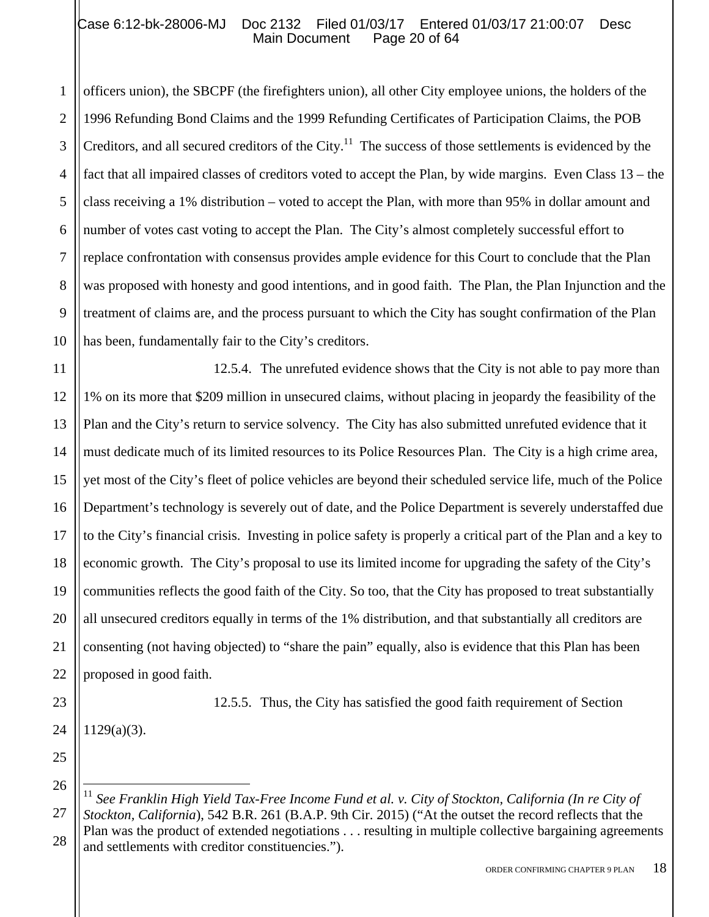officers union), the SBCPF (the firefighters union), all other City employee unions, the holders of the 1996 Refunding Bond Claims and the 1999 Refunding Certificates of Participation Claims, the POB Creditors, and all secured creditors of the City.[11] The success of those settlements is evidenced by the fact that all impaired classes of creditors voted to accept the Plan, by wide margins. Even Class 13 – the class receiving a 1% distribution – voted to accept the Plan, with more than 95% in dollar amount and number of votes cast voting to accept the Plan. The City's almost completely successful effort to replace confrontation with consensus provides ample evidence for this Court to conclude that the Plan was proposed with honesty and good intentions, and in good faith. The Plan, the Plan Injunction and the treatment of claims are, and the process pursuant to which the City has sought confirmation of the Plan has been, fundamentally fair to the City's creditors.

12.5.4. The unrefuted evidence shows that the City is not able to pay more than 1% on its more that $209 million in unsecured claims, without placing in jeopardy the feasibility of the Plan and the City's return to service solvency. The City has also submitted unrefuted evidence that it must dedicate much of its limited resources to its Police Resources Plan. The City is a high crime area, yet most of the City's fleet of police vehicles are beyond their scheduled service life, much of the Police Department's technology is severely out of date, and the Police Department is severely understaffed due to the City's financial crisis. Investing in police safety is properly a critical part of the Plan and a key to economic growth. The City's proposal to use its limited income for upgrading the safety of the City's communities reflects the good faith of the City. So too, that the City has proposed to treat substantially all unsecured creditors equally in terms of the 1% distribution, and that substantially all creditors are consenting (not having objected) to "share the pain" equally, also is evidence that this Plan has been proposed in good faith.

12.5.5. Thus, the City has satisfied the good faith requirement of Section 1129(a)(3).

---

[11] *See Franklin High Yield Tax-Free Income Fund et al. v. City of Stockton, California (In re City of Stockton, California*), 542 B.R. 261 (B.A.P. 9th Cir. 2015) ("At the outset the record reflects that the Plan was the product of extended negotiations . . . resulting in multiple collective bargaining agreements and settlements with creditor constituencies.").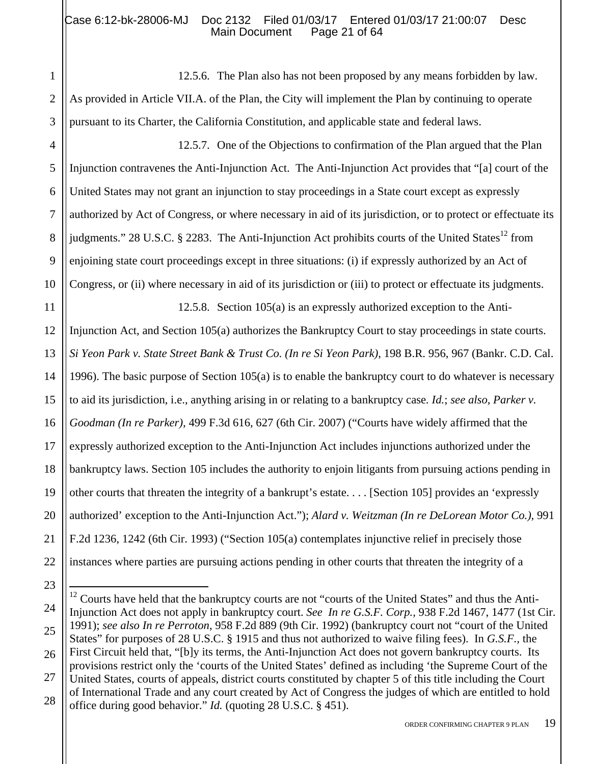12.5.6. The Plan also has not been proposed by any means forbidden by law. As provided in Article VII.A. of the Plan, the City will implement the Plan by continuing to operate pursuant to its Charter, the California Constitution, and applicable state and federal laws.

12.5.7. One of the Objections to confirmation of the Plan argued that the Plan Injunction contravenes the Anti-Injunction Act. The Anti-Injunction Act provides that "[a] court of the United States may not grant an injunction to stay proceedings in a State court except as expressly authorized by Act of Congress, or where necessary in aid of its jurisdiction, or to protect or effectuate its judgments." 28 U.S.C. § 2283. The Anti-Injunction Act prohibits courts of the United States[12] from enjoining state court proceedings except in three situations: (i) if expressly authorized by an Act of Congress, or (ii) where necessary in aid of its jurisdiction or (iii) to protect or effectuate its judgments.

12.5.8. Section 105(a) is an expressly authorized exception to the Anti-Injunction Act, and Section 105(a) authorizes the Bankruptcy Court to stay proceedings in state courts. *Si Yeon Park v. State Street Bank & Trust Co. (In re Si Yeon Park)*, 198 B.R. 956, 967 (Bankr. C.D. Cal. 1996). The basic purpose of Section 105(a) is to enable the bankruptcy court to do whatever is necessary to aid its jurisdiction, i.e., anything arising in or relating to a bankruptcy case. *Id.*; *see also, Parker v. Goodman (In re Parker)*, 499 F.3d 616, 627 (6th Cir. 2007) ("Courts have widely affirmed that the expressly authorized exception to the Anti-Injunction Act includes injunctions authorized under the bankruptcy laws. Section 105 includes the authority to enjoin litigants from pursuing actions pending in other courts that threaten the integrity of a bankrupt's estate. . . . [Section 105] provides an 'expressly authorized' exception to the Anti-Injunction Act."); *Alard v. Weitzman (In re DeLorean Motor Co.)*, 991 F.2d 1236, 1242 (6th Cir. 1993) ("Section 105(a) contemplates injunctive relief in precisely those instances where parties are pursuing actions pending in other courts that threaten the integrity of a

---

[12] Courts have held that the bankruptcy courts are not "courts of the United States" and thus the Anti-Injunction Act does not apply in bankruptcy court. *See In re G.S.F. Corp.*, 938 F.2d 1467, 1477 (1st Cir. 1991); *see also In re Perroton*, 958 F.2d 889 (9th Cir. 1992) (bankruptcy court not "court of the United States" for purposes of 28 U.S.C. § 1915 and thus not authorized to waive filing fees). In *G.S.F.*, the First Circuit held that, "[b]y its terms, the Anti-Injunction Act does not govern bankruptcy courts. Its provisions restrict only the 'courts of the United States' defined as including 'the Supreme Court of the United States, courts of appeals, district courts constituted by chapter 5 of this title including the Court of International Trade and any court created by Act of Congress the judges of which are entitled to hold office during good behavior." *Id.* (quoting 28 U.S.C. § 451).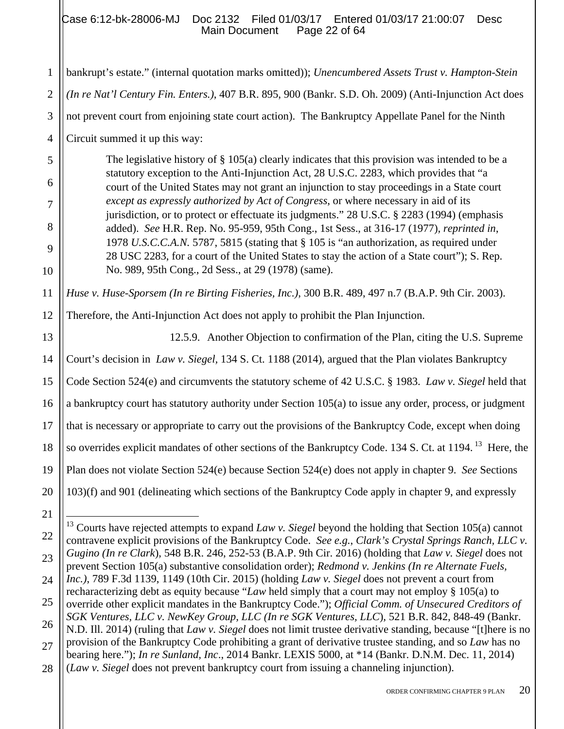bankrupt's estate." (internal quotation marks omitted)); *Unencumbered Assets Trust v. Hampton-Stein (In re Nat'l Century Fin. Enters.)*, 407 B.R. 895, 900 (Bankr. S.D. Oh. 2009) (Anti-Injunction Act does not prevent court from enjoining state court action). The Bankruptcy Appellate Panel for the Ninth Circuit summed it up this way:

> The legislative history of § 105(a) clearly indicates that this provision was intended to be a statutory exception to the Anti-Injunction Act, 28 U.S.C. 2283, which provides that "a court of the United States may not grant an injunction to stay proceedings in a State court *except as expressly authorized by Act of Congress*, or where necessary in aid of its jurisdiction, or to protect or effectuate its judgments." 28 U.S.C. § 2283 (1994) (emphasis added). *See* H.R. Rep. No. 95-959, 95th Cong., 1st Sess., at 316-17 (1977), *reprinted in*, 1978 *U.S.C.C.A.N.* 5787, 5815 (stating that § 105 is "an authorization, as required under 28 USC 2283, for a court of the United States to stay the action of a State court"); S. Rep. No. 989, 95th Cong., 2d Sess., at 29 (1978) (same).

*Huse v. Huse-Sporsem (In re Birting Fisheries, Inc.)*, 300 B.R. 489, 497 n.7 (B.A.P. 9th Cir. 2003). Therefore, the Anti-Injunction Act does not apply to prohibit the Plan Injunction.

12.5.9. Another Objection to confirmation of the Plan, citing the U.S. Supreme Court's decision in *Law v. Siegel*, 134 S. Ct. 1188 (2014), argued that the Plan violates Bankruptcy Code Section 524(e) and circumvents the statutory scheme of 42 U.S.C. § 1983. *Law v. Siegel* held that a bankruptcy court has statutory authority under Section 105(a) to issue any order, process, or judgment that is necessary or appropriate to carry out the provisions of the Bankruptcy Code, except when doing so overrides explicit mandates of other sections of the Bankruptcy Code. 134 S. Ct. at 1194.[13] Here, the Plan does not violate Section 524(e) because Section 524(e) does not apply in chapter 9. *See* Sections 103)(f) and 901 (delineating which sections of the Bankruptcy Code apply in chapter 9, and expressly

---

[13] Courts have rejected attempts to expand *Law v. Siegel* beyond the holding that Section 105(a) cannot contravene explicit provisions of the Bankruptcy Code. *See e.g.*, *Clark's Crystal Springs Ranch, LLC v. Gugino (In re Clark*), 548 B.R. 246, 252-53 (B.A.P. 9th Cir. 2016) (holding that *Law v. Siegel* does not prevent Section 105(a) substantive consolidation order); *Redmond v. Jenkins (In re Alternate Fuels, Inc.)*, 789 F.3d 1139, 1149 (10th Cir. 2015) (holding *Law v. Siegel* does not prevent a court from recharacterizing debt as equity because "*Law* held simply that a court may not employ § 105(a) to override other explicit mandates in the Bankruptcy Code."); *Official Comm. of Unsecured Creditors of SGK Ventures, LLC v. NewKey Group, LLC (In re SGK Ventures, LLC*), 521 B.R. 842, 848-49 (Bankr. N.D. Ill. 2014) (ruling that *Law v. Siegel* does not limit trustee derivative standing, because "[t]here is no provision of the Bankruptcy Code prohibiting a grant of derivative trustee standing, and so *Law* has no bearing here."); *In re Sunland, Inc*., 2014 Bankr. LEXIS 5000, at *14 (Bankr. D.N.M. Dec. 11, 2014) (*Law v. Siegel* does not prevent bankruptcy court from issuing a channeling injunction).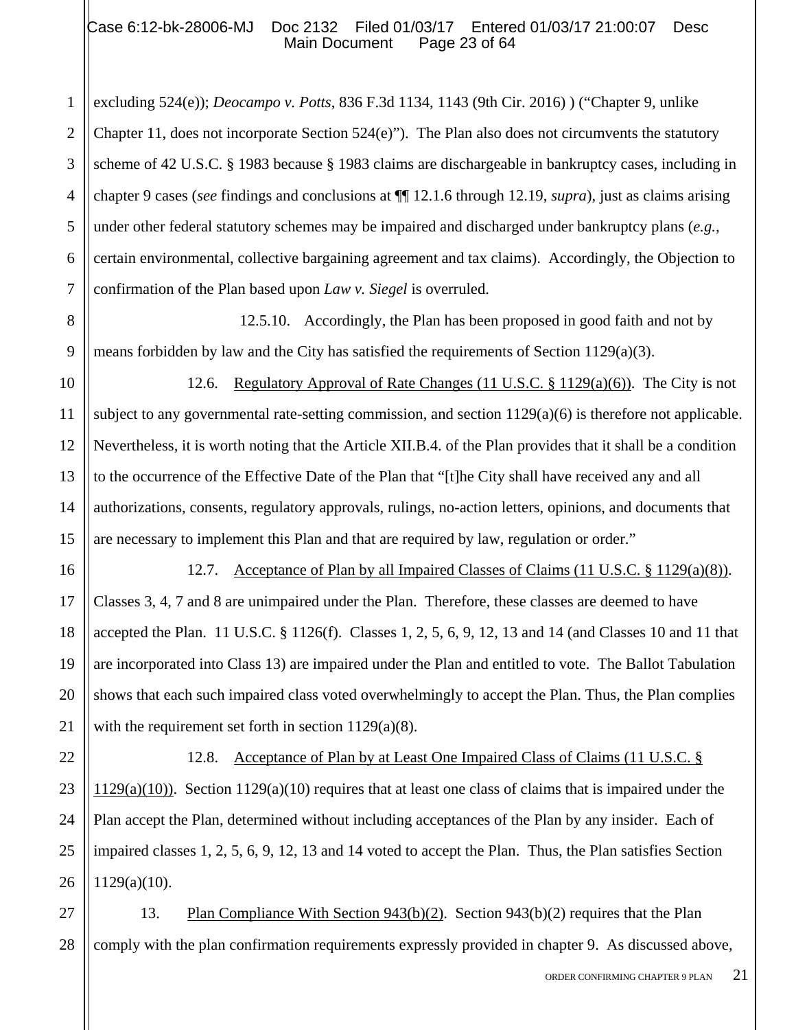excluding 524(e)); *Deocampo v. Potts*, 836 F.3d 1134, 1143 (9th Cir. 2016) ) ("Chapter 9, unlike Chapter 11, does not incorporate Section 524(e)"). The Plan also does not circumvents the statutory scheme of 42 U.S.C. § 1983 because § 1983 claims are dischargeable in bankruptcy cases, including in chapter 9 cases (*see* findings and conclusions at ¶¶ 12.1.6 through 12.19, *supra*), just as claims arising under other federal statutory schemes may be impaired and discharged under bankruptcy plans (*e.g.*, certain environmental, collective bargaining agreement and tax claims). Accordingly, the Objection to confirmation of the Plan based upon *Law v. Siegel* is overruled.

12.5.10. Accordingly, the Plan has been proposed in good faith and not by means forbidden by law and the City has satisfied the requirements of Section 1129(a)(3).

12.6. Regulatory Approval of Rate Changes (11 U.S.C. § 1129(a)(6)). The City is not subject to any governmental rate-setting commission, and section 1129(a)(6) is therefore not applicable. Nevertheless, it is worth noting that the Article XII.B.4. of the Plan provides that it shall be a condition to the occurrence of the Effective Date of the Plan that "[t]he City shall have received any and all authorizations, consents, regulatory approvals, rulings, no-action letters, opinions, and documents that are necessary to implement this Plan and that are required by law, regulation or order."

12.7. Acceptance of Plan by all Impaired Classes of Claims (11 U.S.C. § 1129(a)(8)). Classes 3, 4, 7 and 8 are unimpaired under the Plan. Therefore, these classes are deemed to have accepted the Plan. 11 U.S.C. § 1126(f). Classes 1, 2, 5, 6, 9, 12, 13 and 14 (and Classes 10 and 11 that are incorporated into Class 13) are impaired under the Plan and entitled to vote. The Ballot Tabulation shows that each such impaired class voted overwhelmingly to accept the Plan. Thus, the Plan complies with the requirement set forth in section 1129(a)(8).

12.8. Acceptance of Plan by at Least One Impaired Class of Claims (11 U.S.C. § 1129(a)(10)). Section 1129(a)(10) requires that at least one class of claims that is impaired under the Plan accept the Plan, determined without including acceptances of the Plan by any insider. Each of impaired classes 1, 2, 5, 6, 9, 12, 13 and 14 voted to accept the Plan. Thus, the Plan satisfies Section 1129(a)(10).

13. Plan Compliance With Section 943(b)(2). Section 943(b)(2) requires that the Plan comply with the plan confirmation requirements expressly provided in chapter 9. As discussed above,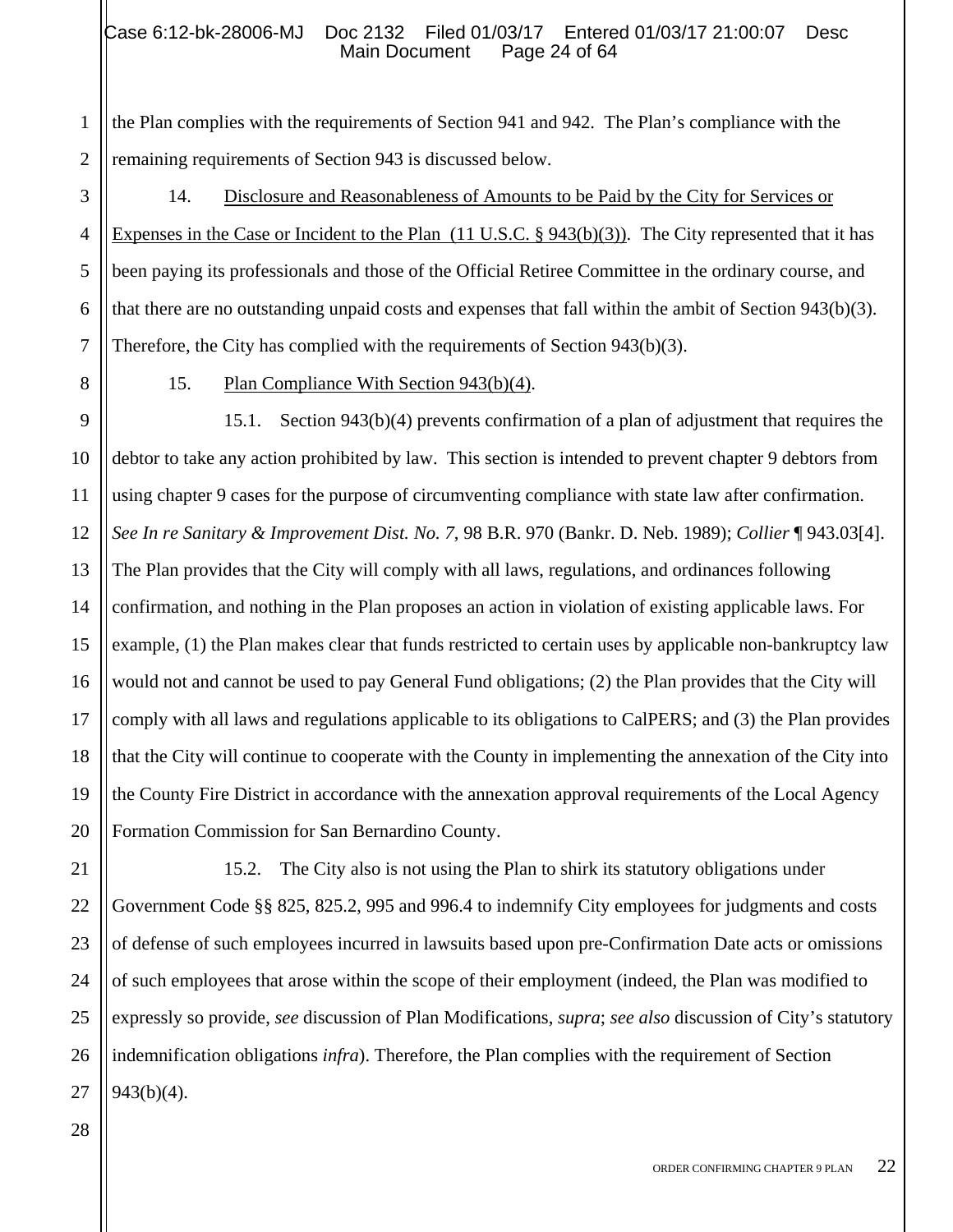the Plan complies with the requirements of Section 941 and 942. The Plan's compliance with the remaining requirements of Section 943 is discussed below.

14. Disclosure and Reasonableness of Amounts to be Paid by the City for Services or Expenses in the Case or Incident to the Plan (11 U.S.C. § 943(b)(3)). The City represented that it has been paying its professionals and those of the Official Retiree Committee in the ordinary course, and that there are no outstanding unpaid costs and expenses that fall within the ambit of Section 943(b)(3). Therefore, the City has complied with the requirements of Section 943(b)(3).

15. Plan Compliance With Section 943(b)(4).

15.1. Section 943(b)(4) prevents confirmation of a plan of adjustment that requires the debtor to take any action prohibited by law. This section is intended to prevent chapter 9 debtors from using chapter 9 cases for the purpose of circumventing compliance with state law after confirmation. *See In re Sanitary & Improvement Dist. No. 7*, 98 B.R. 970 (Bankr. D. Neb. 1989); *Collier* ¶ 943.03[4]. The Plan provides that the City will comply with all laws, regulations, and ordinances following confirmation, and nothing in the Plan proposes an action in violation of existing applicable laws. For example, (1) the Plan makes clear that funds restricted to certain uses by applicable non-bankruptcy law would not and cannot be used to pay General Fund obligations; (2) the Plan provides that the City will comply with all laws and regulations applicable to its obligations to CalPERS; and (3) the Plan provides that the City will continue to cooperate with the County in implementing the annexation of the City into the County Fire District in accordance with the annexation approval requirements of the Local Agency Formation Commission for San Bernardino County.

15.2. The City also is not using the Plan to shirk its statutory obligations under Government Code §§ 825, 825.2, 995 and 996.4 to indemnify City employees for judgments and costs of defense of such employees incurred in lawsuits based upon pre-Confirmation Date acts or omissions of such employees that arose within the scope of their employment (indeed, the Plan was modified to expressly so provide, *see* discussion of Plan Modifications, *supra*; *see also* discussion of City's statutory indemnification obligations *infra*). Therefore, the Plan complies with the requirement of Section 943(b)(4).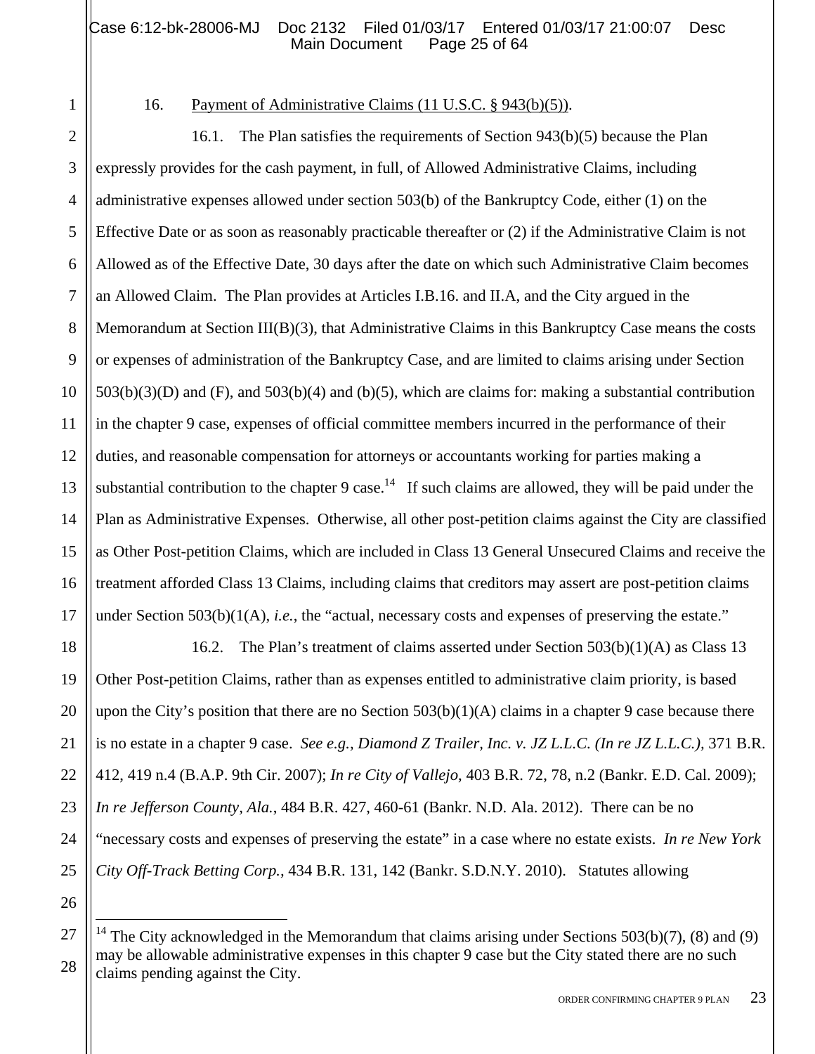16. Payment of Administrative Claims (11 U.S.C. § 943(b)(5)).

16.1. The Plan satisfies the requirements of Section 943(b)(5) because the Plan expressly provides for the cash payment, in full, of Allowed Administrative Claims, including administrative expenses allowed under section 503(b) of the Bankruptcy Code, either (1) on the Effective Date or as soon as reasonably practicable thereafter or (2) if the Administrative Claim is not Allowed as of the Effective Date, 30 days after the date on which such Administrative Claim becomes an Allowed Claim. The Plan provides at Articles I.B.16. and II.A, and the City argued in the Memorandum at Section III(B)(3), that Administrative Claims in this Bankruptcy Case means the costs or expenses of administration of the Bankruptcy Case, and are limited to claims arising under Section 503(b)(3)(D) and (F), and 503(b)(4) and (b)(5), which are claims for: making a substantial contribution in the chapter 9 case, expenses of official committee members incurred in the performance of their duties, and reasonable compensation for attorneys or accountants working for parties making a substantial contribution to the chapter 9 case.[14] If such claims are allowed, they will be paid under the Plan as Administrative Expenses. Otherwise, all other post-petition claims against the City are classified as Other Post-petition Claims, which are included in Class 13 General Unsecured Claims and receive the treatment afforded Class 13 Claims, including claims that creditors may assert are post-petition claims under Section 503(b)(1(A), *i.e.*, the "actual, necessary costs and expenses of preserving the estate."

16.2. The Plan's treatment of claims asserted under Section 503(b)(1)(A) as Class 13 Other Post-petition Claims, rather than as expenses entitled to administrative claim priority, is based upon the City's position that there are no Section 503(b)(1)(A) claims in a chapter 9 case because there is no estate in a chapter 9 case. *See e.g., Diamond Z Trailer, Inc. v. JZ L.L.C. (In re JZ L.L.C.),* 371 B.R. 412, 419 n.4 (B.A.P. 9th Cir. 2007); *In re City of Vallejo*, 403 B.R. 72, 78, n.2 (Bankr. E.D. Cal. 2009); *In re Jefferson County, Ala.,* 484 B.R. 427, 460-61 (Bankr. N.D. Ala. 2012). There can be no "necessary costs and expenses of preserving the estate" in a case where no estate exists. *In re New York City Off-Track Betting Corp.,* 434 B.R. 131, 142 (Bankr. S.D.N.Y. 2010). Statutes allowing

[14] The City acknowledged in the Memorandum that claims arising under Sections 503(b)(7), (8) and (9) may be allowable administrative expenses in this chapter 9 case but the City stated there are no such claims pending against the City.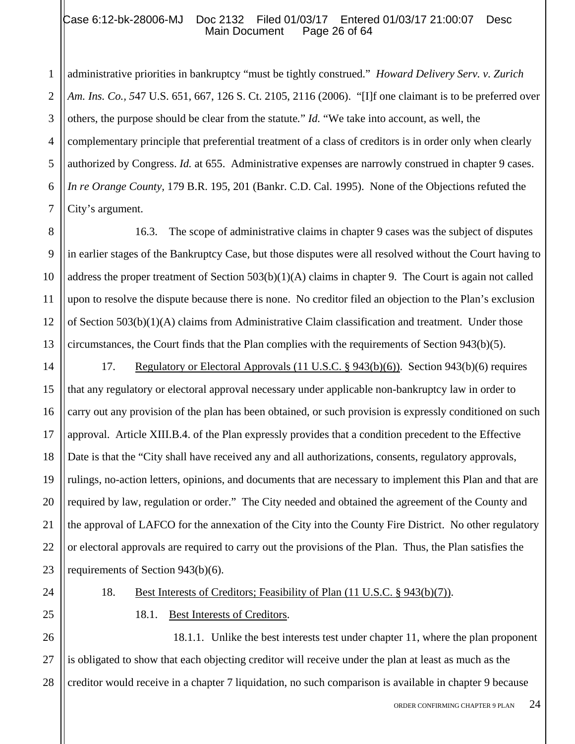administrative priorities in bankruptcy "must be tightly construed." *Howard Delivery Serv. v. Zurich Am. Ins. Co.,* 547 U.S. 651, 667, 126 S. Ct. 2105, 2116 (2006). "[I]f one claimant is to be preferred over others, the purpose should be clear from the statute." *Id.* "We take into account, as well, the complementary principle that preferential treatment of a class of creditors is in order only when clearly authorized by Congress. *Id.* at 655. Administrative expenses are narrowly construed in chapter 9 cases. *In re Orange County,* 179 B.R. 195, 201 (Bankr. C.D. Cal. 1995). None of the Objections refuted the City's argument.

16.3. The scope of administrative claims in chapter 9 cases was the subject of disputes in earlier stages of the Bankruptcy Case, but those disputes were all resolved without the Court having to address the proper treatment of Section 503(b)(1)(A) claims in chapter 9. The Court is again not called upon to resolve the dispute because there is none. No creditor filed an objection to the Plan's exclusion of Section 503(b)(1)(A) claims from Administrative Claim classification and treatment. Under those circumstances, the Court finds that the Plan complies with the requirements of Section 943(b)(5).

17. Regulatory or Electoral Approvals (11 U.S.C. § 943(b)(6)). Section 943(b)(6) requires that any regulatory or electoral approval necessary under applicable non-bankruptcy law in order to carry out any provision of the plan has been obtained, or such provision is expressly conditioned on such approval. Article XIII.B.4. of the Plan expressly provides that a condition precedent to the Effective Date is that the "City shall have received any and all authorizations, consents, regulatory approvals, rulings, no-action letters, opinions, and documents that are necessary to implement this Plan and that are required by law, regulation or order." The City needed and obtained the agreement of the County and the approval of LAFCO for the annexation of the City into the County Fire District. No other regulatory or electoral approvals are required to carry out the provisions of the Plan. Thus, the Plan satisfies the requirements of Section 943(b)(6).

18. Best Interests of Creditors; Feasibility of Plan (11 U.S.C. § 943(b)(7)).

18.1. Best Interests of Creditors.

18.1.1. Unlike the best interests test under chapter 11, where the plan proponent is obligated to show that each objecting creditor will receive under the plan at least as much as the creditor would receive in a chapter 7 liquidation, no such comparison is available in chapter 9 because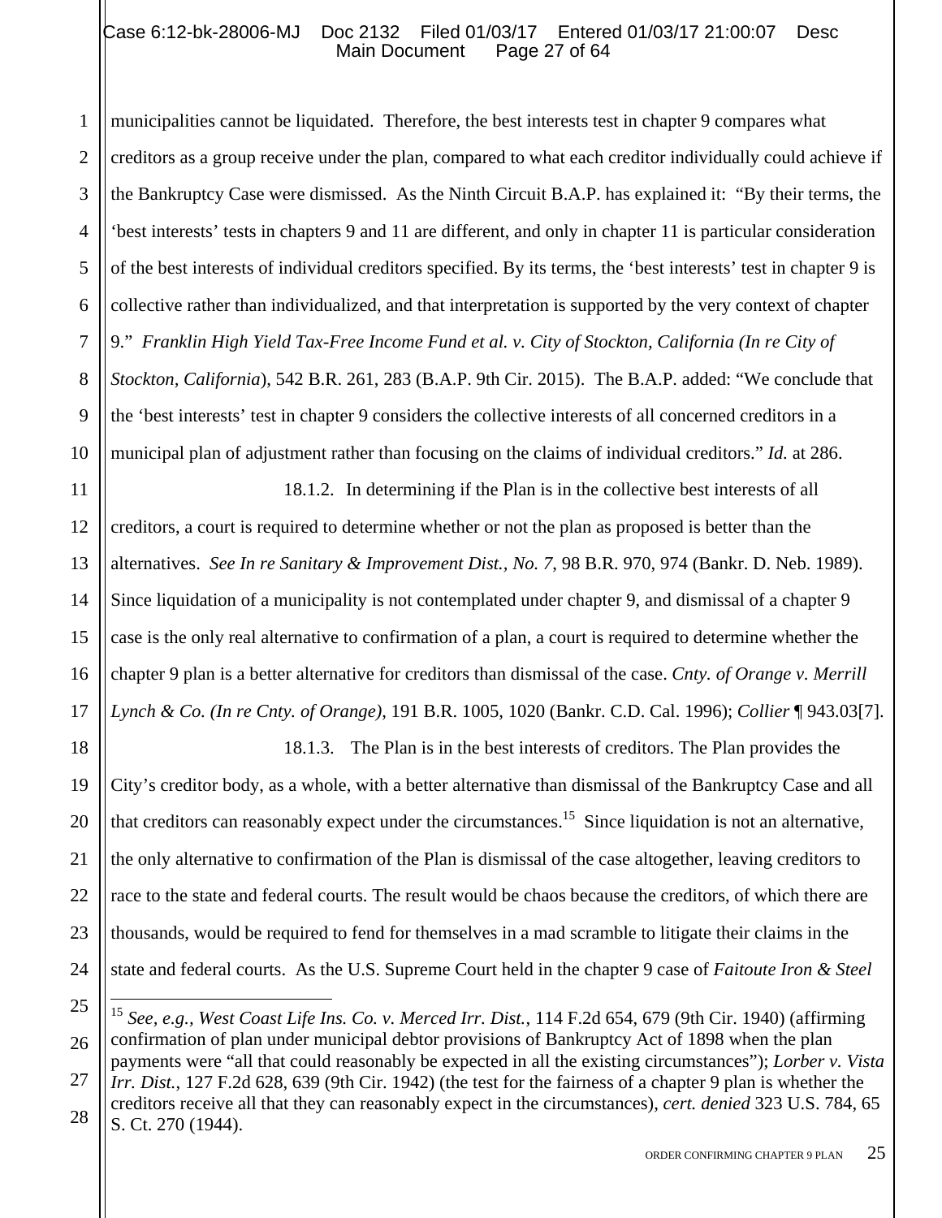municipalities cannot be liquidated. Therefore, the best interests test in chapter 9 compares what creditors as a group receive under the plan, compared to what each creditor individually could achieve if the Bankruptcy Case were dismissed. As the Ninth Circuit B.A.P. has explained it: "By their terms, the 'best interests' tests in chapters 9 and 11 are different, and only in chapter 11 is particular consideration of the best interests of individual creditors specified. By its terms, the 'best interests' test in chapter 9 is collective rather than individualized, and that interpretation is supported by the very context of chapter 9." *Franklin High Yield Tax-Free Income Fund et al. v. City of Stockton, California (In re City of Stockton, California*), 542 B.R. 261, 283 (B.A.P. 9th Cir. 2015). The B.A.P. added: "We conclude that the 'best interests' test in chapter 9 considers the collective interests of all concerned creditors in a municipal plan of adjustment rather than focusing on the claims of individual creditors." *Id.* at 286.

18.1.2. In determining if the Plan is in the collective best interests of all creditors, a court is required to determine whether or not the plan as proposed is better than the alternatives. *See In re Sanitary & Improvement Dist., No. 7*, 98 B.R. 970, 974 (Bankr. D. Neb. 1989). Since liquidation of a municipality is not contemplated under chapter 9, and dismissal of a chapter 9 case is the only real alternative to confirmation of a plan, a court is required to determine whether the chapter 9 plan is a better alternative for creditors than dismissal of the case. *Cnty. of Orange v. Merrill Lynch & Co. (In re Cnty. of Orange)*, 191 B.R. 1005, 1020 (Bankr. C.D. Cal. 1996); *Collier* ¶ 943.03[7].

18.1.3. The Plan is in the best interests of creditors. The Plan provides the City's creditor body, as a whole, with a better alternative than dismissal of the Bankruptcy Case and all that creditors can reasonably expect under the circumstances.[15] Since liquidation is not an alternative, the only alternative to confirmation of the Plan is dismissal of the case altogether, leaving creditors to race to the state and federal courts. The result would be chaos because the creditors, of which there are thousands, would be required to fend for themselves in a mad scramble to litigate their claims in the state and federal courts. As the U.S. Supreme Court held in the chapter 9 case of *Faitoute Iron & Steel*

---

[15] *See, e.g.*, *West Coast Life Ins. Co. v. Merced Irr. Dist.*, 114 F.2d 654, 679 (9th Cir. 1940) (affirming confirmation of plan under municipal debtor provisions of Bankruptcy Act of 1898 when the plan payments were "all that could reasonably be expected in all the existing circumstances"); *Lorber v. Vista Irr. Dist.*, 127 F.2d 628, 639 (9th Cir. 1942) (the test for the fairness of a chapter 9 plan is whether the creditors receive all that they can reasonably expect in the circumstances), *cert. denied* 323 U.S. 784, 65 S. Ct. 270 (1944).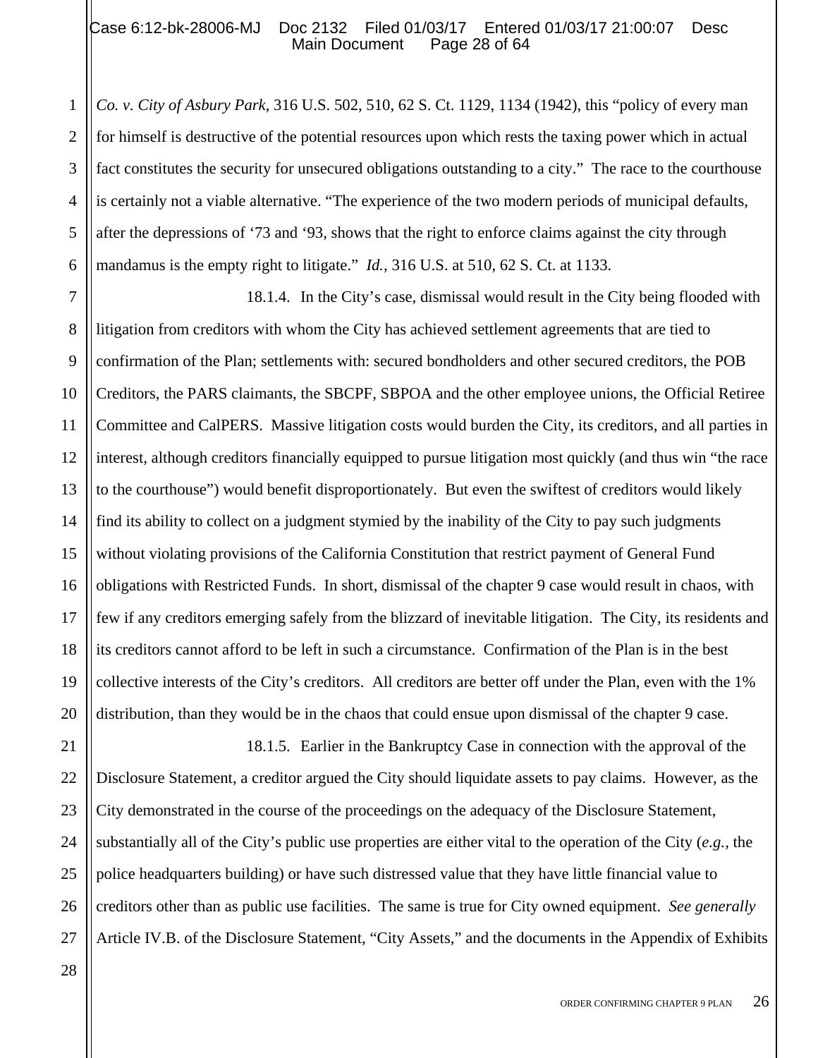*Co. v. City of Asbury Park*, 316 U.S. 502, 510, 62 S. Ct. 1129, 1134 (1942), this "policy of every man for himself is destructive of the potential resources upon which rests the taxing power which in actual fact constitutes the security for unsecured obligations outstanding to a city." The race to the courthouse is certainly not a viable alternative. "The experience of the two modern periods of municipal defaults, after the depressions of '73 and '93, shows that the right to enforce claims against the city through mandamus is the empty right to litigate." *Id.*, 316 U.S. at 510, 62 S. Ct. at 1133.

18.1.4. In the City's case, dismissal would result in the City being flooded with litigation from creditors with whom the City has achieved settlement agreements that are tied to confirmation of the Plan; settlements with: secured bondholders and other secured creditors, the POB Creditors, the PARS claimants, the SBCPF, SBPOA and the other employee unions, the Official Retiree Committee and CalPERS. Massive litigation costs would burden the City, its creditors, and all parties in interest, although creditors financially equipped to pursue litigation most quickly (and thus win "the race to the courthouse") would benefit disproportionately. But even the swiftest of creditors would likely find its ability to collect on a judgment stymied by the inability of the City to pay such judgments without violating provisions of the California Constitution that restrict payment of General Fund obligations with Restricted Funds. In short, dismissal of the chapter 9 case would result in chaos, with few if any creditors emerging safely from the blizzard of inevitable litigation. The City, its residents and its creditors cannot afford to be left in such a circumstance. Confirmation of the Plan is in the best collective interests of the City's creditors. All creditors are better off under the Plan, even with the 1% distribution, than they would be in the chaos that could ensue upon dismissal of the chapter 9 case.

18.1.5. Earlier in the Bankruptcy Case in connection with the approval of the Disclosure Statement, a creditor argued the City should liquidate assets to pay claims. However, as the City demonstrated in the course of the proceedings on the adequacy of the Disclosure Statement, substantially all of the City's public use properties are either vital to the operation of the City (*e.g.*, the police headquarters building) or have such distressed value that they have little financial value to creditors other than as public use facilities. The same is true for City owned equipment. *See generally* Article IV.B. of the Disclosure Statement, "City Assets," and the documents in the Appendix of Exhibits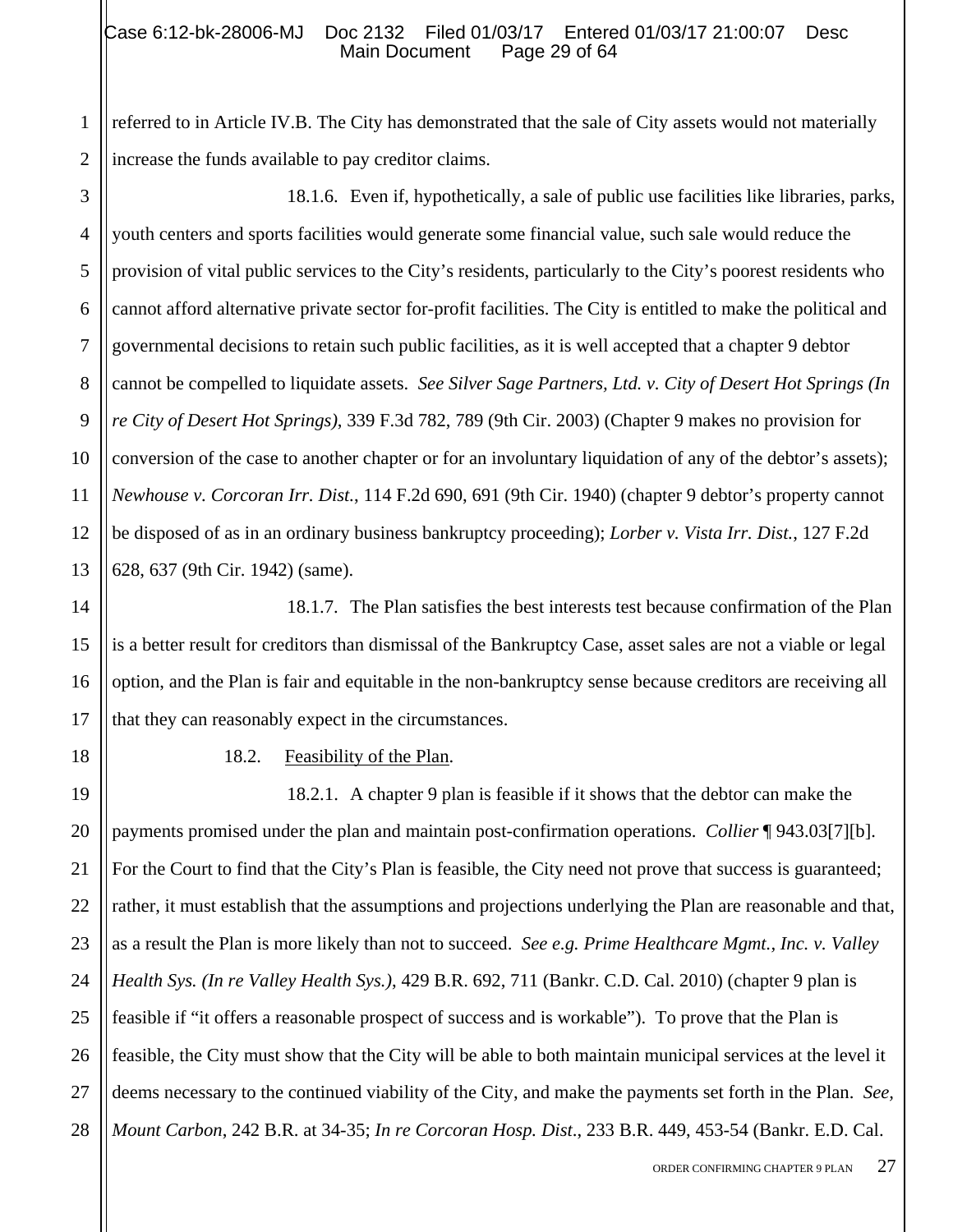referred to in Article IV.B. The City has demonstrated that the sale of City assets would not materially increase the funds available to pay creditor claims.

18.1.6. Even if, hypothetically, a sale of public use facilities like libraries, parks, youth centers and sports facilities would generate some financial value, such sale would reduce the provision of vital public services to the City's residents, particularly to the City's poorest residents who cannot afford alternative private sector for-profit facilities. The City is entitled to make the political and governmental decisions to retain such public facilities, as it is well accepted that a chapter 9 debtor cannot be compelled to liquidate assets. *See Silver Sage Partners, Ltd. v. City of Desert Hot Springs (In re City of Desert Hot Springs)*, 339 F.3d 782, 789 (9th Cir. 2003) (Chapter 9 makes no provision for conversion of the case to another chapter or for an involuntary liquidation of any of the debtor's assets); *Newhouse v. Corcoran Irr. Dist.*, 114 F.2d 690, 691 (9th Cir. 1940) (chapter 9 debtor's property cannot be disposed of as in an ordinary business bankruptcy proceeding); *Lorber v. Vista Irr. Dist.*, 127 F.2d 628, 637 (9th Cir. 1942) (same).

18.1.7. The Plan satisfies the best interests test because confirmation of the Plan is a better result for creditors than dismissal of the Bankruptcy Case, asset sales are not a viable or legal option, and the Plan is fair and equitable in the non-bankruptcy sense because creditors are receiving all that they can reasonably expect in the circumstances.

18.2. Feasibility of the Plan.

18.2.1. A chapter 9 plan is feasible if it shows that the debtor can make the payments promised under the plan and maintain post-confirmation operations. *Collier* ¶ 943.03[7][b]. For the Court to find that the City's Plan is feasible, the City need not prove that success is guaranteed; rather, it must establish that the assumptions and projections underlying the Plan are reasonable and that, as a result the Plan is more likely than not to succeed. *See e.g. Prime Healthcare Mgmt., Inc. v. Valley Health Sys. (In re Valley Health Sys.)*, 429 B.R. 692, 711 (Bankr. C.D. Cal. 2010) (chapter 9 plan is feasible if "it offers a reasonable prospect of success and is workable"). To prove that the Plan is feasible, the City must show that the City will be able to both maintain municipal services at the level it deems necessary to the continued viability of the City, and make the payments set forth in the Plan. *See, Mount Carbon*, 242 B.R. at 34-35; *In re Corcoran Hosp. Dist.*, 233 B.R. 449, 453-54 (Bankr. E.D. Cal.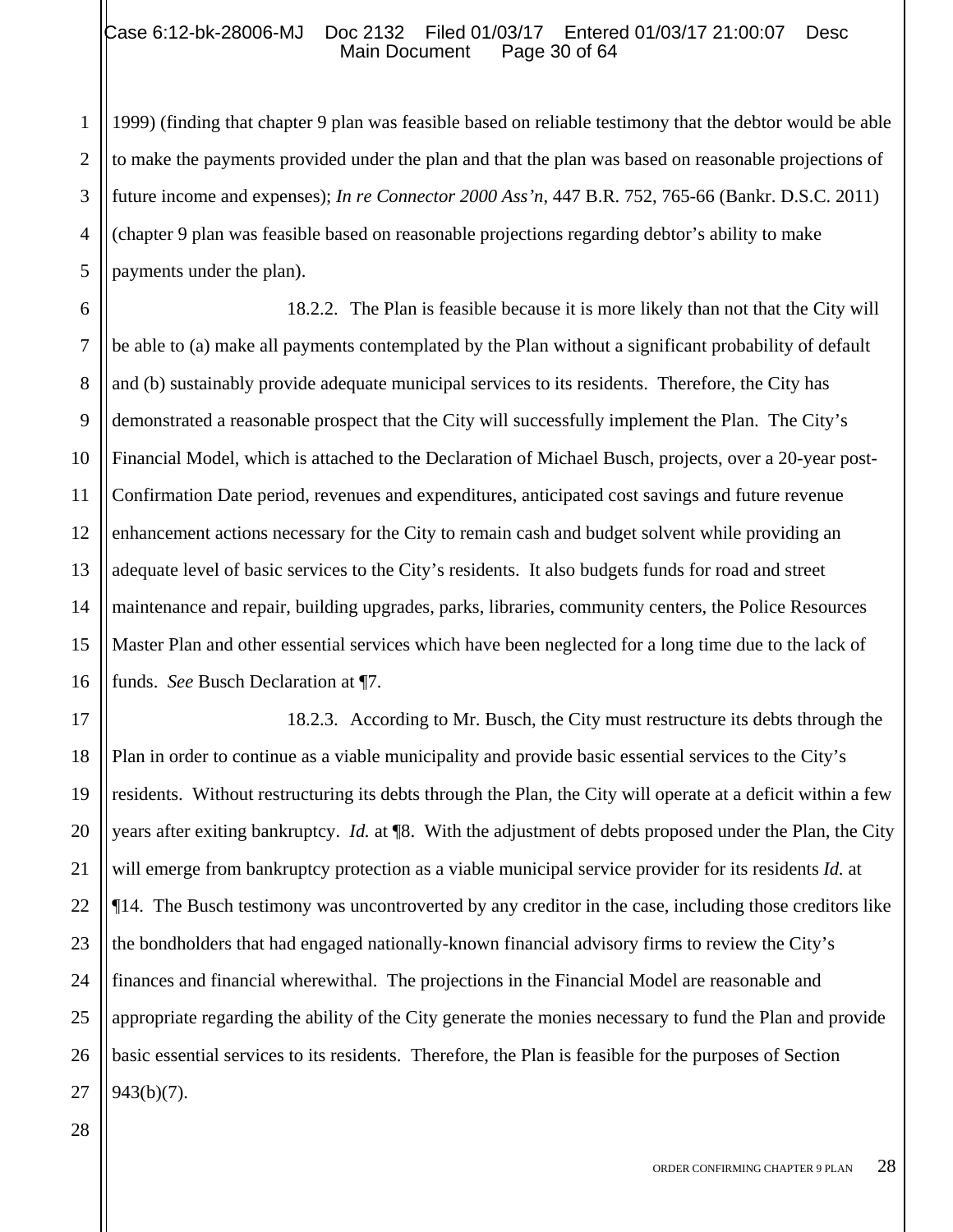1999) (finding that chapter 9 plan was feasible based on reliable testimony that the debtor would be able to make the payments provided under the plan and that the plan was based on reasonable projections of future income and expenses); *In re Connector 2000 Ass'n*, 447 B.R. 752, 765-66 (Bankr. D.S.C. 2011) (chapter 9 plan was feasible based on reasonable projections regarding debtor's ability to make payments under the plan).

18.2.2. The Plan is feasible because it is more likely than not that the City will be able to (a) make all payments contemplated by the Plan without a significant probability of default and (b) sustainably provide adequate municipal services to its residents. Therefore, the City has demonstrated a reasonable prospect that the City will successfully implement the Plan. The City's Financial Model, which is attached to the Declaration of Michael Busch, projects, over a 20-year post-Confirmation Date period, revenues and expenditures, anticipated cost savings and future revenue enhancement actions necessary for the City to remain cash and budget solvent while providing an adequate level of basic services to the City's residents. It also budgets funds for road and street maintenance and repair, building upgrades, parks, libraries, community centers, the Police Resources Master Plan and other essential services which have been neglected for a long time due to the lack of funds. *See* Busch Declaration at ¶7.

18.2.3. According to Mr. Busch, the City must restructure its debts through the Plan in order to continue as a viable municipality and provide basic essential services to the City's residents. Without restructuring its debts through the Plan, the City will operate at a deficit within a few years after exiting bankruptcy. *Id.* at ¶8. With the adjustment of debts proposed under the Plan, the City will emerge from bankruptcy protection as a viable municipal service provider for its residents *Id.* at ¶14. The Busch testimony was uncontroverted by any creditor in the case, including those creditors like the bondholders that had engaged nationally-known financial advisory firms to review the City's finances and financial wherewithal. The projections in the Financial Model are reasonable and appropriate regarding the ability of the City generate the monies necessary to fund the Plan and provide basic essential services to its residents. Therefore, the Plan is feasible for the purposes of Section 943(b)(7).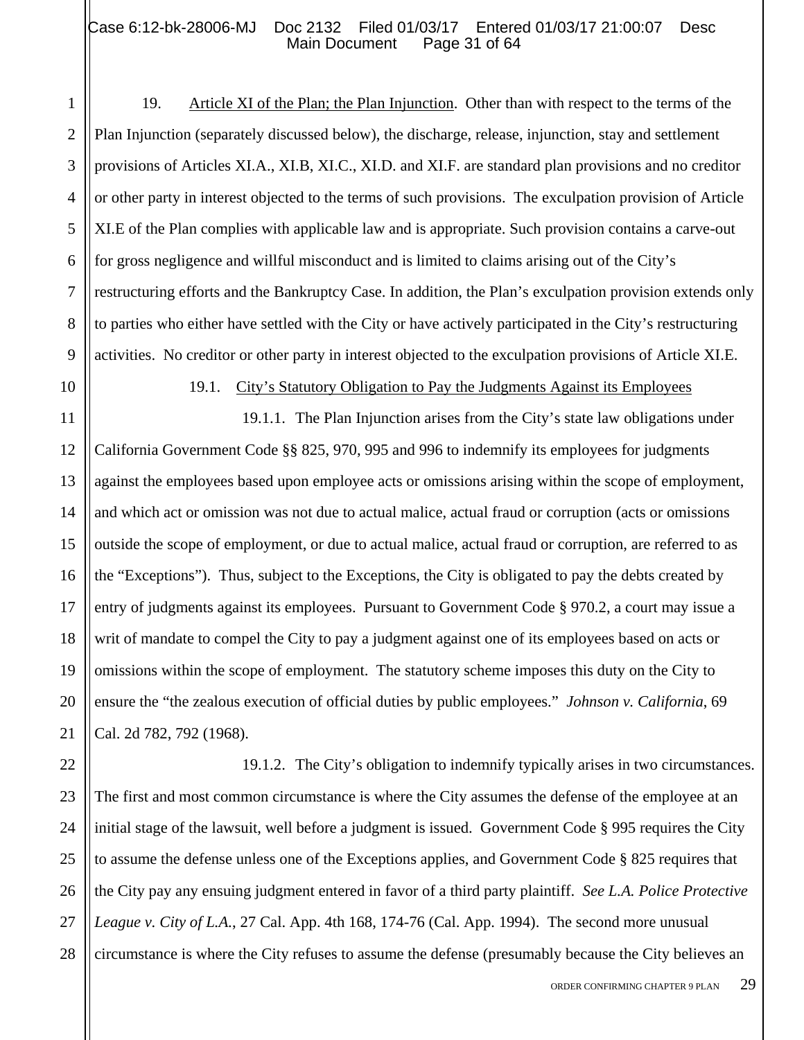19. Article XI of the Plan; the Plan Injunction. Other than with respect to the terms of the Plan Injunction (separately discussed below), the discharge, release, injunction, stay and settlement provisions of Articles XI.A., XI.B, XI.C., XI.D. and XI.F. are standard plan provisions and no creditor or other party in interest objected to the terms of such provisions. The exculpation provision of Article XI.E of the Plan complies with applicable law and is appropriate. Such provision contains a carve-out for gross negligence and willful misconduct and is limited to claims arising out of the City's restructuring efforts and the Bankruptcy Case. In addition, the Plan's exculpation provision extends only to parties who either have settled with the City or have actively participated in the City's restructuring activities. No creditor or other party in interest objected to the exculpation provisions of Article XI.E.

19.1. City's Statutory Obligation to Pay the Judgments Against its Employees

19.1.1. The Plan Injunction arises from the City's state law obligations under California Government Code §§ 825, 970, 995 and 996 to indemnify its employees for judgments against the employees based upon employee acts or omissions arising within the scope of employment, and which act or omission was not due to actual malice, actual fraud or corruption (acts or omissions outside the scope of employment, or due to actual malice, actual fraud or corruption, are referred to as the "Exceptions"). Thus, subject to the Exceptions, the City is obligated to pay the debts created by entry of judgments against its employees. Pursuant to Government Code § 970.2, a court may issue a writ of mandate to compel the City to pay a judgment against one of its employees based on acts or omissions within the scope of employment. The statutory scheme imposes this duty on the City to ensure the "the zealous execution of official duties by public employees." *Johnson v. California*, 69 Cal. 2d 782, 792 (1968).

19.1.2. The City's obligation to indemnify typically arises in two circumstances. The first and most common circumstance is where the City assumes the defense of the employee at an initial stage of the lawsuit, well before a judgment is issued. Government Code § 995 requires the City to assume the defense unless one of the Exceptions applies, and Government Code § 825 requires that the City pay any ensuing judgment entered in favor of a third party plaintiff. *See L.A. Police Protective League v. City of L.A.*, 27 Cal. App. 4th 168, 174-76 (Cal. App. 1994). The second more unusual circumstance is where the City refuses to assume the defense (presumably because the City believes an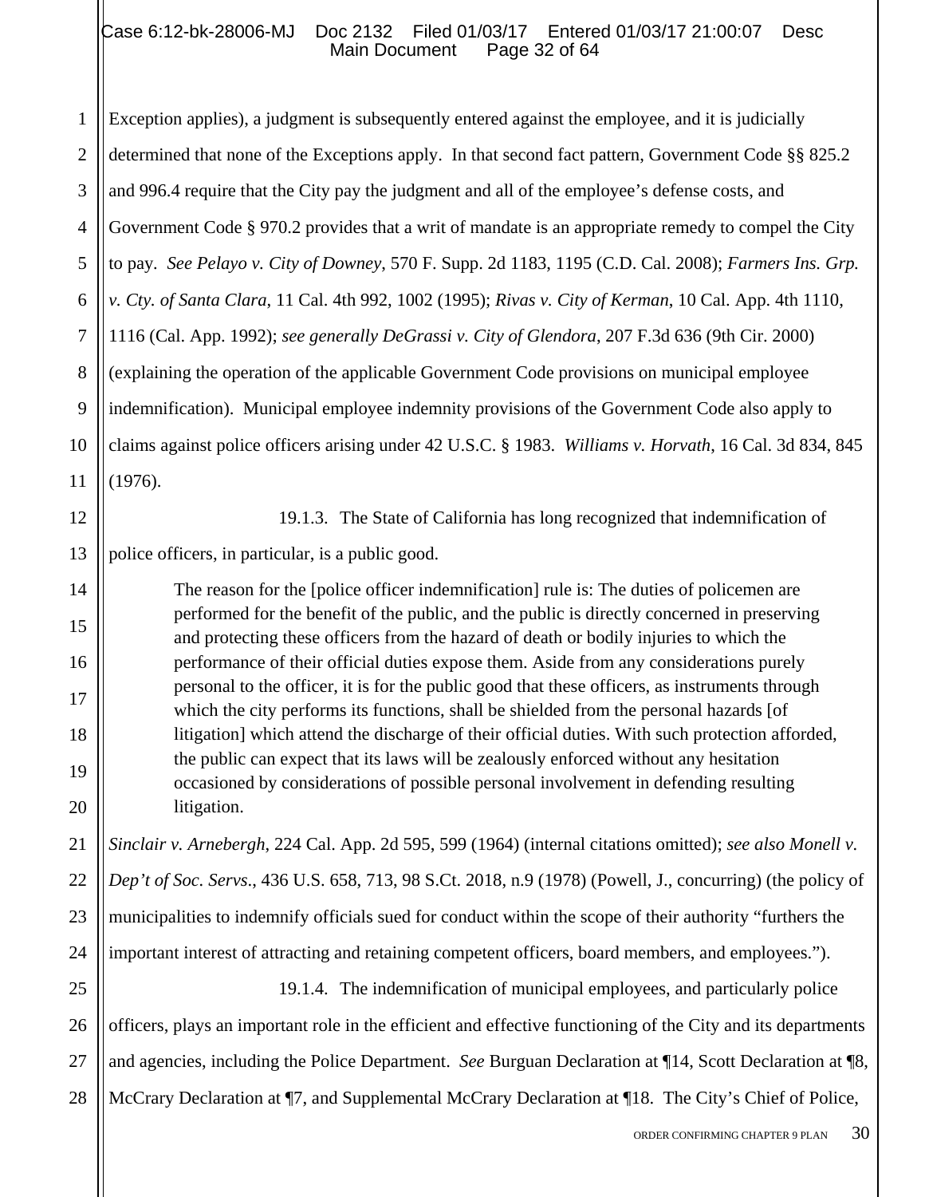Exception applies), a judgment is subsequently entered against the employee, and it is judicially determined that none of the Exceptions apply. In that second fact pattern, Government Code §§ 825.2 and 996.4 require that the City pay the judgment and all of the employee's defense costs, and Government Code § 970.2 provides that a writ of mandate is an appropriate remedy to compel the City to pay. *See Pelayo v. City of Downey*, 570 F. Supp. 2d 1183, 1195 (C.D. Cal. 2008); *Farmers Ins. Grp. v. Cty. of Santa Clara*, 11 Cal. 4th 992, 1002 (1995); *Rivas v. City of Kerman*, 10 Cal. App. 4th 1110, 1116 (Cal. App. 1992); *see generally DeGrassi v. City of Glendora*, 207 F.3d 636 (9th Cir. 2000) (explaining the operation of the applicable Government Code provisions on municipal employee indemnification). Municipal employee indemnity provisions of the Government Code also apply to claims against police officers arising under 42 U.S.C. § 1983. *Williams v. Horvath*, 16 Cal. 3d 834, 845 (1976).

19.1.3. The State of California has long recognized that indemnification of police officers, in particular, is a public good.

> The reason for the [police officer indemnification] rule is: The duties of policemen are performed for the benefit of the public, and the public is directly concerned in preserving and protecting these officers from the hazard of death or bodily injuries to which the performance of their official duties expose them. Aside from any considerations purely personal to the officer, it is for the public good that these officers, as instruments through which the city performs its functions, shall be shielded from the personal hazards [of litigation] which attend the discharge of their official duties. With such protection afforded, the public can expect that its laws will be zealously enforced without any hesitation occasioned by considerations of possible personal involvement in defending resulting litigation.

*Sinclair v. Arnebergh*, 224 Cal. App. 2d 595, 599 (1964) (internal citations omitted); *see also Monell v. Dep't of Soc. Servs*., 436 U.S. 658, 713, 98 S.Ct. 2018, n.9 (1978) (Powell, J., concurring) (the policy of municipalities to indemnify officials sued for conduct within the scope of their authority "furthers the important interest of attracting and retaining competent officers, board members, and employees.").

19.1.4. The indemnification of municipal employees, and particularly police officers, plays an important role in the efficient and effective functioning of the City and its departments and agencies, including the Police Department. *See* Burguan Declaration at ¶14, Scott Declaration at ¶8, McCrary Declaration at ¶7, and Supplemental McCrary Declaration at ¶18. The City's Chief of Police,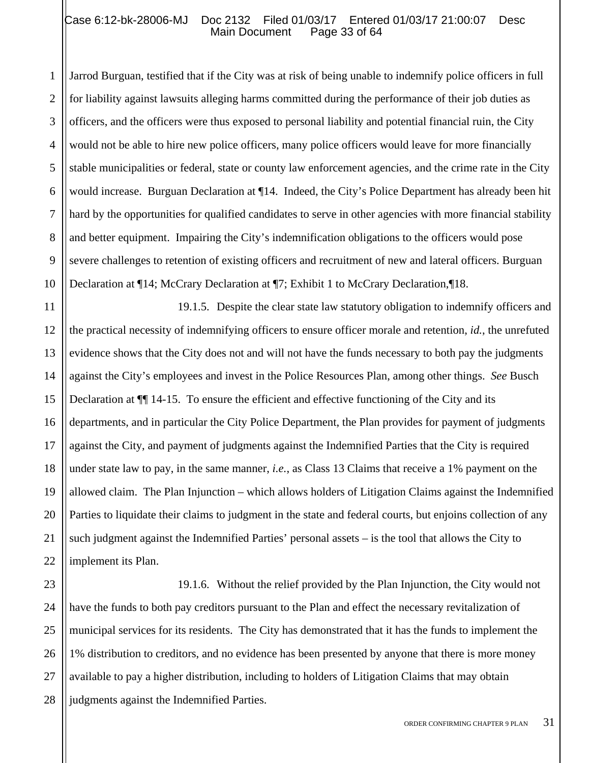Jarrod Burguan, testified that if the City was at risk of being unable to indemnify police officers in full for liability against lawsuits alleging harms committed during the performance of their job duties as officers, and the officers were thus exposed to personal liability and potential financial ruin, the City would not be able to hire new police officers, many police officers would leave for more financially stable municipalities or federal, state or county law enforcement agencies, and the crime rate in the City would increase. Burguan Declaration at ¶14. Indeed, the City's Police Department has already been hit hard by the opportunities for qualified candidates to serve in other agencies with more financial stability and better equipment. Impairing the City's indemnification obligations to the officers would pose severe challenges to retention of existing officers and recruitment of new and lateral officers. Burguan Declaration at ¶14; McCrary Declaration at ¶7; Exhibit 1 to McCrary Declaration,¶18.

19.1.5. Despite the clear state law statutory obligation to indemnify officers and the practical necessity of indemnifying officers to ensure officer morale and retention, *id.*, the unrefuted evidence shows that the City does not and will not have the funds necessary to both pay the judgments against the City's employees and invest in the Police Resources Plan, among other things. *See* Busch Declaration at ¶¶ 14-15. To ensure the efficient and effective functioning of the City and its departments, and in particular the City Police Department, the Plan provides for payment of judgments against the City, and payment of judgments against the Indemnified Parties that the City is required under state law to pay, in the same manner, *i.e.*, as Class 13 Claims that receive a 1% payment on the allowed claim. The Plan Injunction – which allows holders of Litigation Claims against the Indemnified Parties to liquidate their claims to judgment in the state and federal courts, but enjoins collection of any such judgment against the Indemnified Parties' personal assets – is the tool that allows the City to implement its Plan.

19.1.6. Without the relief provided by the Plan Injunction, the City would not have the funds to both pay creditors pursuant to the Plan and effect the necessary revitalization of municipal services for its residents. The City has demonstrated that it has the funds to implement the 1% distribution to creditors, and no evidence has been presented by anyone that there is more money available to pay a higher distribution, including to holders of Litigation Claims that may obtain judgments against the Indemnified Parties.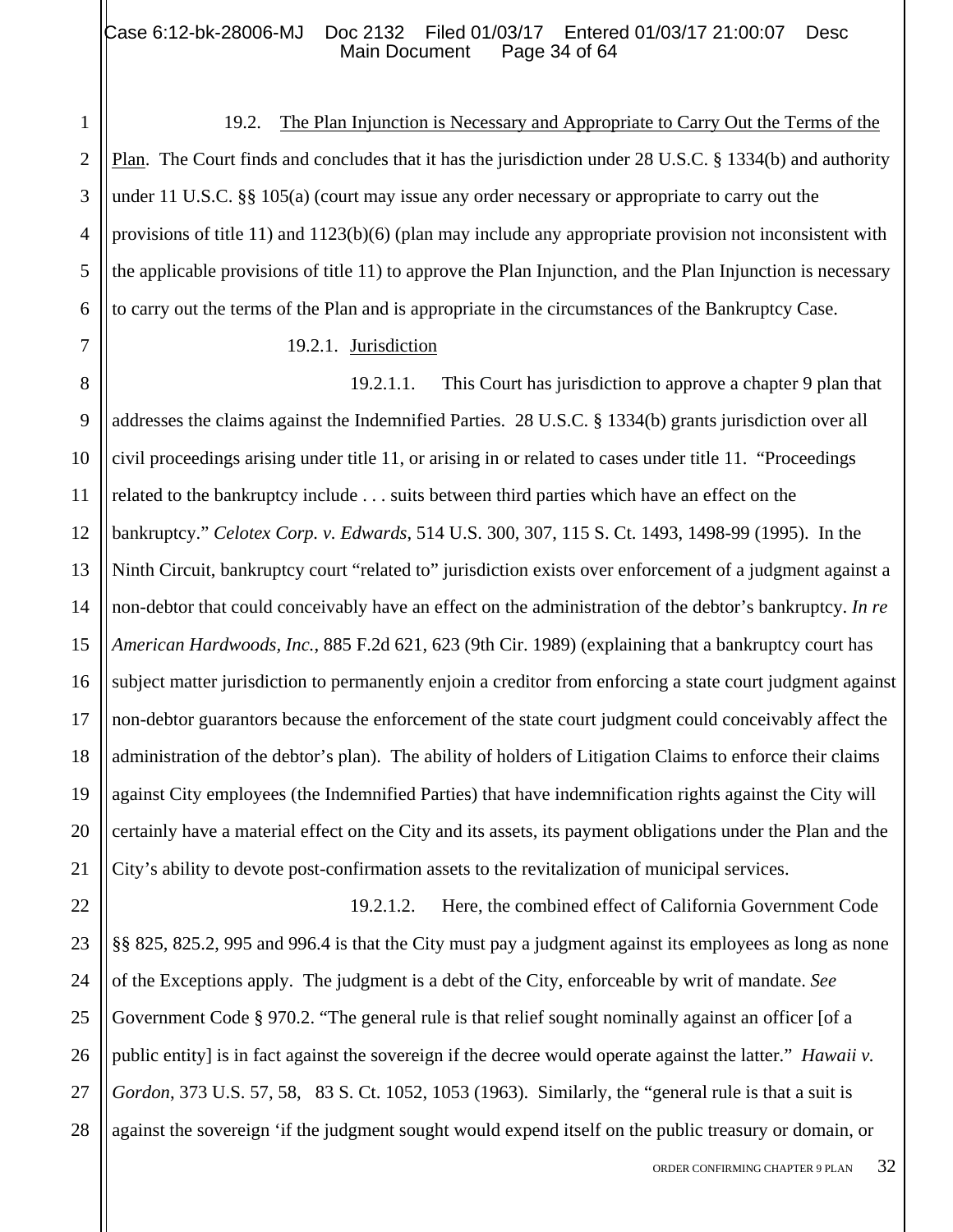19.2. <u>The Plan Injunction is Necessary and Appropriate to Carry Out the Terms of the Plan</u>. The Court finds and concludes that it has the jurisdiction under 28 U.S.C. § 1334(b) and authority under 11 U.S.C. §§ 105(a) (court may issue any order necessary or appropriate to carry out the provisions of title 11) and 1123(b)(6) (plan may include any appropriate provision not inconsistent with the applicable provisions of title 11) to approve the Plan Injunction, and the Plan Injunction is necessary to carry out the terms of the Plan and is appropriate in the circumstances of the Bankruptcy Case.

19.2.1. <u>Jurisdiction</u>

19.2.1.1. This Court has jurisdiction to approve a chapter 9 plan that addresses the claims against the Indemnified Parties. 28 U.S.C. § 1334(b) grants jurisdiction over all civil proceedings arising under title 11, or arising in or related to cases under title 11. "Proceedings related to the bankruptcy include . . . suits between third parties which have an effect on the bankruptcy." *Celotex Corp. v. Edwards*, 514 U.S. 300, 307, 115 S. Ct. 1493, 1498-99 (1995). In the Ninth Circuit, bankruptcy court "related to" jurisdiction exists over enforcement of a judgment against a non-debtor that could conceivably have an effect on the administration of the debtor's bankruptcy. *In re American Hardwoods, Inc.*, 885 F.2d 621, 623 (9th Cir. 1989) (explaining that a bankruptcy court has subject matter jurisdiction to permanently enjoin a creditor from enforcing a state court judgment against non-debtor guarantors because the enforcement of the state court judgment could conceivably affect the administration of the debtor's plan). The ability of holders of Litigation Claims to enforce their claims against City employees (the Indemnified Parties) that have indemnification rights against the City will certainly have a material effect on the City and its assets, its payment obligations under the Plan and the City's ability to devote post-confirmation assets to the revitalization of municipal services.

19.2.1.2. Here, the combined effect of California Government Code §§ 825, 825.2, 995 and 996.4 is that the City must pay a judgment against its employees as long as none of the Exceptions apply. The judgment is a debt of the City, enforceable by writ of mandate. *See* Government Code § 970.2. "The general rule is that relief sought nominally against an officer [of a public entity] is in fact against the sovereign if the decree would operate against the latter." *Hawaii v. Gordon*, 373 U.S. 57, 58, 83 S. Ct. 1052, 1053 (1963). Similarly, the "general rule is that a suit is against the sovereign 'if the judgment sought would expend itself on the public treasury or domain, or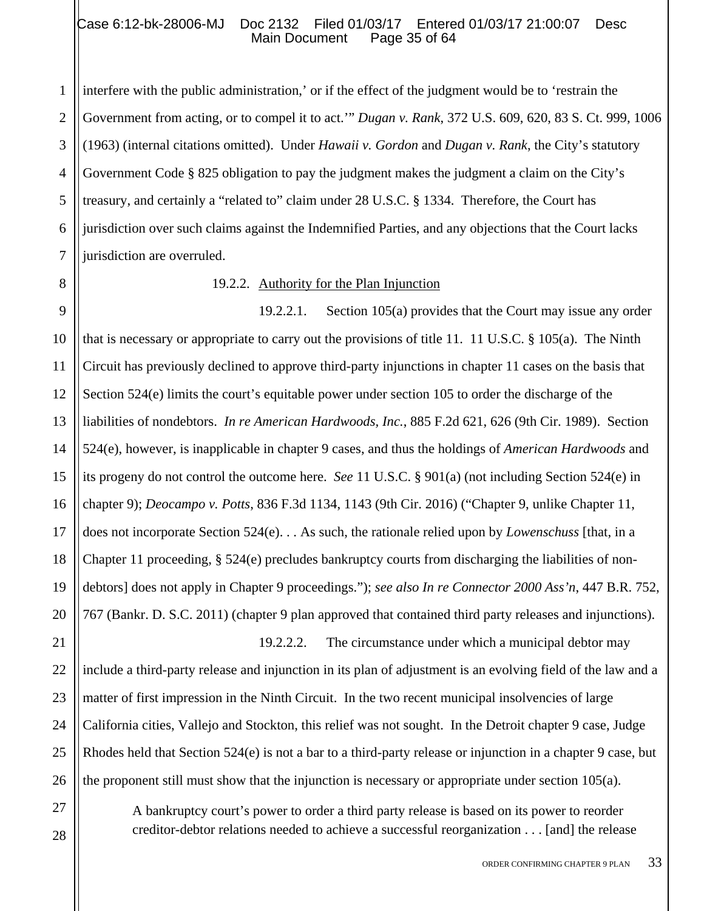interfere with the public administration,' or if the effect of the judgment would be to 'restrain the Government from acting, or to compel it to act.'" *Dugan v. Rank*, 372 U.S. 609, 620, 83 S. Ct. 999, 1006 (1963) (internal citations omitted). Under *Hawaii v. Gordon* and *Dugan v. Rank*, the City's statutory Government Code § 825 obligation to pay the judgment makes the judgment a claim on the City's treasury, and certainly a "related to" claim under 28 U.S.C. § 1334. Therefore, the Court has jurisdiction over such claims against the Indemnified Parties, and any objections that the Court lacks jurisdiction are overruled.

19.2.2. Authority for the Plan Injunction

19.2.2.1. Section 105(a) provides that the Court may issue any order that is necessary or appropriate to carry out the provisions of title 11. 11 U.S.C. § 105(a). The Ninth Circuit has previously declined to approve third-party injunctions in chapter 11 cases on the basis that Section 524(e) limits the court's equitable power under section 105 to order the discharge of the liabilities of nondebtors. *In re American Hardwoods, Inc.*, 885 F.2d 621, 626 (9th Cir. 1989). Section 524(e), however, is inapplicable in chapter 9 cases, and thus the holdings of *American Hardwoods* and its progeny do not control the outcome here. *See* 11 U.S.C. § 901(a) (not including Section 524(e) in chapter 9); *Deocampo v. Potts*, 836 F.3d 1134, 1143 (9th Cir. 2016) ("Chapter 9, unlike Chapter 11, does not incorporate Section 524(e). . . As such, the rationale relied upon by *Lowenschuss* [that, in a Chapter 11 proceeding, § 524(e) precludes bankruptcy courts from discharging the liabilities of non-debtors] does not apply in Chapter 9 proceedings."); *see also In re Connector 2000 Ass'n*, 447 B.R. 752, 767 (Bankr. D. S.C. 2011) (chapter 9 plan approved that contained third party releases and injunctions).

19.2.2.2. The circumstance under which a municipal debtor may include a third-party release and injunction in its plan of adjustment is an evolving field of the law and a matter of first impression in the Ninth Circuit. In the two recent municipal insolvencies of large California cities, Vallejo and Stockton, this relief was not sought. In the Detroit chapter 9 case, Judge Rhodes held that Section 524(e) is not a bar to a third-party release or injunction in a chapter 9 case, but the proponent still must show that the injunction is necessary or appropriate under section 105(a).

> A bankruptcy court's power to order a third party release is based on its power to reorder creditor-debtor relations needed to achieve a successful reorganization . . . [and] the release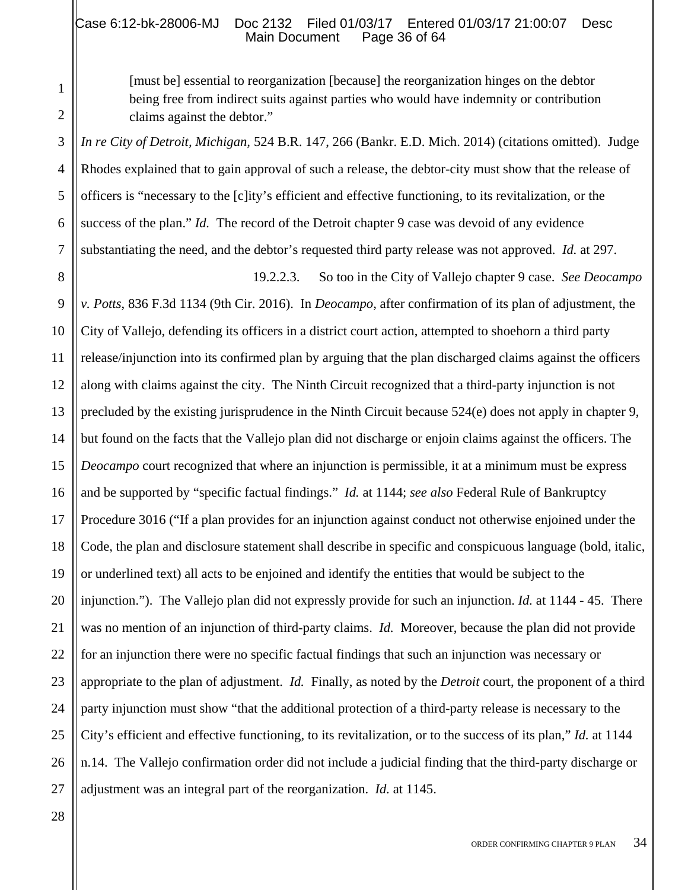> [must be] essential to reorganization [because] the reorganization hinges on the debtor being free from indirect suits against parties who would have indemnity or contribution claims against the debtor."

*In re City of Detroit, Michigan*, 524 B.R. 147, 266 (Bankr. E.D. Mich. 2014) (citations omitted). Judge Rhodes explained that to gain approval of such a release, the debtor-city must show that the release of officers is "necessary to the [c]ity's efficient and effective functioning, to its revitalization, or the success of the plan." *Id.* The record of the Detroit chapter 9 case was devoid of any evidence substantiating the need, and the debtor's requested third party release was not approved. *Id.* at 297.

19.2.2.3. So too in the City of Vallejo chapter 9 case. *See Deocampo v. Potts*, 836 F.3d 1134 (9th Cir. 2016). In *Deocampo*, after confirmation of its plan of adjustment, the City of Vallejo, defending its officers in a district court action, attempted to shoehorn a third party release/injunction into its confirmed plan by arguing that the plan discharged claims against the officers along with claims against the city. The Ninth Circuit recognized that a third-party injunction is not precluded by the existing jurisprudence in the Ninth Circuit because 524(e) does not apply in chapter 9, but found on the facts that the Vallejo plan did not discharge or enjoin claims against the officers. The *Deocampo* court recognized that where an injunction is permissible, it at a minimum must be express and be supported by "specific factual findings." *Id.* at 1144; *see also* Federal Rule of Bankruptcy Procedure 3016 ("If a plan provides for an injunction against conduct not otherwise enjoined under the Code, the plan and disclosure statement shall describe in specific and conspicuous language (bold, italic, or underlined text) all acts to be enjoined and identify the entities that would be subject to the injunction."). The Vallejo plan did not expressly provide for such an injunction. *Id.* at 1144 - 45. There was no mention of an injunction of third-party claims. *Id.* Moreover, because the plan did not provide for an injunction there were no specific factual findings that such an injunction was necessary or appropriate to the plan of adjustment. *Id.* Finally, as noted by the *Detroit* court, the proponent of a third party injunction must show "that the additional protection of a third-party release is necessary to the City's efficient and effective functioning, to its revitalization, or to the success of its plan," *Id.* at 1144 n.14. The Vallejo confirmation order did not include a judicial finding that the third-party discharge or adjustment was an integral part of the reorganization. *Id.* at 1145.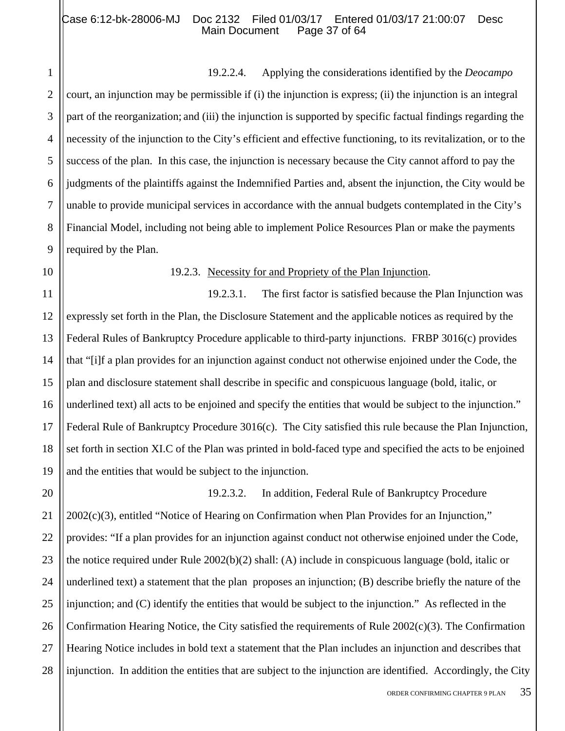19.2.2.4. Applying the considerations identified by the *Deocampo* court, an injunction may be permissible if (i) the injunction is express; (ii) the injunction is an integral part of the reorganization; and (iii) the injunction is supported by specific factual findings regarding the necessity of the injunction to the City's efficient and effective functioning, to its revitalization, or to the success of the plan. In this case, the injunction is necessary because the City cannot afford to pay the judgments of the plaintiffs against the Indemnified Parties and, absent the injunction, the City would be unable to provide municipal services in accordance with the annual budgets contemplated in the City's Financial Model, including not being able to implement Police Resources Plan or make the payments required by the Plan.

19.2.3. <u>Necessity for and Propriety of the Plan Injunction</u>.

19.2.3.1. The first factor is satisfied because the Plan Injunction was expressly set forth in the Plan, the Disclosure Statement and the applicable notices as required by the Federal Rules of Bankruptcy Procedure applicable to third-party injunctions. FRBP 3016(c) provides that "[i]f a plan provides for an injunction against conduct not otherwise enjoined under the Code, the plan and disclosure statement shall describe in specific and conspicuous language (bold, italic, or underlined text) all acts to be enjoined and specify the entities that would be subject to the injunction." Federal Rule of Bankruptcy Procedure 3016(c). The City satisfied this rule because the Plan Injunction, set forth in section XI.C of the Plan was printed in bold-faced type and specified the acts to be enjoined and the entities that would be subject to the injunction.

19.2.3.2. In addition, Federal Rule of Bankruptcy Procedure 2002(c)(3), entitled "Notice of Hearing on Confirmation when Plan Provides for an Injunction," provides: "If a plan provides for an injunction against conduct not otherwise enjoined under the Code, the notice required under Rule 2002(b)(2) shall: (A) include in conspicuous language (bold, italic or underlined text) a statement that the plan proposes an injunction; (B) describe briefly the nature of the injunction; and (C) identify the entities that would be subject to the injunction." As reflected in the Confirmation Hearing Notice, the City satisfied the requirements of Rule 2002(c)(3). The Confirmation Hearing Notice includes in bold text a statement that the Plan includes an injunction and describes that injunction. In addition the entities that are subject to the injunction are identified. Accordingly, the City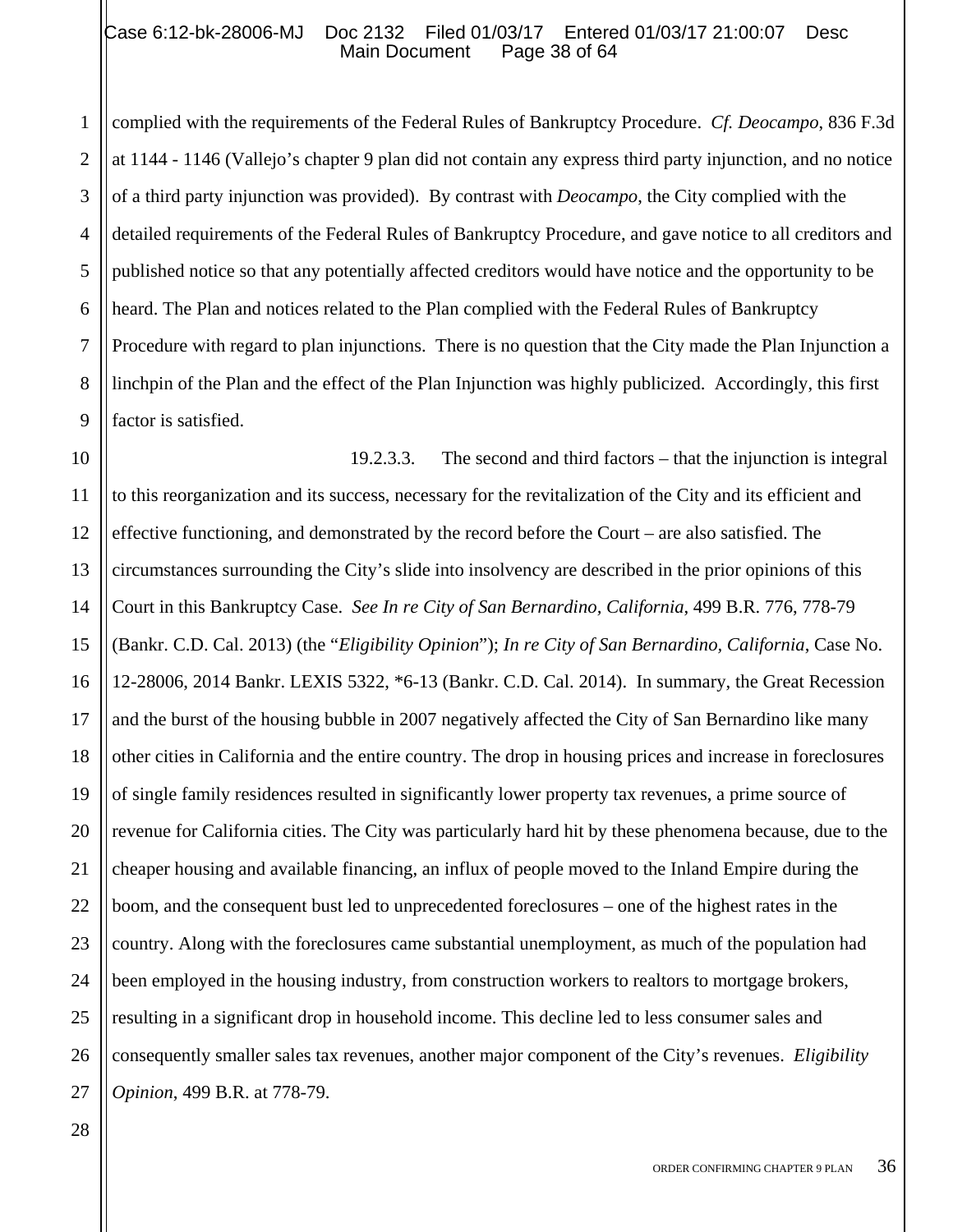complied with the requirements of the Federal Rules of Bankruptcy Procedure. *Cf. Deocampo*, 836 F.3d at 1144 - 1146 (Vallejo's chapter 9 plan did not contain any express third party injunction, and no notice of a third party injunction was provided). By contrast with *Deocampo*, the City complied with the detailed requirements of the Federal Rules of Bankruptcy Procedure, and gave notice to all creditors and published notice so that any potentially affected creditors would have notice and the opportunity to be heard. The Plan and notices related to the Plan complied with the Federal Rules of Bankruptcy Procedure with regard to plan injunctions. There is no question that the City made the Plan Injunction a linchpin of the Plan and the effect of the Plan Injunction was highly publicized. Accordingly, this first factor is satisfied.

19.2.3.3. The second and third factors – that the injunction is integral to this reorganization and its success, necessary for the revitalization of the City and its efficient and effective functioning, and demonstrated by the record before the Court – are also satisfied. The circumstances surrounding the City's slide into insolvency are described in the prior opinions of this Court in this Bankruptcy Case. *See In re City of San Bernardino, California*, 499 B.R. 776, 778-79 (Bankr. C.D. Cal. 2013) (the "*Eligibility Opinion*"); *In re City of San Bernardino, California*, Case No. 12-28006, 2014 Bankr. LEXIS 5322, *6-13 (Bankr. C.D. Cal. 2014). In summary, the Great Recession and the burst of the housing bubble in 2007 negatively affected the City of San Bernardino like many other cities in California and the entire country. The drop in housing prices and increase in foreclosures of single family residences resulted in significantly lower property tax revenues, a prime source of revenue for California cities. The City was particularly hard hit by these phenomena because, due to the cheaper housing and available financing, an influx of people moved to the Inland Empire during the boom, and the consequent bust led to unprecedented foreclosures – one of the highest rates in the country. Along with the foreclosures came substantial unemployment, as much of the population had been employed in the housing industry, from construction workers to realtors to mortgage brokers, resulting in a significant drop in household income. This decline led to less consumer sales and consequently smaller sales tax revenues, another major component of the City's revenues. *Eligibility Opinion*, 499 B.R. at 778-79.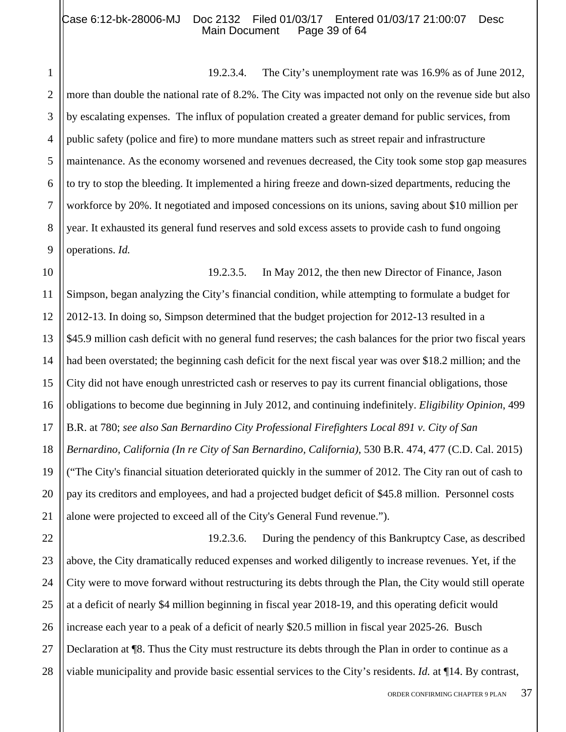19.2.3.4. The City's unemployment rate was 16.9% as of June 2012, more than double the national rate of 8.2%. The City was impacted not only on the revenue side but also by escalating expenses. The influx of population created a greater demand for public services, from public safety (police and fire) to more mundane matters such as street repair and infrastructure maintenance. As the economy worsened and revenues decreased, the City took some stop gap measures to try to stop the bleeding. It implemented a hiring freeze and down-sized departments, reducing the workforce by 20%. It negotiated and imposed concessions on its unions, saving about $10 million per year. It exhausted its general fund reserves and sold excess assets to provide cash to fund ongoing operations. *Id.*

19.2.3.5. In May 2012, the then new Director of Finance, Jason Simpson, began analyzing the City's financial condition, while attempting to formulate a budget for 2012-13. In doing so, Simpson determined that the budget projection for 2012-13 resulted in a $45.9 million cash deficit with no general fund reserves; the cash balances for the prior two fiscal years had been overstated; the beginning cash deficit for the next fiscal year was over $18.2 million; and the City did not have enough unrestricted cash or reserves to pay its current financial obligations, those obligations to become due beginning in July 2012, and continuing indefinitely. *Eligibility Opinion*, 499 B.R. at 780; *see also San Bernardino City Professional Firefighters Local 891 v. City of San Bernardino, California (In re City of San Bernardino, California)*, 530 B.R. 474, 477 (C.D. Cal. 2015) ("The City's financial situation deteriorated quickly in the summer of 2012. The City ran out of cash to pay its creditors and employees, and had a projected budget deficit of $45.8 million. Personnel costs alone were projected to exceed all of the City's General Fund revenue.").

19.2.3.6. During the pendency of this Bankruptcy Case, as described above, the City dramatically reduced expenses and worked diligently to increase revenues. Yet, if the City were to move forward without restructuring its debts through the Plan, the City would still operate at a deficit of nearly $4 million beginning in fiscal year 2018-19, and this operating deficit would increase each year to a peak of a deficit of nearly $20.5 million in fiscal year 2025-26. Busch Declaration at ¶8. Thus the City must restructure its debts through the Plan in order to continue as a viable municipality and provide basic essential services to the City's residents. *Id.* at ¶14. By contrast,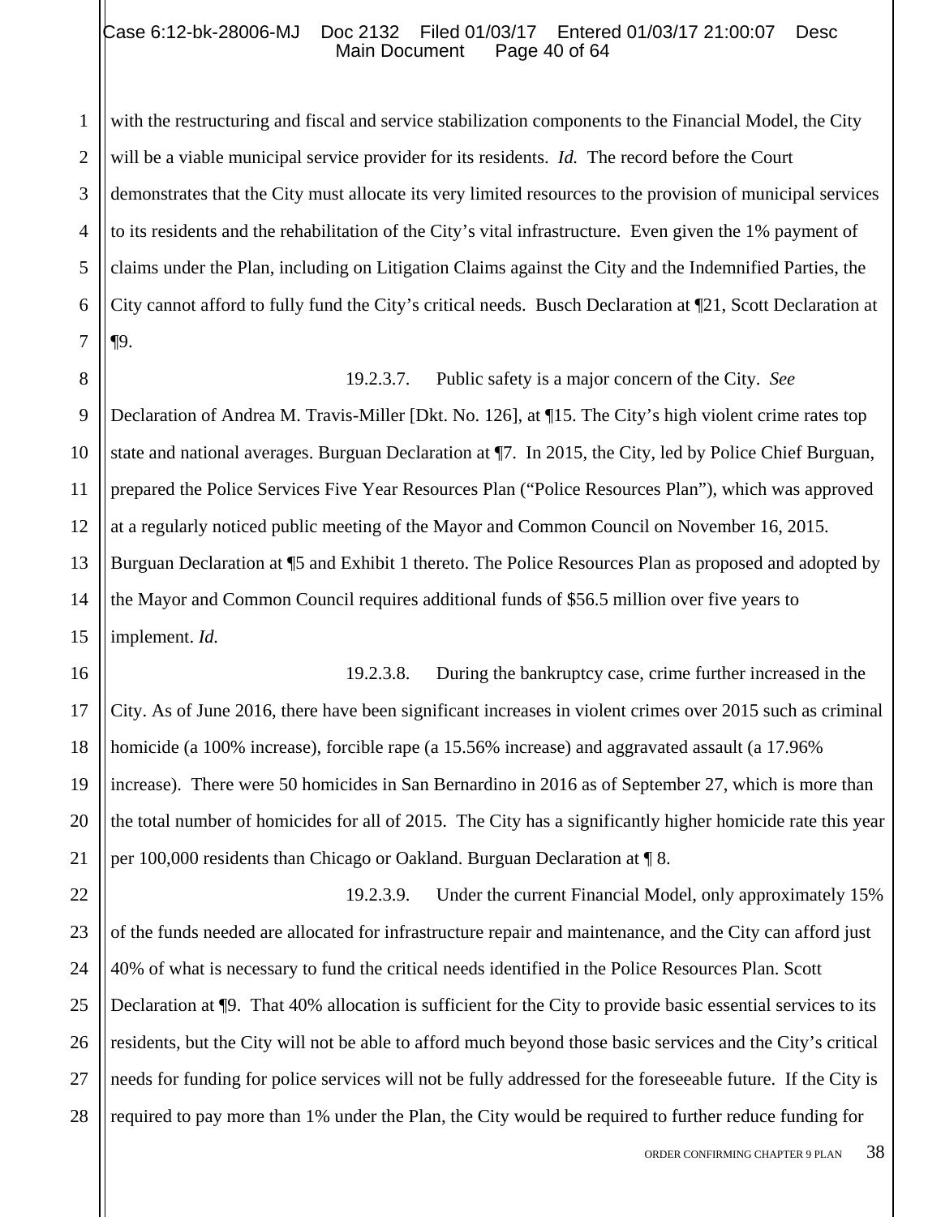with the restructuring and fiscal and service stabilization components to the Financial Model, the City will be a viable municipal service provider for its residents. *Id.* The record before the Court demonstrates that the City must allocate its very limited resources to the provision of municipal services to its residents and the rehabilitation of the City's vital infrastructure. Even given the 1% payment of claims under the Plan, including on Litigation Claims against the City and the Indemnified Parties, the City cannot afford to fully fund the City's critical needs. Busch Declaration at ¶21, Scott Declaration at ¶9.

19.2.3.7. Public safety is a major concern of the City. *See* Declaration of Andrea M. Travis-Miller [Dkt. No. 126], at ¶15. The City's high violent crime rates top state and national averages. Burguan Declaration at ¶7. In 2015, the City, led by Police Chief Burguan, prepared the Police Services Five Year Resources Plan ("Police Resources Plan"), which was approved at a regularly noticed public meeting of the Mayor and Common Council on November 16, 2015. Burguan Declaration at ¶5 and Exhibit 1 thereto. The Police Resources Plan as proposed and adopted by the Mayor and Common Council requires additional funds of $56.5 million over five years to implement. *Id.*

19.2.3.8. During the bankruptcy case, crime further increased in the City. As of June 2016, there have been significant increases in violent crimes over 2015 such as criminal homicide (a 100% increase), forcible rape (a 15.56% increase) and aggravated assault (a 17.96% increase). There were 50 homicides in San Bernardino in 2016 as of September 27, which is more than the total number of homicides for all of 2015. The City has a significantly higher homicide rate this year per 100,000 residents than Chicago or Oakland. Burguan Declaration at ¶ 8.

19.2.3.9. Under the current Financial Model, only approximately 15% of the funds needed are allocated for infrastructure repair and maintenance, and the City can afford just 40% of what is necessary to fund the critical needs identified in the Police Resources Plan. Scott Declaration at ¶9. That 40% allocation is sufficient for the City to provide basic essential services to its residents, but the City will not be able to afford much beyond those basic services and the City's critical needs for funding for police services will not be fully addressed for the foreseeable future. If the City is required to pay more than 1% under the Plan, the City would be required to further reduce funding for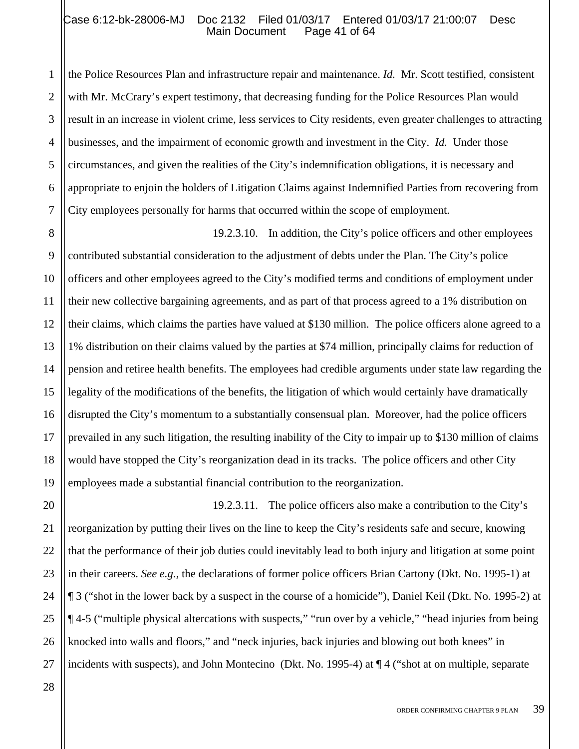the Police Resources Plan and infrastructure repair and maintenance. *Id.* Mr. Scott testified, consistent with Mr. McCrary's expert testimony, that decreasing funding for the Police Resources Plan would result in an increase in violent crime, less services to City residents, even greater challenges to attracting businesses, and the impairment of economic growth and investment in the City. *Id.* Under those circumstances, and given the realities of the City's indemnification obligations, it is necessary and appropriate to enjoin the holders of Litigation Claims against Indemnified Parties from recovering from City employees personally for harms that occurred within the scope of employment.

19.2.3.10. In addition, the City's police officers and other employees contributed substantial consideration to the adjustment of debts under the Plan. The City's police officers and other employees agreed to the City's modified terms and conditions of employment under their new collective bargaining agreements, and as part of that process agreed to a 1% distribution on their claims, which claims the parties have valued at $130 million. The police officers alone agreed to a 1% distribution on their claims valued by the parties at $74 million, principally claims for reduction of pension and retiree health benefits. The employees had credible arguments under state law regarding the legality of the modifications of the benefits, the litigation of which would certainly have dramatically disrupted the City's momentum to a substantially consensual plan. Moreover, had the police officers prevailed in any such litigation, the resulting inability of the City to impair up to $130 million of claims would have stopped the City's reorganization dead in its tracks. The police officers and other City employees made a substantial financial contribution to the reorganization.

19.2.3.11. The police officers also make a contribution to the City's reorganization by putting their lives on the line to keep the City's residents safe and secure, knowing that the performance of their job duties could inevitably lead to both injury and litigation at some point in their careers. *See e.g.*, the declarations of former police officers Brian Cartony (Dkt. No. 1995-1) at ¶ 3 ("shot in the lower back by a suspect in the course of a homicide"), Daniel Keil (Dkt. No. 1995-2) at ¶ 4-5 ("multiple physical altercations with suspects," "run over by a vehicle," "head injuries from being knocked into walls and floors," and "neck injuries, back injuries and blowing out both knees" in incidents with suspects), and John Montecino (Dkt. No. 1995-4) at ¶ 4 ("shot at on multiple, separate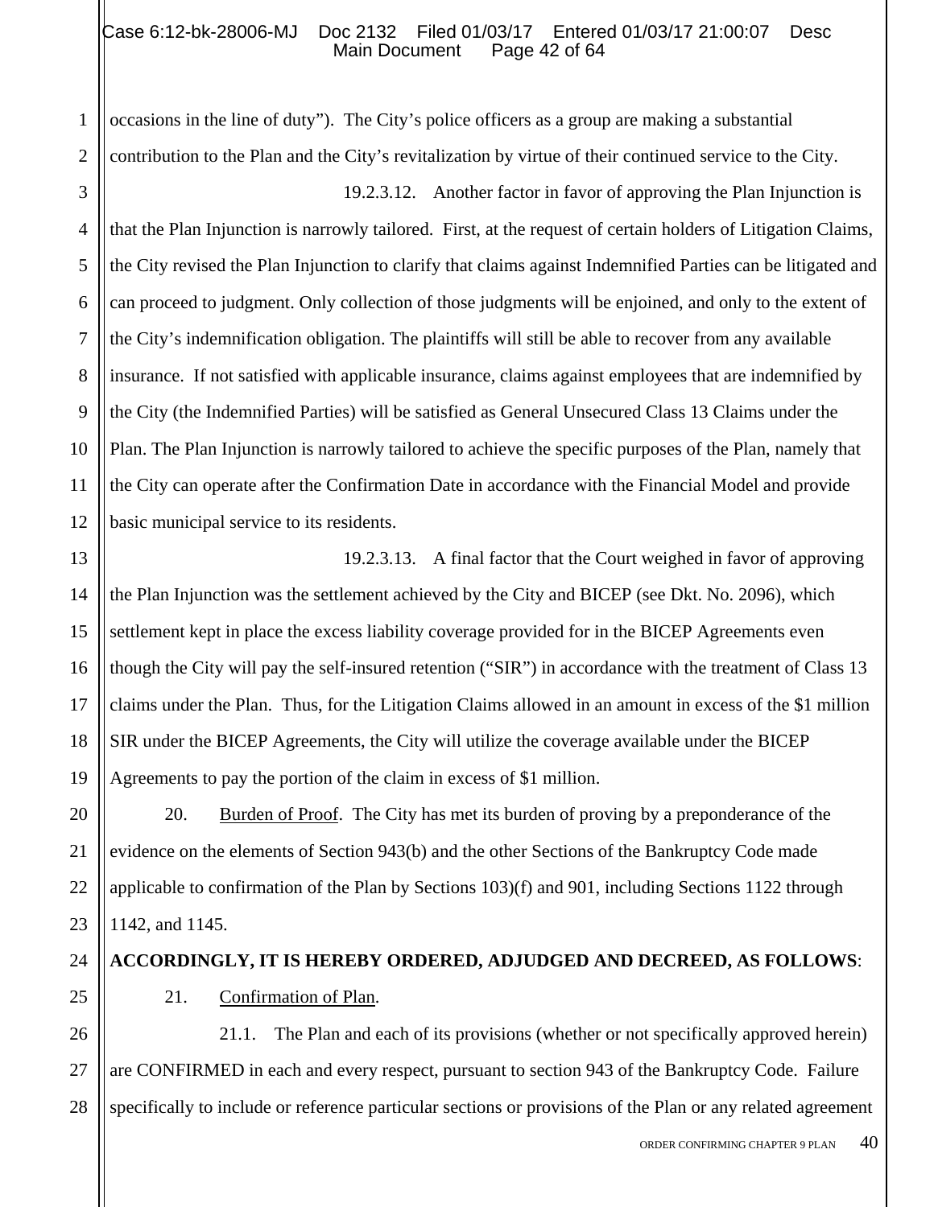occasions in the line of duty"). The City's police officers as a group are making a substantial contribution to the Plan and the City's revitalization by virtue of their continued service to the City.

19.2.3.12. Another factor in favor of approving the Plan Injunction is that the Plan Injunction is narrowly tailored. First, at the request of certain holders of Litigation Claims, the City revised the Plan Injunction to clarify that claims against Indemnified Parties can be litigated and can proceed to judgment. Only collection of those judgments will be enjoined, and only to the extent of the City's indemnification obligation. The plaintiffs will still be able to recover from any available insurance. If not satisfied with applicable insurance, claims against employees that are indemnified by the City (the Indemnified Parties) will be satisfied as General Unsecured Class 13 Claims under the Plan. The Plan Injunction is narrowly tailored to achieve the specific purposes of the Plan, namely that the City can operate after the Confirmation Date in accordance with the Financial Model and provide basic municipal service to its residents.

19.2.3.13. A final factor that the Court weighed in favor of approving the Plan Injunction was the settlement achieved by the City and BICEP (see Dkt. No. 2096), which settlement kept in place the excess liability coverage provided for in the BICEP Agreements even though the City will pay the self-insured retention ("SIR") in accordance with the treatment of Class 13 claims under the Plan. Thus, for the Litigation Claims allowed in an amount in excess of the $1 million SIR under the BICEP Agreements, the City will utilize the coverage available under the BICEP Agreements to pay the portion of the claim in excess of $1 million.

20. Burden of Proof. The City has met its burden of proving by a preponderance of the evidence on the elements of Section 943(b) and the other Sections of the Bankruptcy Code made applicable to confirmation of the Plan by Sections 103)(f) and 901, including Sections 1122 through 1142, and 1145.

**ACCORDINGLY, IT IS HEREBY ORDERED, ADJUDGED AND DECREED, AS FOLLOWS**:

21. Confirmation of Plan.

21.1. The Plan and each of its provisions (whether or not specifically approved herein) are CONFIRMED in each and every respect, pursuant to section 943 of the Bankruptcy Code. Failure specifically to include or reference particular sections or provisions of the Plan or any related agreement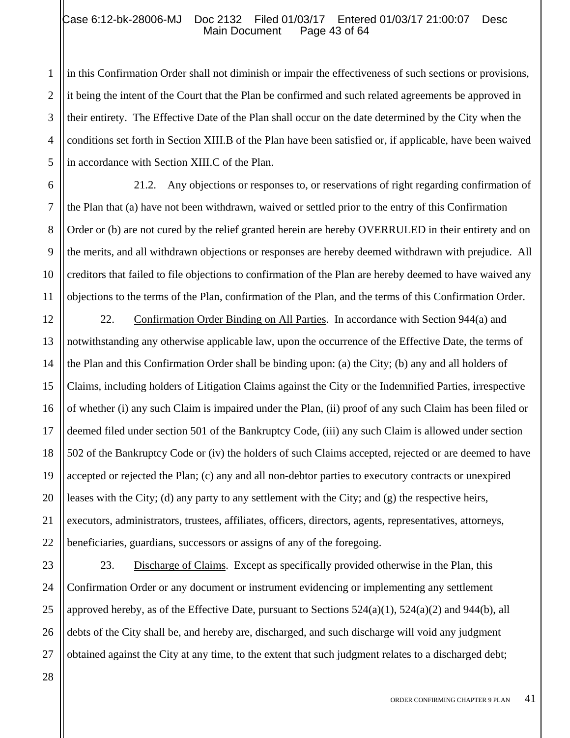in this Confirmation Order shall not diminish or impair the effectiveness of such sections or provisions, it being the intent of the Court that the Plan be confirmed and such related agreements be approved in their entirety. The Effective Date of the Plan shall occur on the date determined by the City when the conditions set forth in Section XIII.B of the Plan have been satisfied or, if applicable, have been waived in accordance with Section XIII.C of the Plan.

21.2. Any objections or responses to, or reservations of right regarding confirmation of the Plan that (a) have not been withdrawn, waived or settled prior to the entry of this Confirmation Order or (b) are not cured by the relief granted herein are hereby OVERRULED in their entirety and on the merits, and all withdrawn objections or responses are hereby deemed withdrawn with prejudice. All creditors that failed to file objections to confirmation of the Plan are hereby deemed to have waived any objections to the terms of the Plan, confirmation of the Plan, and the terms of this Confirmation Order.

22. Confirmation Order Binding on All Parties. In accordance with Section 944(a) and notwithstanding any otherwise applicable law, upon the occurrence of the Effective Date, the terms of the Plan and this Confirmation Order shall be binding upon: (a) the City; (b) any and all holders of Claims, including holders of Litigation Claims against the City or the Indemnified Parties, irrespective of whether (i) any such Claim is impaired under the Plan, (ii) proof of any such Claim has been filed or deemed filed under section 501 of the Bankruptcy Code, (iii) any such Claim is allowed under section 502 of the Bankruptcy Code or (iv) the holders of such Claims accepted, rejected or are deemed to have accepted or rejected the Plan; (c) any and all non-debtor parties to executory contracts or unexpired leases with the City; (d) any party to any settlement with the City; and (g) the respective heirs, executors, administrators, trustees, affiliates, officers, directors, agents, representatives, attorneys, beneficiaries, guardians, successors or assigns of any of the foregoing.

23. Discharge of Claims. Except as specifically provided otherwise in the Plan, this Confirmation Order or any document or instrument evidencing or implementing any settlement approved hereby, as of the Effective Date, pursuant to Sections 524(a)(1), 524(a)(2) and 944(b), all debts of the City shall be, and hereby are, discharged, and such discharge will void any judgment obtained against the City at any time, to the extent that such judgment relates to a discharged debt;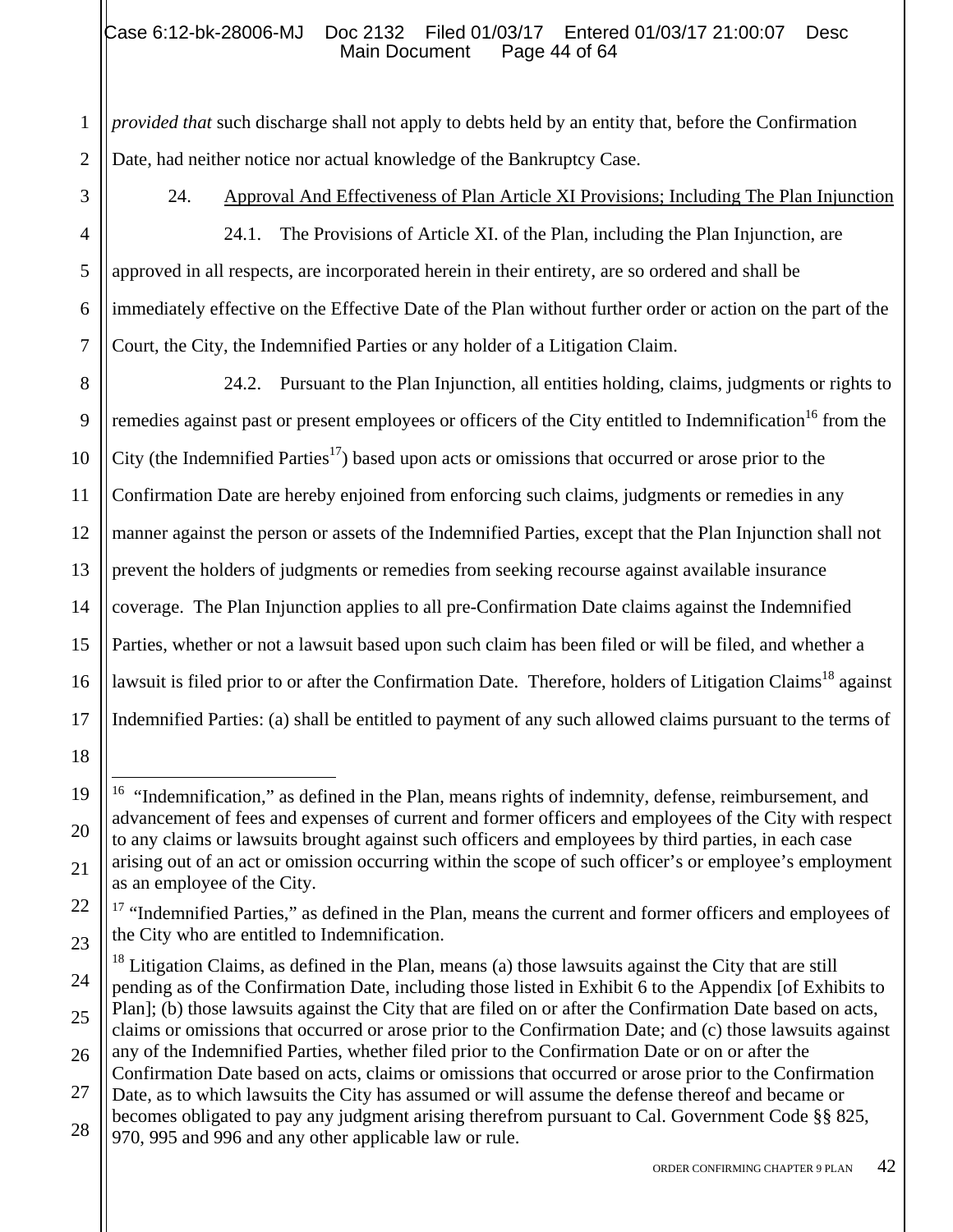*provided that* such discharge shall not apply to debts held by an entity that, before the Confirmation Date, had neither notice nor actual knowledge of the Bankruptcy Case.

24. Approval And Effectiveness of Plan Article XI Provisions; Including The Plan Injunction

24.1. The Provisions of Article XI. of the Plan, including the Plan Injunction, are approved in all respects, are incorporated herein in their entirety, are so ordered and shall be immediately effective on the Effective Date of the Plan without further order or action on the part of the Court, the City, the Indemnified Parties or any holder of a Litigation Claim.

24.2. Pursuant to the Plan Injunction, all entities holding, claims, judgments or rights to remedies against past or present employees or officers of the City entitled to Indemnification[16] from the City (the Indemnified Parties[17]) based upon acts or omissions that occurred or arose prior to the Confirmation Date are hereby enjoined from enforcing such claims, judgments or remedies in any manner against the person or assets of the Indemnified Parties, except that the Plan Injunction shall not prevent the holders of judgments or remedies from seeking recourse against available insurance coverage. The Plan Injunction applies to all pre-Confirmation Date claims against the Indemnified Parties, whether or not a lawsuit based upon such claim has been filed or will be filed, and whether a lawsuit is filed prior to or after the Confirmation Date. Therefore, holders of Litigation Claims[18] against Indemnified Parties: (a) shall be entitled to payment of any such allowed claims pursuant to the terms of

---

[16] "Indemnification," as defined in the Plan, means rights of indemnity, defense, reimbursement, and advancement of fees and expenses of current and former officers and employees of the City with respect to any claims or lawsuits brought against such officers and employees by third parties, in each case arising out of an act or omission occurring within the scope of such officer's or employee's employment as an employee of the City.

[17] "Indemnified Parties," as defined in the Plan, means the current and former officers and employees of the City who are entitled to Indemnification.

[18] Litigation Claims, as defined in the Plan, means (a) those lawsuits against the City that are still pending as of the Confirmation Date, including those listed in Exhibit 6 to the Appendix [of Exhibits to Plan]; (b) those lawsuits against the City that are filed on or after the Confirmation Date based on acts, claims or omissions that occurred or arose prior to the Confirmation Date; and (c) those lawsuits against any of the Indemnified Parties, whether filed prior to the Confirmation Date or on or after the Confirmation Date based on acts, claims or omissions that occurred or arose prior to the Confirmation Date, as to which lawsuits the City has assumed or will assume the defense thereof and became or becomes obligated to pay any judgment arising therefrom pursuant to Cal. Government Code §§ 825, 970, 995 and 996 and any other applicable law or rule.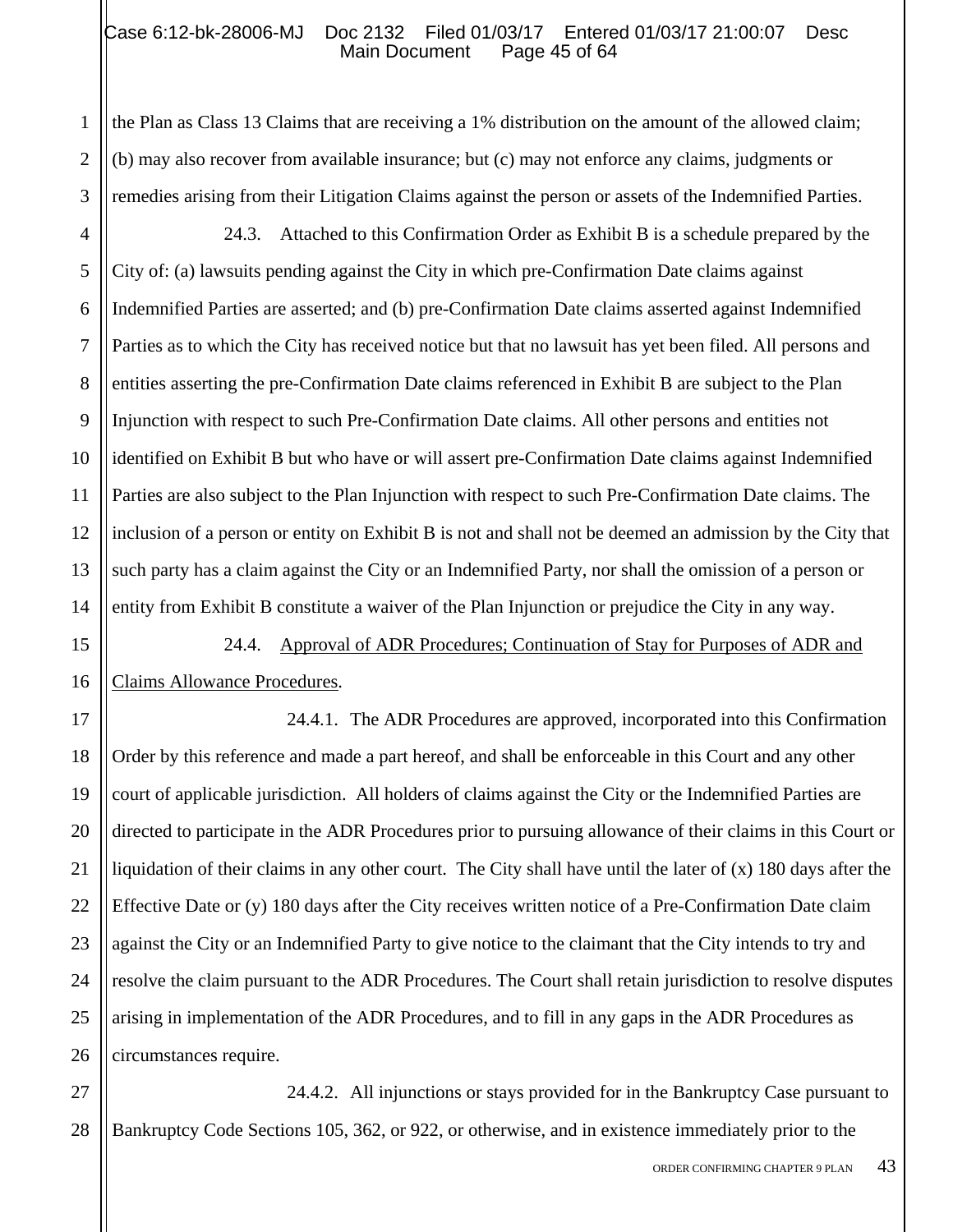the Plan as Class 13 Claims that are receiving a 1% distribution on the amount of the allowed claim; (b) may also recover from available insurance; but (c) may not enforce any claims, judgments or remedies arising from their Litigation Claims against the person or assets of the Indemnified Parties.

24.3. Attached to this Confirmation Order as Exhibit B is a schedule prepared by the City of: (a) lawsuits pending against the City in which pre-Confirmation Date claims against Indemnified Parties are asserted; and (b) pre-Confirmation Date claims asserted against Indemnified Parties as to which the City has received notice but that no lawsuit has yet been filed. All persons and entities asserting the pre-Confirmation Date claims referenced in Exhibit B are subject to the Plan Injunction with respect to such Pre-Confirmation Date claims. All other persons and entities not identified on Exhibit B but who have or will assert pre-Confirmation Date claims against Indemnified Parties are also subject to the Plan Injunction with respect to such Pre-Confirmation Date claims. The inclusion of a person or entity on Exhibit B is not and shall not be deemed an admission by the City that such party has a claim against the City or an Indemnified Party, nor shall the omission of a person or entity from Exhibit B constitute a waiver of the Plan Injunction or prejudice the City in any way.

24.4. Approval of ADR Procedures; Continuation of Stay for Purposes of ADR and Claims Allowance Procedures.

24.4.1. The ADR Procedures are approved, incorporated into this Confirmation Order by this reference and made a part hereof, and shall be enforceable in this Court and any other court of applicable jurisdiction. All holders of claims against the City or the Indemnified Parties are directed to participate in the ADR Procedures prior to pursuing allowance of their claims in this Court or liquidation of their claims in any other court. The City shall have until the later of (x) 180 days after the Effective Date or (y) 180 days after the City receives written notice of a Pre-Confirmation Date claim against the City or an Indemnified Party to give notice to the claimant that the City intends to try and resolve the claim pursuant to the ADR Procedures. The Court shall retain jurisdiction to resolve disputes arising in implementation of the ADR Procedures, and to fill in any gaps in the ADR Procedures as circumstances require.

24.4.2. All injunctions or stays provided for in the Bankruptcy Case pursuant to Bankruptcy Code Sections 105, 362, or 922, or otherwise, and in existence immediately prior to the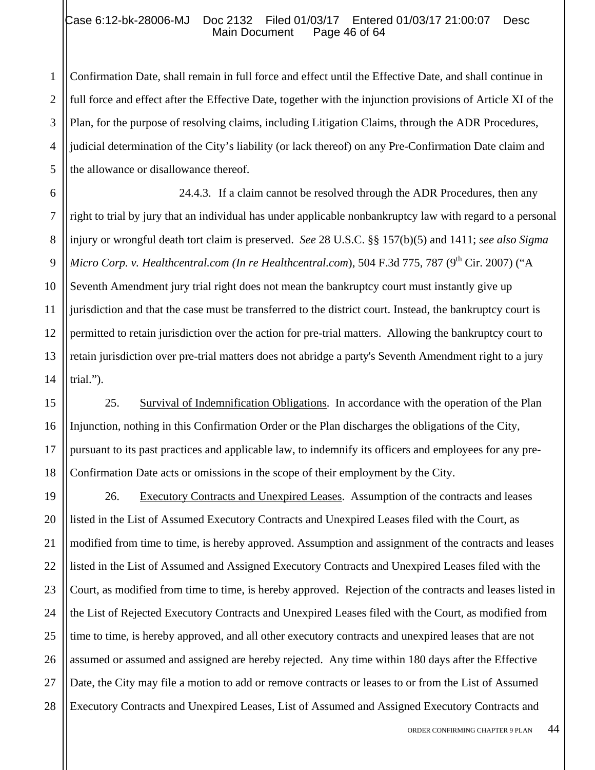Confirmation Date, shall remain in full force and effect until the Effective Date, and shall continue in full force and effect after the Effective Date, together with the injunction provisions of Article XI of the Plan, for the purpose of resolving claims, including Litigation Claims, through the ADR Procedures, judicial determination of the City's liability (or lack thereof) on any Pre-Confirmation Date claim and the allowance or disallowance thereof.

24.4.3. If a claim cannot be resolved through the ADR Procedures, then any right to trial by jury that an individual has under applicable nonbankruptcy law with regard to a personal injury or wrongful death tort claim is preserved. *See* 28 U.S.C. §§ 157(b)(5) and 1411; *see also Sigma Micro Corp. v. Healthcentral.com (In re Healthcentral.com)*, 504 F.3d 775, 787 (9th Cir. 2007) ("A Seventh Amendment jury trial right does not mean the bankruptcy court must instantly give up jurisdiction and that the case must be transferred to the district court. Instead, the bankruptcy court is permitted to retain jurisdiction over the action for pre-trial matters. Allowing the bankruptcy court to retain jurisdiction over pre-trial matters does not abridge a party's Seventh Amendment right to a jury trial.").

25. Survival of Indemnification Obligations. In accordance with the operation of the Plan Injunction, nothing in this Confirmation Order or the Plan discharges the obligations of the City, pursuant to its past practices and applicable law, to indemnify its officers and employees for any pre-Confirmation Date acts or omissions in the scope of their employment by the City.

26. Executory Contracts and Unexpired Leases. Assumption of the contracts and leases listed in the List of Assumed Executory Contracts and Unexpired Leases filed with the Court, as modified from time to time, is hereby approved. Assumption and assignment of the contracts and leases listed in the List of Assumed and Assigned Executory Contracts and Unexpired Leases filed with the Court, as modified from time to time, is hereby approved. Rejection of the contracts and leases listed in the List of Rejected Executory Contracts and Unexpired Leases filed with the Court, as modified from time to time, is hereby approved, and all other executory contracts and unexpired leases that are not assumed or assumed and assigned are hereby rejected. Any time within 180 days after the Effective Date, the City may file a motion to add or remove contracts or leases to or from the List of Assumed Executory Contracts and Unexpired Leases, List of Assumed and Assigned Executory Contracts and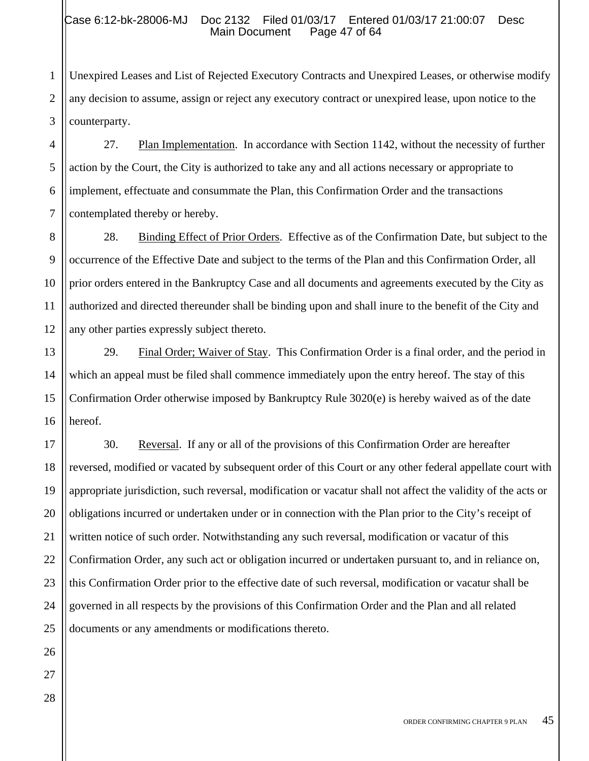Unexpired Leases and List of Rejected Executory Contracts and Unexpired Leases, or otherwise modify any decision to assume, assign or reject any executory contract or unexpired lease, upon notice to the counterparty.

27. Plan Implementation. In accordance with Section 1142, without the necessity of further action by the Court, the City is authorized to take any and all actions necessary or appropriate to implement, effectuate and consummate the Plan, this Confirmation Order and the transactions contemplated thereby or hereby.

28. Binding Effect of Prior Orders. Effective as of the Confirmation Date, but subject to the occurrence of the Effective Date and subject to the terms of the Plan and this Confirmation Order, all prior orders entered in the Bankruptcy Case and all documents and agreements executed by the City as authorized and directed thereunder shall be binding upon and shall inure to the benefit of the City and any other parties expressly subject thereto.

29. Final Order; Waiver of Stay. This Confirmation Order is a final order, and the period in which an appeal must be filed shall commence immediately upon the entry hereof. The stay of this Confirmation Order otherwise imposed by Bankruptcy Rule 3020(e) is hereby waived as of the date hereof.

30. Reversal. If any or all of the provisions of this Confirmation Order are hereafter reversed, modified or vacated by subsequent order of this Court or any other federal appellate court with appropriate jurisdiction, such reversal, modification or vacatur shall not affect the validity of the acts or obligations incurred or undertaken under or in connection with the Plan prior to the City's receipt of written notice of such order. Notwithstanding any such reversal, modification or vacatur of this Confirmation Order, any such act or obligation incurred or undertaken pursuant to, and in reliance on, this Confirmation Order prior to the effective date of such reversal, modification or vacatur shall be governed in all respects by the provisions of this Confirmation Order and the Plan and all related documents or any amendments or modifications thereto.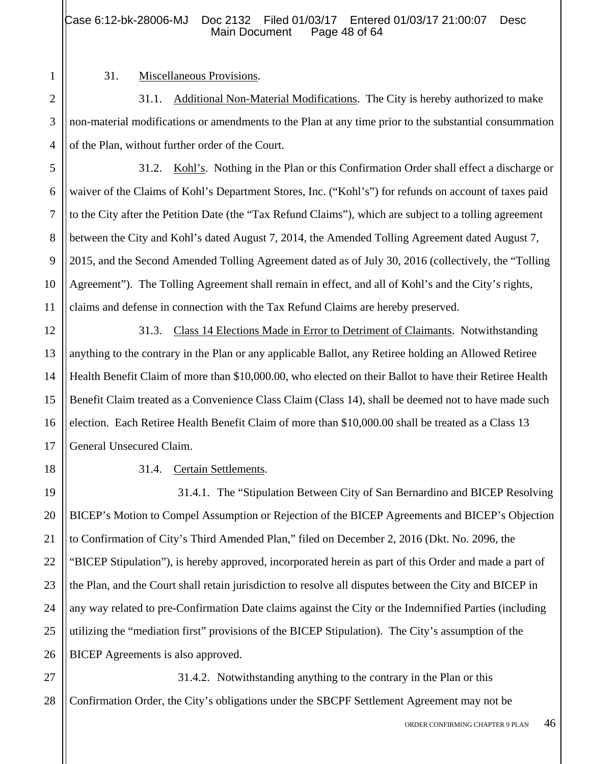31. Miscellaneous Provisions.

31.1. Additional Non-Material Modifications. The City is hereby authorized to make non-material modifications or amendments to the Plan at any time prior to the substantial consummation of the Plan, without further order of the Court.

31.2. Kohl's. Nothing in the Plan or this Confirmation Order shall effect a discharge or waiver of the Claims of Kohl's Department Stores, Inc. ("Kohl's") for refunds on account of taxes paid to the City after the Petition Date (the "Tax Refund Claims"), which are subject to a tolling agreement between the City and Kohl's dated August 7, 2014, the Amended Tolling Agreement dated August 7, 2015, and the Second Amended Tolling Agreement dated as of July 30, 2016 (collectively, the "Tolling Agreement"). The Tolling Agreement shall remain in effect, and all of Kohl's and the City's rights, claims and defense in connection with the Tax Refund Claims are hereby preserved.

31.3. Class 14 Elections Made in Error to Detriment of Claimants. Notwithstanding anything to the contrary in the Plan or any applicable Ballot, any Retiree holding an Allowed Retiree Health Benefit Claim of more than $10,000.00, who elected on their Ballot to have their Retiree Health Benefit Claim treated as a Convenience Class Claim (Class 14), shall be deemed not to have made such election. Each Retiree Health Benefit Claim of more than $10,000.00 shall be treated as a Class 13 General Unsecured Claim.

31.4. Certain Settlements.

31.4.1. The "Stipulation Between City of San Bernardino and BICEP Resolving BICEP's Motion to Compel Assumption or Rejection of the BICEP Agreements and BICEP's Objection to Confirmation of City's Third Amended Plan," filed on December 2, 2016 (Dkt. No. 2096, the "BICEP Stipulation"), is hereby approved, incorporated herein as part of this Order and made a part of the Plan, and the Court shall retain jurisdiction to resolve all disputes between the City and BICEP in any way related to pre-Confirmation Date claims against the City or the Indemnified Parties (including utilizing the "mediation first" provisions of the BICEP Stipulation). The City's assumption of the BICEP Agreements is also approved.

31.4.2. Notwithstanding anything to the contrary in the Plan or this Confirmation Order, the City's obligations under the SBCPF Settlement Agreement may not be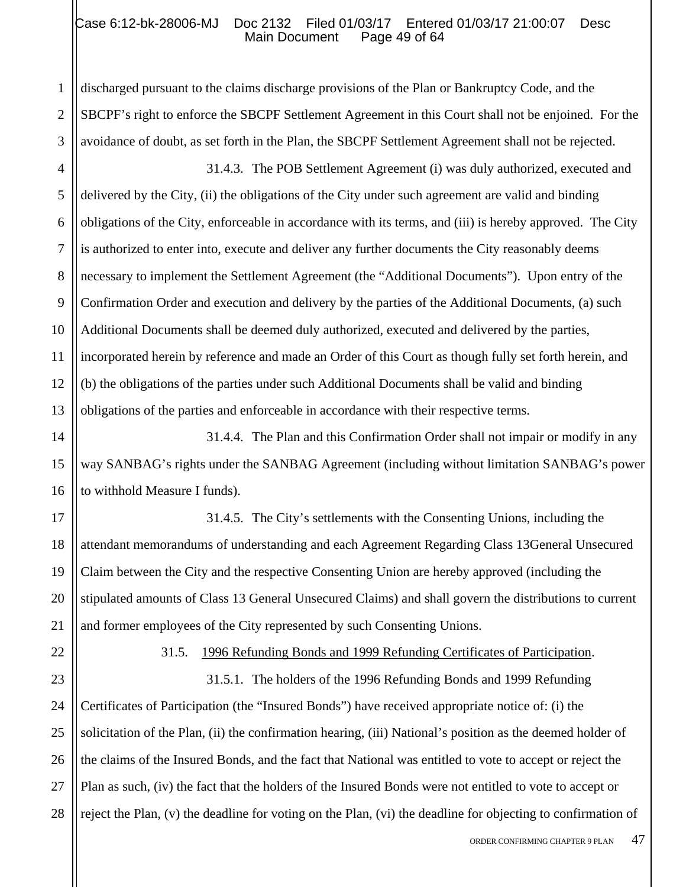discharged pursuant to the claims discharge provisions of the Plan or Bankruptcy Code, and the SBCPF's right to enforce the SBCPF Settlement Agreement in this Court shall not be enjoined. For the avoidance of doubt, as set forth in the Plan, the SBCPF Settlement Agreement shall not be rejected.

31.4.3. The POB Settlement Agreement (i) was duly authorized, executed and delivered by the City, (ii) the obligations of the City under such agreement are valid and binding obligations of the City, enforceable in accordance with its terms, and (iii) is hereby approved. The City is authorized to enter into, execute and deliver any further documents the City reasonably deems necessary to implement the Settlement Agreement (the "Additional Documents"). Upon entry of the Confirmation Order and execution and delivery by the parties of the Additional Documents, (a) such Additional Documents shall be deemed duly authorized, executed and delivered by the parties, incorporated herein by reference and made an Order of this Court as though fully set forth herein, and (b) the obligations of the parties under such Additional Documents shall be valid and binding obligations of the parties and enforceable in accordance with their respective terms.

31.4.4. The Plan and this Confirmation Order shall not impair or modify in any way SANBAG's rights under the SANBAG Agreement (including without limitation SANBAG's power to withhold Measure I funds).

31.4.5. The City's settlements with the Consenting Unions, including the attendant memorandums of understanding and each Agreement Regarding Class 13General Unsecured Claim between the City and the respective Consenting Union are hereby approved (including the stipulated amounts of Class 13 General Unsecured Claims) and shall govern the distributions to current and former employees of the City represented by such Consenting Unions.

31.5. <u>1996 Refunding Bonds and 1999 Refunding Certificates of Participation</u>.

31.5.1. The holders of the 1996 Refunding Bonds and 1999 Refunding Certificates of Participation (the "Insured Bonds") have received appropriate notice of: (i) the solicitation of the Plan, (ii) the confirmation hearing, (iii) National's position as the deemed holder of the claims of the Insured Bonds, and the fact that National was entitled to vote to accept or reject the Plan as such, (iv) the fact that the holders of the Insured Bonds were not entitled to vote to accept or reject the Plan, (v) the deadline for voting on the Plan, (vi) the deadline for objecting to confirmation of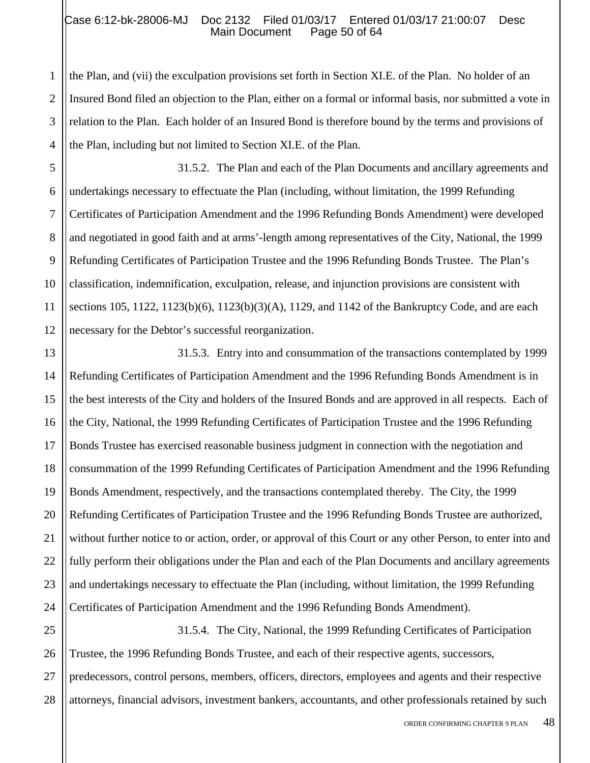the Plan, and (vii) the exculpation provisions set forth in Section XI.E. of the Plan. No holder of an Insured Bond filed an objection to the Plan, either on a formal or informal basis, nor submitted a vote in relation to the Plan. Each holder of an Insured Bond is therefore bound by the terms and provisions of the Plan, including but not limited to Section XI.E. of the Plan.

31.5.2. The Plan and each of the Plan Documents and ancillary agreements and undertakings necessary to effectuate the Plan (including, without limitation, the 1999 Refunding Certificates of Participation Amendment and the 1996 Refunding Bonds Amendment) were developed and negotiated in good faith and at arms'-length among representatives of the City, National, the 1999 Refunding Certificates of Participation Trustee and the 1996 Refunding Bonds Trustee. The Plan's classification, indemnification, exculpation, release, and injunction provisions are consistent with sections 105, 1122, 1123(b)(6), 1123(b)(3)(A), 1129, and 1142 of the Bankruptcy Code, and are each necessary for the Debtor's successful reorganization.

31.5.3. Entry into and consummation of the transactions contemplated by 1999 Refunding Certificates of Participation Amendment and the 1996 Refunding Bonds Amendment is in the best interests of the City and holders of the Insured Bonds and are approved in all respects. Each of the City, National, the 1999 Refunding Certificates of Participation Trustee and the 1996 Refunding Bonds Trustee has exercised reasonable business judgment in connection with the negotiation and consummation of the 1999 Refunding Certificates of Participation Amendment and the 1996 Refunding Bonds Amendment, respectively, and the transactions contemplated thereby. The City, the 1999 Refunding Certificates of Participation Trustee and the 1996 Refunding Bonds Trustee are authorized, without further notice to or action, order, or approval of this Court or any other Person, to enter into and fully perform their obligations under the Plan and each of the Plan Documents and ancillary agreements and undertakings necessary to effectuate the Plan (including, without limitation, the 1999 Refunding Certificates of Participation Amendment and the 1996 Refunding Bonds Amendment).

31.5.4. The City, National, the 1999 Refunding Certificates of Participation Trustee, the 1996 Refunding Bonds Trustee, and each of their respective agents, successors, predecessors, control persons, members, officers, directors, employees and agents and their respective attorneys, financial advisors, investment bankers, accountants, and other professionals retained by such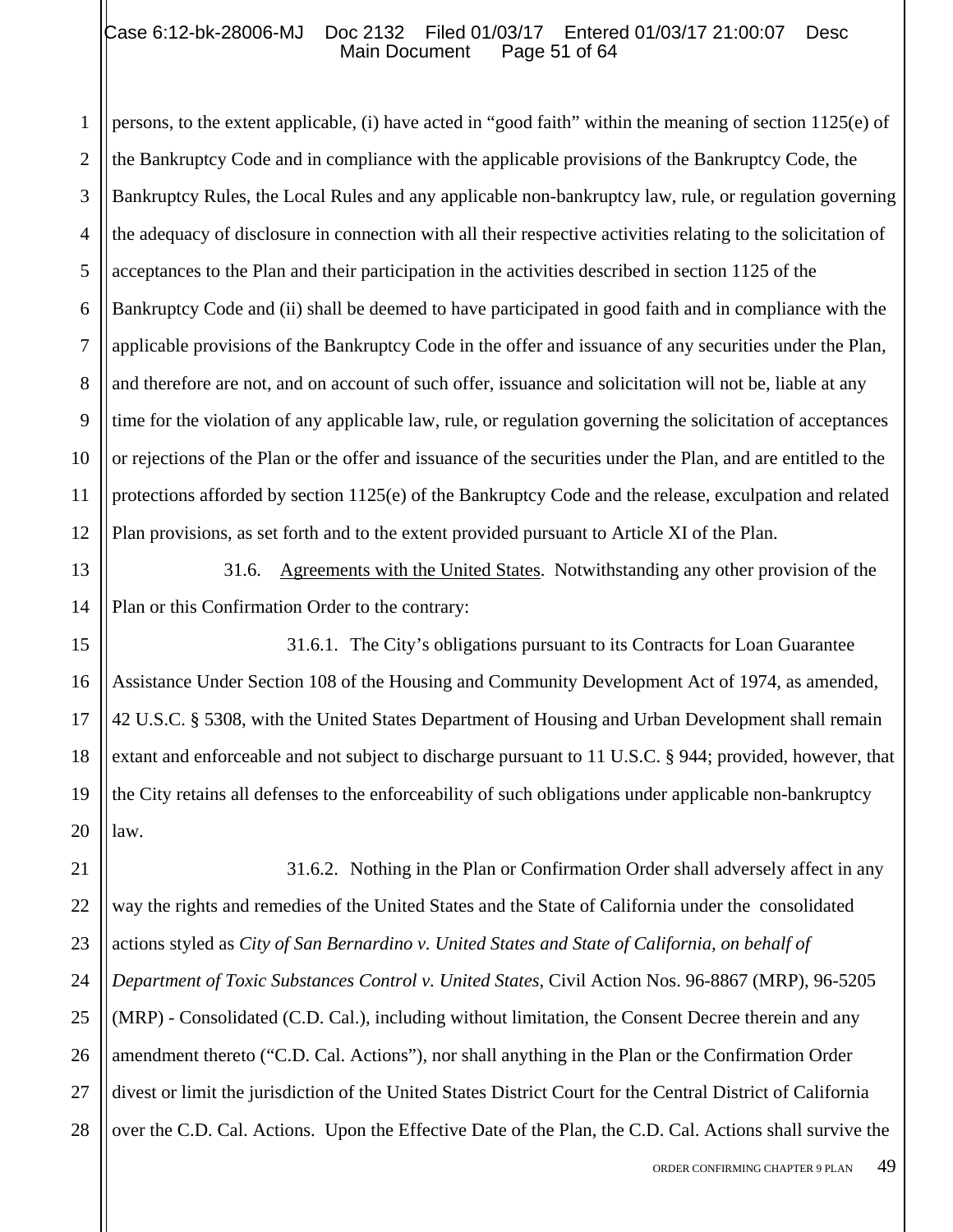persons, to the extent applicable, (i) have acted in "good faith" within the meaning of section 1125(e) of the Bankruptcy Code and in compliance with the applicable provisions of the Bankruptcy Code, the Bankruptcy Rules, the Local Rules and any applicable non-bankruptcy law, rule, or regulation governing the adequacy of disclosure in connection with all their respective activities relating to the solicitation of acceptances to the Plan and their participation in the activities described in section 1125 of the Bankruptcy Code and (ii) shall be deemed to have participated in good faith and in compliance with the applicable provisions of the Bankruptcy Code in the offer and issuance of any securities under the Plan, and therefore are not, and on account of such offer, issuance and solicitation will not be, liable at any time for the violation of any applicable law, rule, or regulation governing the solicitation of acceptances or rejections of the Plan or the offer and issuance of the securities under the Plan, and are entitled to the protections afforded by section 1125(e) of the Bankruptcy Code and the release, exculpation and related Plan provisions, as set forth and to the extent provided pursuant to Article XI of the Plan.

31.6. Agreements with the United States. Notwithstanding any other provision of the Plan or this Confirmation Order to the contrary:

31.6.1. The City's obligations pursuant to its Contracts for Loan Guarantee Assistance Under Section 108 of the Housing and Community Development Act of 1974, as amended, 42 U.S.C. § 5308, with the United States Department of Housing and Urban Development shall remain extant and enforceable and not subject to discharge pursuant to 11 U.S.C. § 944; provided, however, that the City retains all defenses to the enforceability of such obligations under applicable non-bankruptcy law.

31.6.2. Nothing in the Plan or Confirmation Order shall adversely affect in any way the rights and remedies of the United States and the State of California under the consolidated actions styled as *City of San Bernardino v. United States and State of California, on behalf of Department of Toxic Substances Control v. United States*, Civil Action Nos. 96-8867 (MRP), 96-5205 (MRP) - Consolidated (C.D. Cal.), including without limitation, the Consent Decree therein and any amendment thereto ("C.D. Cal. Actions"), nor shall anything in the Plan or the Confirmation Order divest or limit the jurisdiction of the United States District Court for the Central District of California over the C.D. Cal. Actions. Upon the Effective Date of the Plan, the C.D. Cal. Actions shall survive the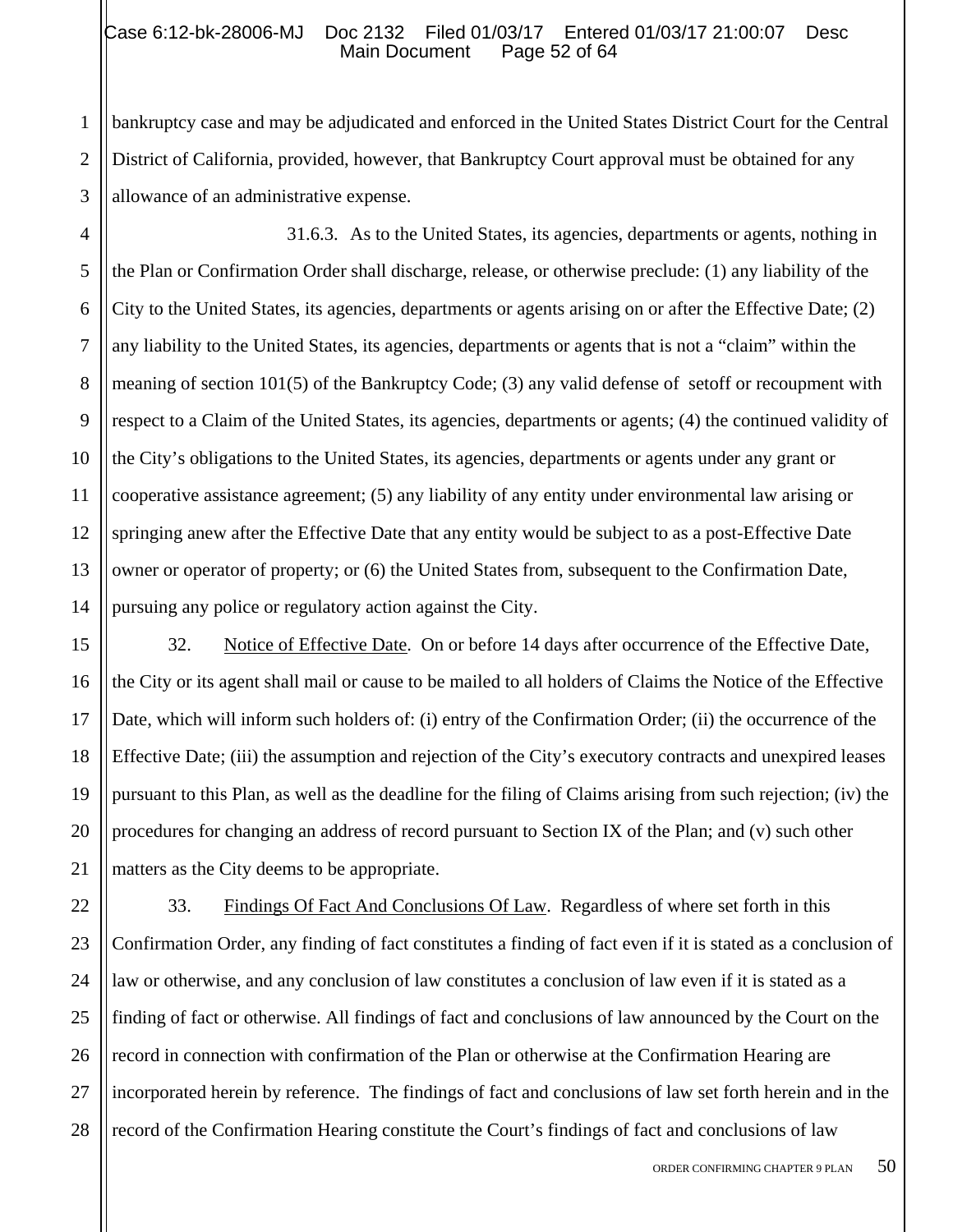bankruptcy case and may be adjudicated and enforced in the United States District Court for the Central District of California, provided, however, that Bankruptcy Court approval must be obtained for any allowance of an administrative expense.

31.6.3. As to the United States, its agencies, departments or agents, nothing in the Plan or Confirmation Order shall discharge, release, or otherwise preclude: (1) any liability of the City to the United States, its agencies, departments or agents arising on or after the Effective Date; (2) any liability to the United States, its agencies, departments or agents that is not a "claim" within the meaning of section 101(5) of the Bankruptcy Code; (3) any valid defense of setoff or recoupment with respect to a Claim of the United States, its agencies, departments or agents; (4) the continued validity of the City's obligations to the United States, its agencies, departments or agents under any grant or cooperative assistance agreement; (5) any liability of any entity under environmental law arising or springing anew after the Effective Date that any entity would be subject to as a post-Effective Date owner or operator of property; or (6) the United States from, subsequent to the Confirmation Date, pursuing any police or regulatory action against the City.

32. Notice of Effective Date. On or before 14 days after occurrence of the Effective Date, the City or its agent shall mail or cause to be mailed to all holders of Claims the Notice of the Effective Date, which will inform such holders of: (i) entry of the Confirmation Order; (ii) the occurrence of the Effective Date; (iii) the assumption and rejection of the City's executory contracts and unexpired leases pursuant to this Plan, as well as the deadline for the filing of Claims arising from such rejection; (iv) the procedures for changing an address of record pursuant to Section IX of the Plan; and (v) such other matters as the City deems to be appropriate.

33. Findings Of Fact And Conclusions Of Law. Regardless of where set forth in this Confirmation Order, any finding of fact constitutes a finding of fact even if it is stated as a conclusion of law or otherwise, and any conclusion of law constitutes a conclusion of law even if it is stated as a finding of fact or otherwise. All findings of fact and conclusions of law announced by the Court on the record in connection with confirmation of the Plan or otherwise at the Confirmation Hearing are incorporated herein by reference. The findings of fact and conclusions of law set forth herein and in the record of the Confirmation Hearing constitute the Court's findings of fact and conclusions of law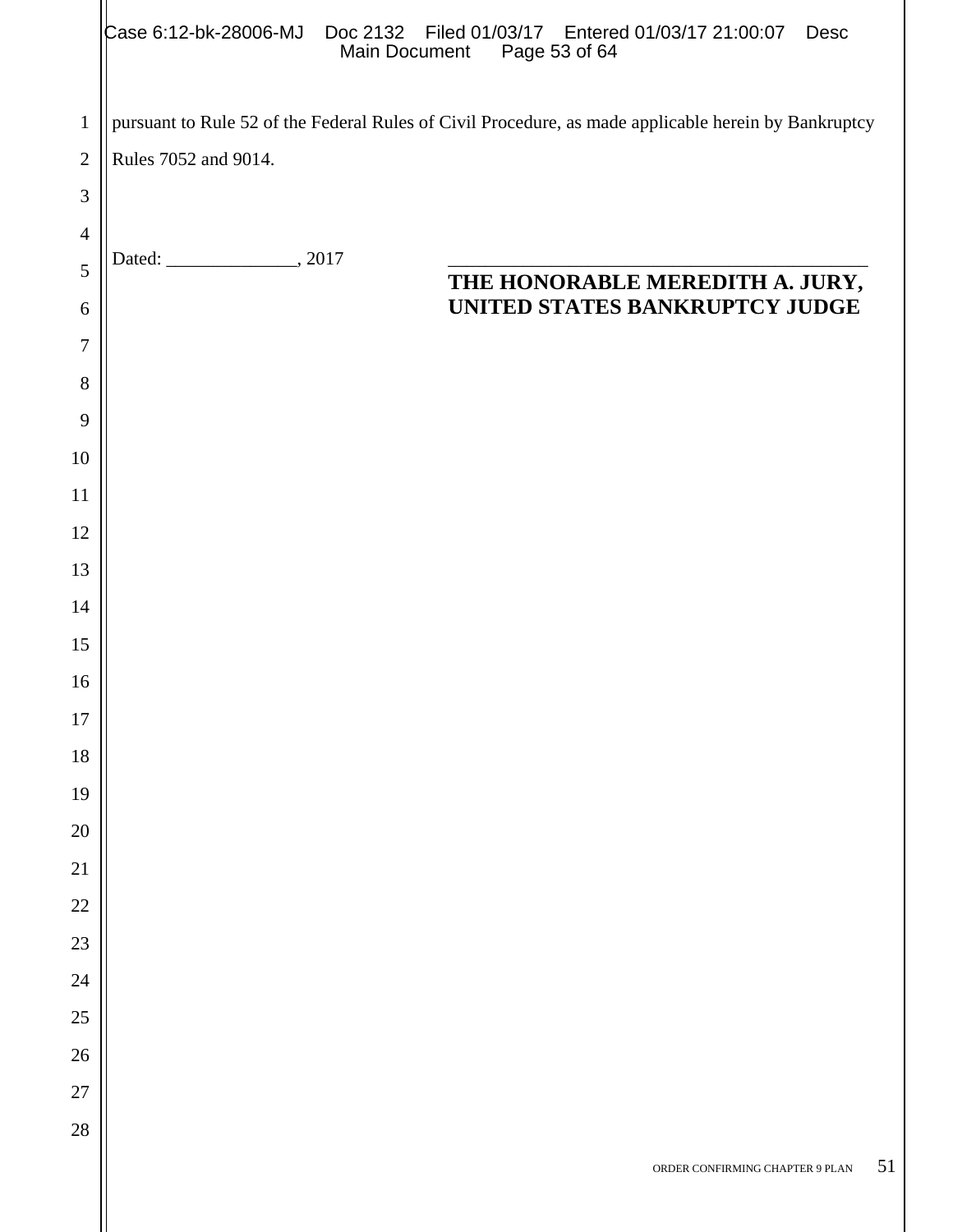pursuant to Rule 52 of the Federal Rules of Civil Procedure, as made applicable herein by Bankruptcy Rules 7052 and 9014.

Dated: ______________, 2017

\_\_\_\_\_\_\_\_\_\_\_\_\_\_\_\_\_\_\_\_\_\_\_\_\_\_\_\_\_\_\_\_\_\_\_\_\_\_\_\_\_\_

**THE HONORABLE MEREDITH A. JURY,**
**UNITED STATES BANKRUPTCY JUDGE**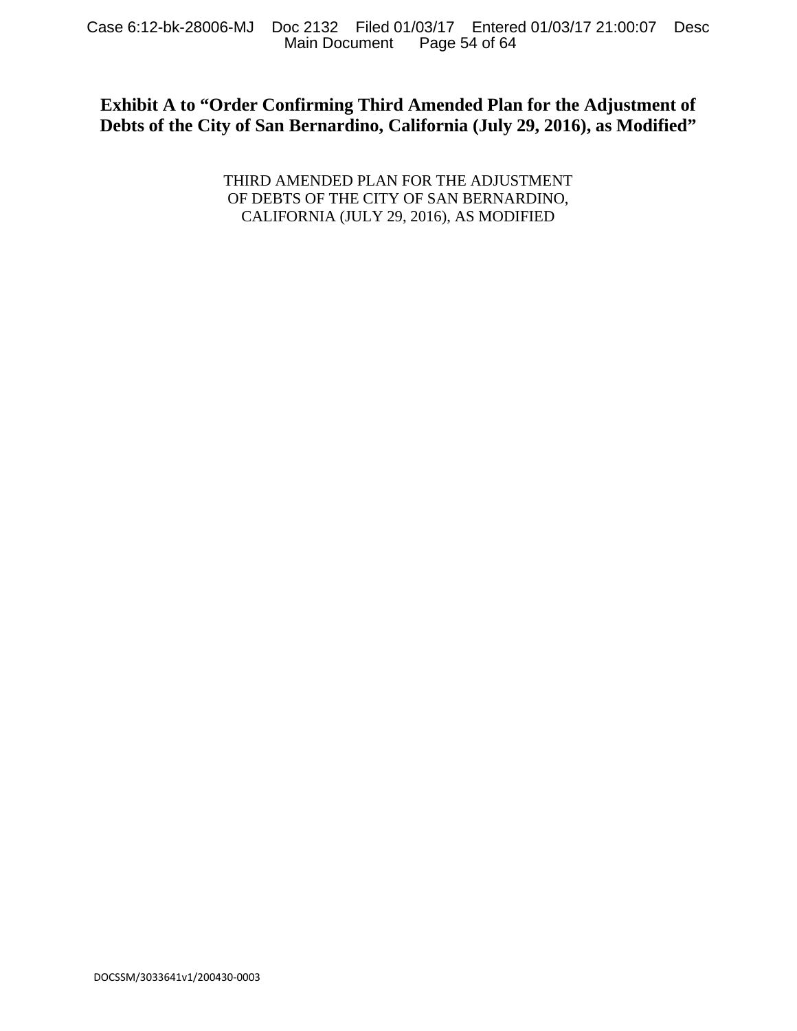**Exhibit A to "Order Confirming Third Amended Plan for the Adjustment of Debts of the City of San Bernardino, California (July 29, 2016), as Modified"**

THIRD AMENDED PLAN FOR THE ADJUSTMENT OF DEBTS OF THE CITY OF SAN BERNARDINO, CALIFORNIA (JULY 29, 2016), AS MODIFIED

DOCSSM/3033641v1/200430-0003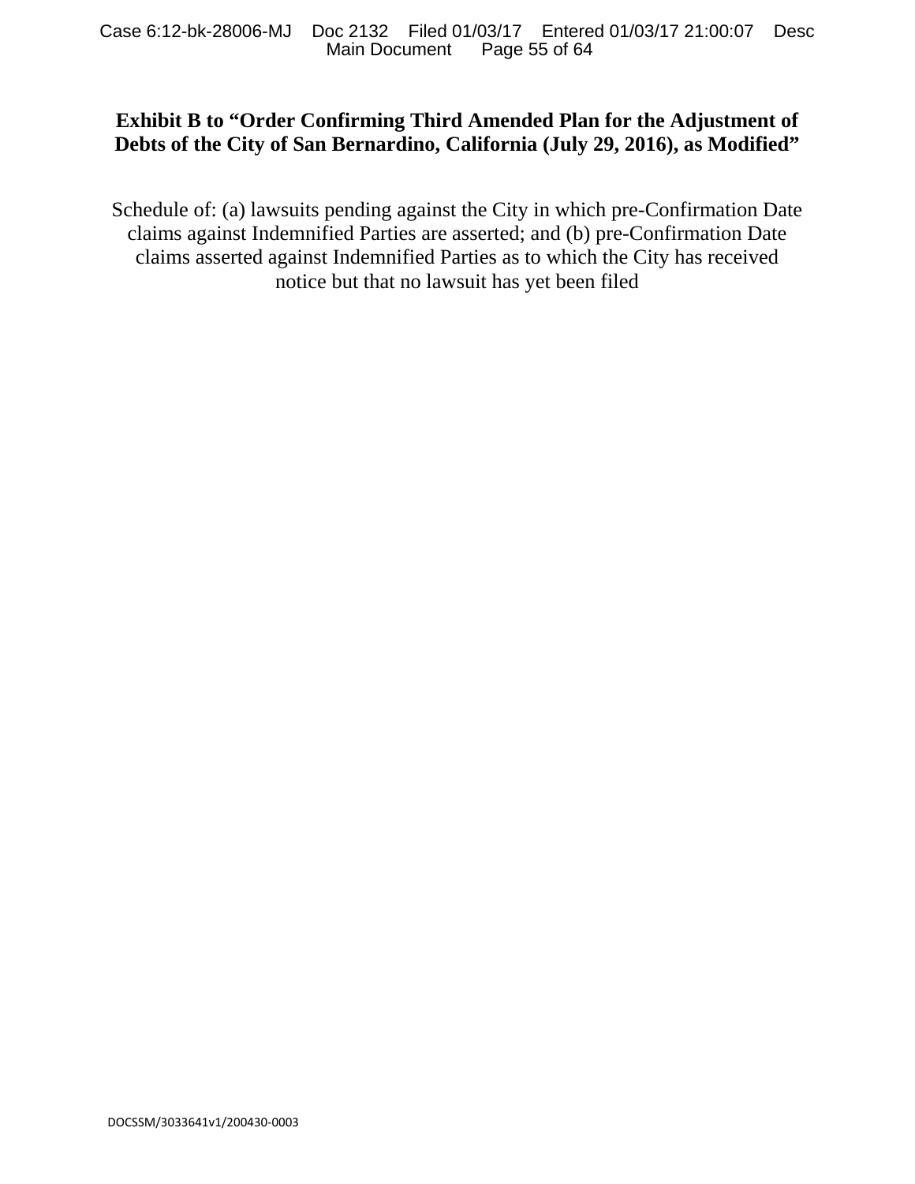**Exhibit B to "Order Confirming Third Amended Plan for the Adjustment of Debts of the City of San Bernardino, California (July 29, 2016), as Modified"**

Schedule of: (a) lawsuits pending against the City in which pre-Confirmation Date claims against Indemnified Parties are asserted; and (b) pre-Confirmation Date claims asserted against Indemnified Parties as to which the City has received notice but that no lawsuit has yet been filed

DOCSSM/3033641v1/200430-0003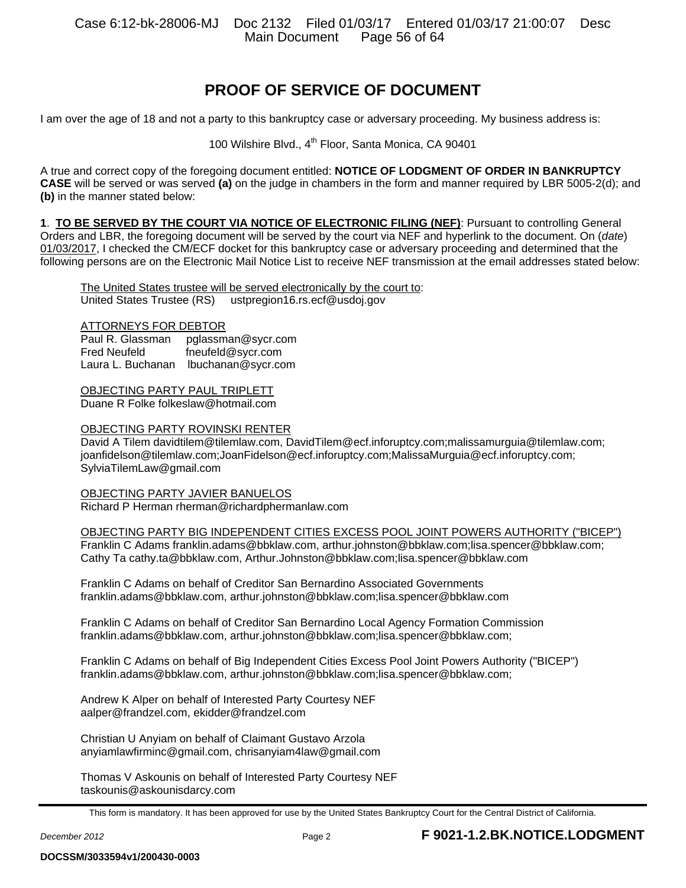# PROOF OF SERVICE OF DOCUMENT

I am over the age of 18 and not a party to this bankruptcy case or adversary proceeding. My business address is:

100 Wilshire Blvd., 4th Floor, Santa Monica, CA 90401

A true and correct copy of the foregoing document entitled: **NOTICE OF LODGMENT OF ORDER IN BANKRUPTCY CASE** will be served or was served **(a)** on the judge in chambers in the form and manner required by LBR 5005-2(d); and **(b)** in the manner stated below:

**1**. **TO BE SERVED BY THE COURT VIA NOTICE OF ELECTRONIC FILING (NEF)**: Pursuant to controlling General Orders and LBR, the foregoing document will be served by the court via NEF and hyperlink to the document. On (*date*) 01/03/2017, I checked the CM/ECF docket for this bankruptcy case or adversary proceeding and determined that the following persons are on the Electronic Mail Notice List to receive NEF transmission at the email addresses stated below:

The United States trustee will be served electronically by the court to:
United States Trustee (RS) ustpregion16.rs.ecf@usdoj.gov

ATTORNEYS FOR DEBTOR
Paul R. Glassman pglassman@sycr.com
Fred Neufeld fneufeld@sycr.com
Laura L. Buchanan lbuchanan@sycr.com

OBJECTING PARTY PAUL TRIPLETT
Duane R Folke folkeslaw@hotmail.com

OBJECTING PARTY ROVINSKI RENTER
David A Tilem davidtilem@tilemlaw.com, DavidTilem@ecf.inforuptcy.com;malissamurguia@tilemlaw.com; joanfidelson@tilemlaw.com;JoanFidelson@ecf.inforuptcy.com;MalissaMurguia@ecf.inforuptcy.com; SylviaTilemLaw@gmail.com

OBJECTING PARTY JAVIER BANUELOS
Richard P Herman rherman@richardphermanlaw.com

OBJECTING PARTY BIG INDEPENDENT CITIES EXCESS POOL JOINT POWERS AUTHORITY ("BICEP")
Franklin C Adams franklin.adams@bbklaw.com, arthur.johnston@bbklaw.com;lisa.spencer@bbklaw.com;
Cathy Ta cathy.ta@bbklaw.com, Arthur.Johnston@bbklaw.com;lisa.spencer@bbklaw.com

Franklin C Adams on behalf of Creditor San Bernardino Associated Governments
franklin.adams@bbklaw.com, arthur.johnston@bbklaw.com;lisa.spencer@bbklaw.com

Franklin C Adams on behalf of Creditor San Bernardino Local Agency Formation Commission
franklin.adams@bbklaw.com, arthur.johnston@bbklaw.com;lisa.spencer@bbklaw.com;

Franklin C Adams on behalf of Big Independent Cities Excess Pool Joint Powers Authority ("BICEP")
franklin.adams@bbklaw.com, arthur.johnston@bbklaw.com;lisa.spencer@bbklaw.com;

Andrew K Alper on behalf of Interested Party Courtesy NEF
aalper@frandzel.com, ekidder@frandzel.com

Christian U Anyiam on behalf of Claimant Gustavo Arzola
anyiamlawfirminc@gmail.com, chrisanyiam4law@gmail.com

Thomas V Askounis on behalf of Interested Party Courtesy NEF
taskounis@askounisdarcy.com

This form is mandatory. It has been approved for use by the United States Bankruptcy Court for the Central District of California.

*December 2012* **F 9021-1.2.BK.NOTICE.LODGMENT**

**DOCSSM/3033594v1/200430-0003**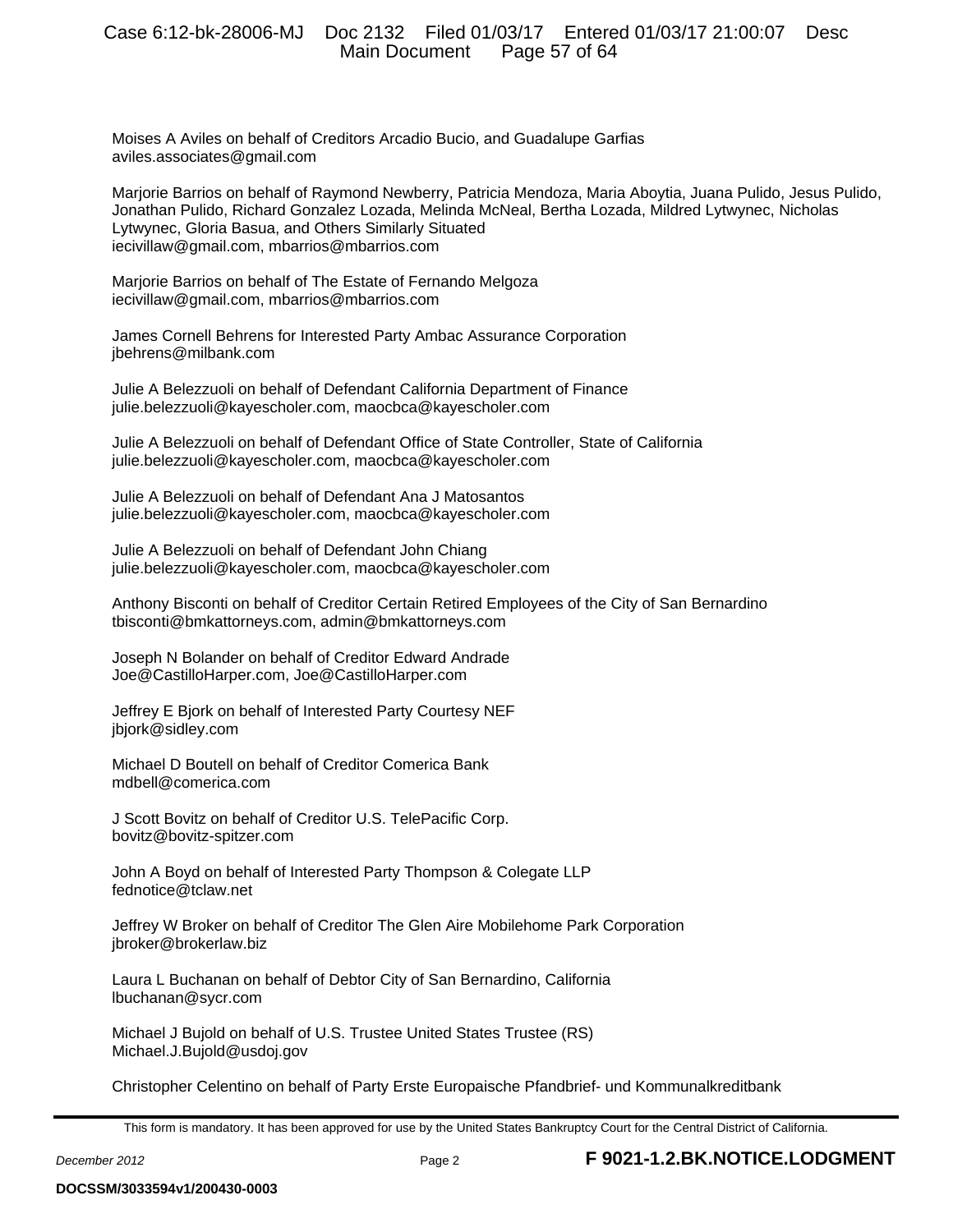Moises A Aviles on behalf of Creditors Arcadio Bucio, and Guadalupe Garfias
aviles.associates@gmail.com

Marjorie Barrios on behalf of Raymond Newberry, Patricia Mendoza, Maria Aboytia, Juana Pulido, Jesus Pulido, Jonathan Pulido, Richard Gonzalez Lozada, Melinda McNeal, Bertha Lozada, Mildred Lytwynec, Nicholas Lytwynec, Gloria Basua, and Others Similarly Situated
iecivillaw@gmail.com, mbarrios@mbarrios.com

Marjorie Barrios on behalf of The Estate of Fernando Melgoza
iecivillaw@gmail.com, mbarrios@mbarrios.com

James Cornell Behrens for Interested Party Ambac Assurance Corporation
jbehrens@milbank.com

Julie A Belezzuoli on behalf of Defendant California Department of Finance
julie.belezzuoli@kayescholer.com, maocbca@kayescholer.com

Julie A Belezzuoli on behalf of Defendant Office of State Controller, State of California
julie.belezzuoli@kayescholer.com, maocbca@kayescholer.com

Julie A Belezzuoli on behalf of Defendant Ana J Matosantos
julie.belezzuoli@kayescholer.com, maocbca@kayescholer.com

Julie A Belezzuoli on behalf of Defendant John Chiang
julie.belezzuoli@kayescholer.com, maocbca@kayescholer.com

Anthony Bisconti on behalf of Creditor Certain Retired Employees of the City of San Bernardino
tbisconti@bmkattorneys.com, admin@bmkattorneys.com

Joseph N Bolander on behalf of Creditor Edward Andrade
Joe@CastilloHarper.com, Joe@CastilloHarper.com

Jeffrey E Bjork on behalf of Interested Party Courtesy NEF
jbjork@sidley.com

Michael D Boutell on behalf of Creditor Comerica Bank
mdbell@comerica.com

J Scott Bovitz on behalf of Creditor U.S. TelePacific Corp.
bovitz@bovitz-spitzer.com

John A Boyd on behalf of Interested Party Thompson & Colegate LLP
fednotice@tclaw.net

Jeffrey W Broker on behalf of Creditor The Glen Aire Mobilehome Park Corporation
jbroker@brokerlaw.biz

Laura L Buchanan on behalf of Debtor City of San Bernardino, California
lbuchanan@sycr.com

Michael J Bujold on behalf of U.S. Trustee United States Trustee (RS)
Michael.J.Bujold@usdoj.gov

Christopher Celentino on behalf of Party Erste Europaische Pfandbrief- und Kommunalkreditbank

This form is mandatory. It has been approved for use by the United States Bankruptcy Court for the Central District of California.

*December 2012* **F 9021-1.2.BK.NOTICE.LODGMENT**

**DOCSSM/3033594v1/200430-0003**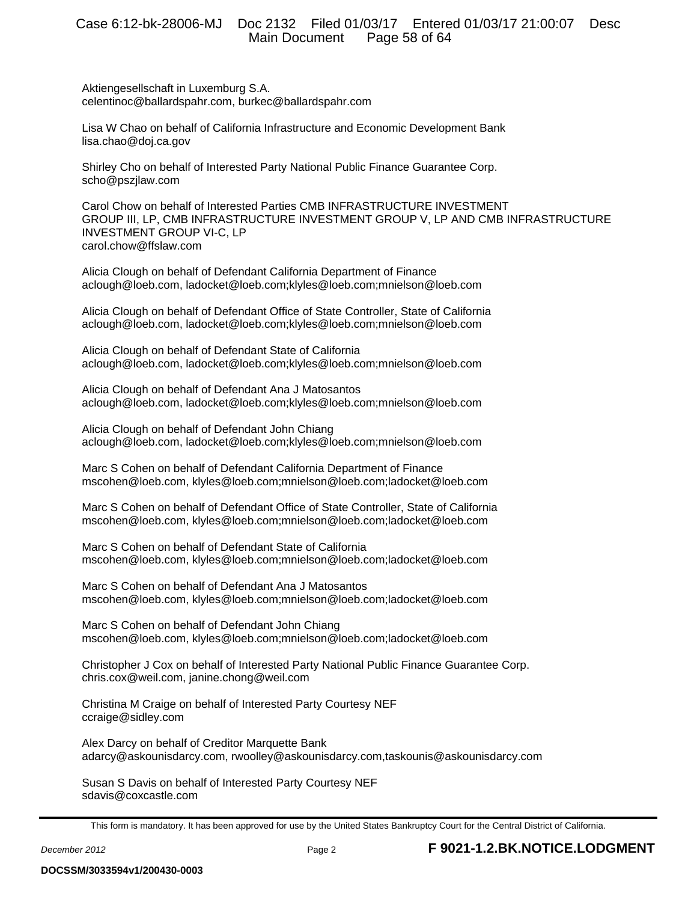Aktiengesellschaft in Luxemburg S.A.
celentinoc@ballardspahr.com, burkec@ballardspahr.com

Lisa W Chao on behalf of California Infrastructure and Economic Development Bank
lisa.chao@doj.ca.gov

Shirley Cho on behalf of Interested Party National Public Finance Guarantee Corp.
scho@pszjlaw.com

Carol Chow on behalf of Interested Parties CMB INFRASTRUCTURE INVESTMENT GROUP III, LP, CMB INFRASTRUCTURE INVESTMENT GROUP V, LP AND CMB INFRASTRUCTURE INVESTMENT GROUP VI-C, LP
carol.chow@ffslaw.com

Alicia Clough on behalf of Defendant California Department of Finance
aclough@loeb.com, ladocket@loeb.com;klyles@loeb.com;mnielson@loeb.com

Alicia Clough on behalf of Defendant Office of State Controller, State of California
aclough@loeb.com, ladocket@loeb.com;klyles@loeb.com;mnielson@loeb.com

Alicia Clough on behalf of Defendant State of California
aclough@loeb.com, ladocket@loeb.com;klyles@loeb.com;mnielson@loeb.com

Alicia Clough on behalf of Defendant Ana J Matosantos
aclough@loeb.com, ladocket@loeb.com;klyles@loeb.com;mnielson@loeb.com

Alicia Clough on behalf of Defendant John Chiang
aclough@loeb.com, ladocket@loeb.com;klyles@loeb.com;mnielson@loeb.com

Marc S Cohen on behalf of Defendant California Department of Finance
mscohen@loeb.com, klyles@loeb.com;mnielson@loeb.com;ladocket@loeb.com

Marc S Cohen on behalf of Defendant Office of State Controller, State of California
mscohen@loeb.com, klyles@loeb.com;mnielson@loeb.com;ladocket@loeb.com

Marc S Cohen on behalf of Defendant State of California
mscohen@loeb.com, klyles@loeb.com;mnielson@loeb.com;ladocket@loeb.com

Marc S Cohen on behalf of Defendant Ana J Matosantos
mscohen@loeb.com, klyles@loeb.com;mnielson@loeb.com;ladocket@loeb.com

Marc S Cohen on behalf of Defendant John Chiang
mscohen@loeb.com, klyles@loeb.com;mnielson@loeb.com;ladocket@loeb.com

Christopher J Cox on behalf of Interested Party National Public Finance Guarantee Corp.
chris.cox@weil.com, janine.chong@weil.com

Christina M Craige on behalf of Interested Party Courtesy NEF
ccraige@sidley.com

Alex Darcy on behalf of Creditor Marquette Bank
adarcy@askounisdarcy.com, rwoolley@askounisdarcy.com,taskounis@askounisdarcy.com

Susan S Davis on behalf of Interested Party Courtesy NEF
sdavis@coxcastle.com

This form is mandatory. It has been approved for use by the United States Bankruptcy Court for the Central District of California.

*December 2012* **F 9021-1.2.BK.NOTICE.LODGMENT**

**DOCSSM/3033594v1/200430-0003**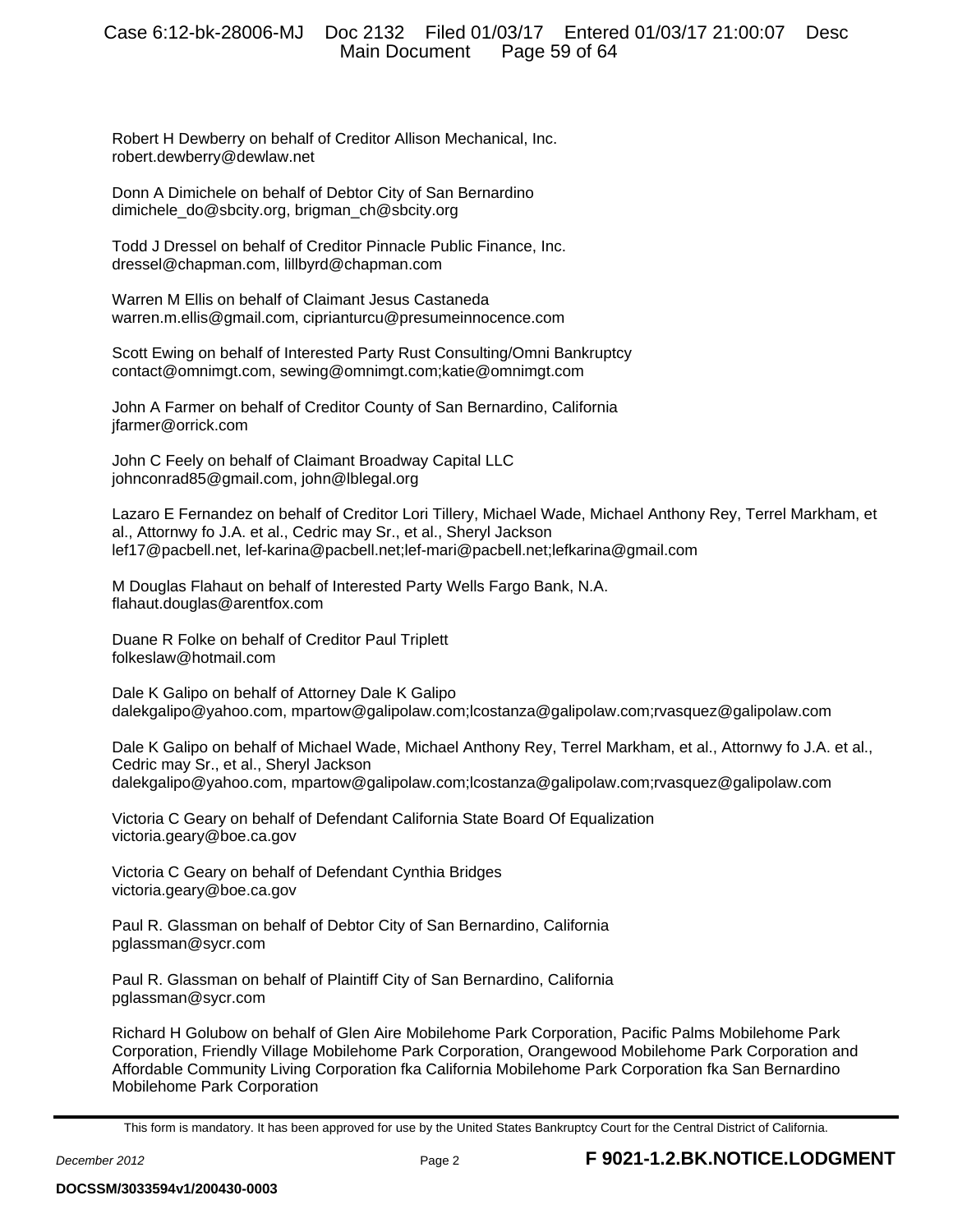Robert H Dewberry on behalf of Creditor Allison Mechanical, Inc.
robert.dewberry@dewlaw.net

Donn A Dimichele on behalf of Debtor City of San Bernardino
dimichele_do@sbcity.org, brigman_ch@sbcity.org

Todd J Dressel on behalf of Creditor Pinnacle Public Finance, Inc.
dressel@chapman.com, lillbyrd@chapman.com

Warren M Ellis on behalf of Claimant Jesus Castaneda
warren.m.ellis@gmail.com, ciprianturcu@presumeinnocence.com

Scott Ewing on behalf of Interested Party Rust Consulting/Omni Bankruptcy
contact@omnimgt.com, sewing@omnimgt.com;katie@omnimgt.com

John A Farmer on behalf of Creditor County of San Bernardino, California
jfarmer@orrick.com

John C Feely on behalf of Claimant Broadway Capital LLC
johnconrad85@gmail.com, john@lblegal.org

Lazaro E Fernandez on behalf of Creditor Lori Tillery, Michael Wade, Michael Anthony Rey, Terrel Markham, et al., Attornwy fo J.A. et al., Cedric may Sr., et al., Sheryl Jackson
lef17@pacbell.net, lef-karina@pacbell.net;lef-mari@pacbell.net;lefkarina@gmail.com

M Douglas Flahaut on behalf of Interested Party Wells Fargo Bank, N.A.
flahaut.douglas@arentfox.com

Duane R Folke on behalf of Creditor Paul Triplett
folkeslaw@hotmail.com

Dale K Galipo on behalf of Attorney Dale K Galipo
dalekgalipo@yahoo.com, mpartow@galipolaw.com;lcostanza@galipolaw.com;rvasquez@galipolaw.com

Dale K Galipo on behalf of Michael Wade, Michael Anthony Rey, Terrel Markham, et al., Attornwy fo J.A. et al., Cedric may Sr., et al., Sheryl Jackson
dalekgalipo@yahoo.com, mpartow@galipolaw.com;lcostanza@galipolaw.com;rvasquez@galipolaw.com

Victoria C Geary on behalf of Defendant California State Board Of Equalization
victoria.geary@boe.ca.gov

Victoria C Geary on behalf of Defendant Cynthia Bridges
victoria.geary@boe.ca.gov

Paul R. Glassman on behalf of Debtor City of San Bernardino, California
pglassman@sycr.com

Paul R. Glassman on behalf of Plaintiff City of San Bernardino, California
pglassman@sycr.com

Richard H Golubow on behalf of Glen Aire Mobilehome Park Corporation, Pacific Palms Mobilehome Park Corporation, Friendly Village Mobilehome Park Corporation, Orangewood Mobilehome Park Corporation and Affordable Community Living Corporation fka California Mobilehome Park Corporation fka San Bernardino Mobilehome Park Corporation

This form is mandatory. It has been approved for use by the United States Bankruptcy Court for the Central District of California.

*December 2012* Page 2 **F 9021-1.2.BK.NOTICE.LODGMENT**

**DOCSSM/3033594v1/200430-0003**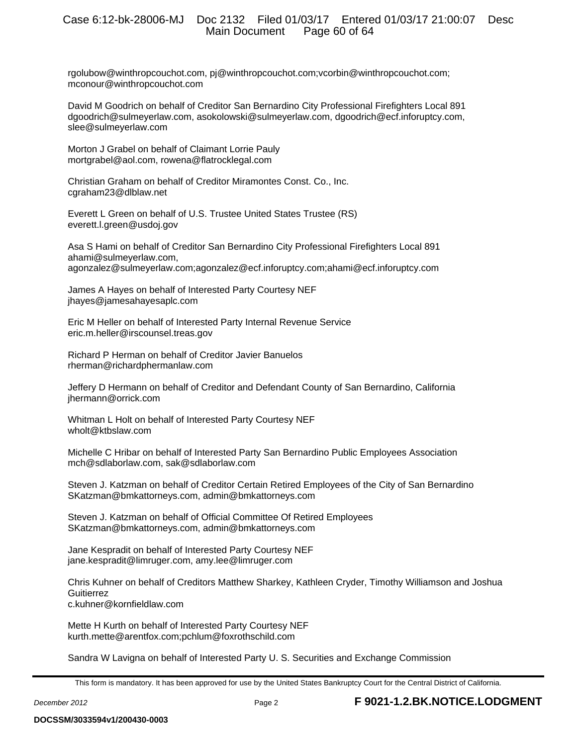rgolubow@winthropcouchot.com, pj@winthropcouchot.com;vcorbin@winthropcouchot.com;
mconour@winthropcouchot.com

David M Goodrich on behalf of Creditor San Bernardino City Professional Firefighters Local 891
dgoodrich@sulmeyerlaw.com, asokolowski@sulmeyerlaw.com, dgoodrich@ecf.inforuptcy.com,
slee@sulmeyerlaw.com

Morton J Grabel on behalf of Claimant Lorrie Pauly
mortgrabel@aol.com, rowena@flatrocklegal.com

Christian Graham on behalf of Creditor Miramontes Const. Co., Inc.
cgraham23@dlblaw.net

Everett L Green on behalf of U.S. Trustee United States Trustee (RS)
everett.l.green@usdoj.gov

Asa S Hami on behalf of Creditor San Bernardino City Professional Firefighters Local 891
ahami@sulmeyerlaw.com,
agonzalez@sulmeyerlaw.com;agonzalez@ecf.inforuptcy.com;ahami@ecf.inforuptcy.com

James A Hayes on behalf of Interested Party Courtesy NEF
jhayes@jamesahayesaplc.com

Eric M Heller on behalf of Interested Party Internal Revenue Service
eric.m.heller@irscounsel.treas.gov

Richard P Herman on behalf of Creditor Javier Banuelos
rherman@richardphermanlaw.com

Jeffery D Hermann on behalf of Creditor and Defendant County of San Bernardino, California
jhermann@orrick.com

Whitman L Holt on behalf of Interested Party Courtesy NEF
wholt@ktbslaw.com

Michelle C Hribar on behalf of Interested Party San Bernardino Public Employees Association
mch@sdlaborlaw.com, sak@sdlaborlaw.com

Steven J. Katzman on behalf of Creditor Certain Retired Employees of the City of San Bernardino
SKatzman@bmkattorneys.com, admin@bmkattorneys.com

Steven J. Katzman on behalf of Official Committee Of Retired Employees
SKatzman@bmkattorneys.com, admin@bmkattorneys.com

Jane Kespradit on behalf of Interested Party Courtesy NEF
jane.kespradit@limruger.com, amy.lee@limruger.com

Chris Kuhner on behalf of Creditors Matthew Sharkey, Kathleen Cryder, Timothy Williamson and Joshua Guitierrez
c.kuhner@kornfieldlaw.com

Mette H Kurth on behalf of Interested Party Courtesy NEF
kurth.mette@arentfox.com;pchlum@foxrothschild.com

Sandra W Lavigna on behalf of Interested Party U. S. Securities and Exchange Commission

This form is mandatory. It has been approved for use by the United States Bankruptcy Court for the Central District of California.

*December 2012* Page 2 **F 9021-1.2.BK.NOTICE.LODGMENT**

**DOCSSM/3033594v1/200430-0003**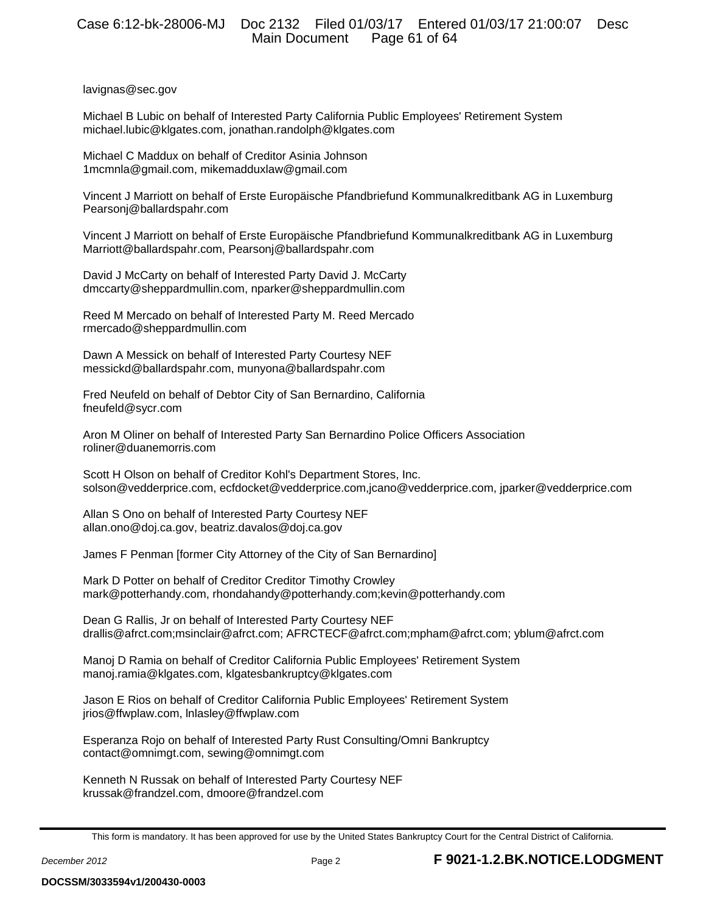lavignas@sec.gov

Michael B Lubic on behalf of Interested Party California Public Employees' Retirement System
michael.lubic@klgates.com, jonathan.randolph@klgates.com

Michael C Maddux on behalf of Creditor Asinia Johnson
1mcmnla@gmail.com, mikemadduxlaw@gmail.com

Vincent J Marriott on behalf of Erste Europäische Pfandbriefund Kommunalkreditbank AG in Luxemburg
Pearsonj@ballardspahr.com

Vincent J Marriott on behalf of Erste Europäische Pfandbriefund Kommunalkreditbank AG in Luxemburg
Marriott@ballardspahr.com, Pearsonj@ballardspahr.com

David J McCarty on behalf of Interested Party David J. McCarty
dmccarty@sheppardmullin.com, nparker@sheppardmullin.com

Reed M Mercado on behalf of Interested Party M. Reed Mercado
rmercado@sheppardmullin.com

Dawn A Messick on behalf of Interested Party Courtesy NEF
messickd@ballardspahr.com, munyona@ballardspahr.com

Fred Neufeld on behalf of Debtor City of San Bernardino, California
fneufeld@sycr.com

Aron M Oliner on behalf of Interested Party San Bernardino Police Officers Association
roliner@duanemorris.com

Scott H Olson on behalf of Creditor Kohl's Department Stores, Inc.
solson@vedderprice.com, ecfdocket@vedderprice.com,jcano@vedderprice.com, jparker@vedderprice.com

Allan S Ono on behalf of Interested Party Courtesy NEF
allan.ono@doj.ca.gov, beatriz.davalos@doj.ca.gov

James F Penman [former City Attorney of the City of San Bernardino]

Mark D Potter on behalf of Creditor Creditor Timothy Crowley
mark@potterhandy.com, rhondahandy@potterhandy.com;kevin@potterhandy.com

Dean G Rallis, Jr on behalf of Interested Party Courtesy NEF
drallis@afrct.com;msinclair@afrct.com; AFRCTECF@afrct.com;mpham@afrct.com; yblum@afrct.com

Manoj D Ramia on behalf of Creditor California Public Employees' Retirement System
manoj.ramia@klgates.com, klgatesbankruptcy@klgates.com

Jason E Rios on behalf of Creditor California Public Employees' Retirement System
jrios@ffwplaw.com, lnlasley@ffwplaw.com

Esperanza Rojo on behalf of Interested Party Rust Consulting/Omni Bankruptcy
contact@omnimgt.com, sewing@omnimgt.com

Kenneth N Russak on behalf of Interested Party Courtesy NEF
krussak@frandzel.com, dmoore@frandzel.com

This form is mandatory. It has been approved for use by the United States Bankruptcy Court for the Central District of California.

*December 2012* Page 2 **F 9021-1.2.BK.NOTICE.LODGMENT**

**DOCSSM/3033594v1/200430-0003**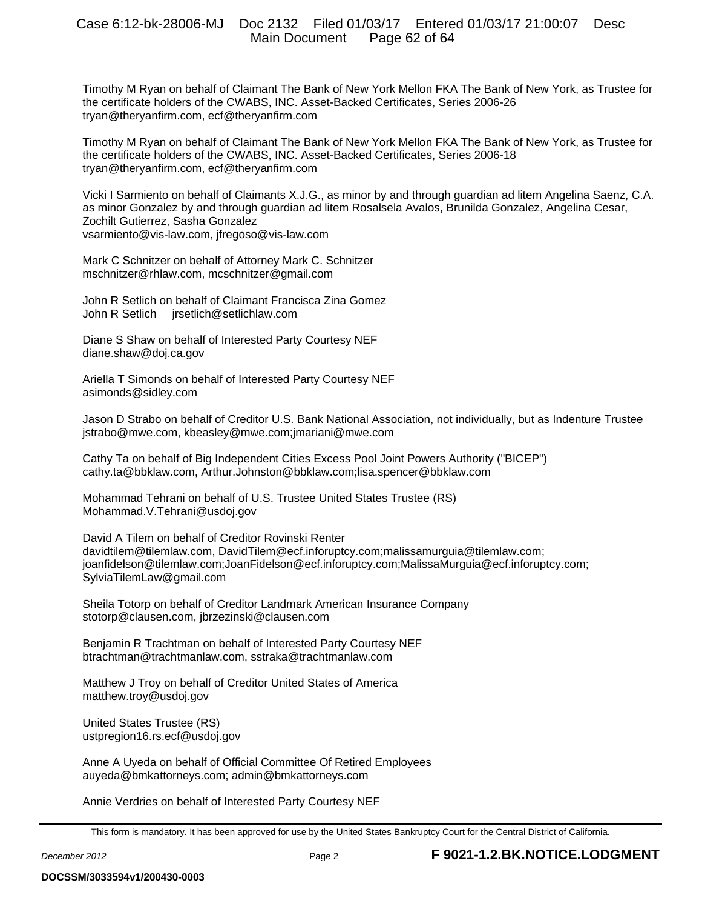Timothy M Ryan on behalf of Claimant The Bank of New York Mellon FKA The Bank of New York, as Trustee for the certificate holders of the CWABS, INC. Asset-Backed Certificates, Series 2006-26
tryan@theryanfirm.com, ecf@theryanfirm.com

Timothy M Ryan on behalf of Claimant The Bank of New York Mellon FKA The Bank of New York, as Trustee for the certificate holders of the CWABS, INC. Asset-Backed Certificates, Series 2006-18
tryan@theryanfirm.com, ecf@theryanfirm.com

Vicki I Sarmiento on behalf of Claimants X.J.G., as minor by and through guardian ad litem Angelina Saenz, C.A. as minor Gonzalez by and through guardian ad litem Rosalsela Avalos, Brunilda Gonzalez, Angelina Cesar, Zochilt Gutierrez, Sasha Gonzalez
vsarmiento@vis-law.com, jfregoso@vis-law.com

Mark C Schnitzer on behalf of Attorney Mark C. Schnitzer
mschnitzer@rhlaw.com, mcschnitzer@gmail.com

John R Setlich on behalf of Claimant Francisca Zina Gomez
John R Setlich jrsetlich@setlichlaw.com

Diane S Shaw on behalf of Interested Party Courtesy NEF
diane.shaw@doj.ca.gov

Ariella T Simonds on behalf of Interested Party Courtesy NEF
asimonds@sidley.com

Jason D Strabo on behalf of Creditor U.S. Bank National Association, not individually, but as Indenture Trustee
jstrabo@mwe.com, kbeasley@mwe.com;jmariani@mwe.com

Cathy Ta on behalf of Big Independent Cities Excess Pool Joint Powers Authority ("BICEP")
cathy.ta@bbklaw.com, Arthur.Johnston@bbklaw.com;lisa.spencer@bbklaw.com

Mohammad Tehrani on behalf of U.S. Trustee United States Trustee (RS)
Mohammad.V.Tehrani@usdoj.gov

David A Tilem on behalf of Creditor Rovinski Renter
davidtilem@tilemlaw.com, DavidTilem@ecf.inforuptcy.com;malissamurguia@tilemlaw.com;
joanfidelson@tilemlaw.com;JoanFidelson@ecf.inforuptcy.com;MalissaMurguia@ecf.inforuptcy.com;
SylviaTilemLaw@gmail.com

Sheila Totorp on behalf of Creditor Landmark American Insurance Company
stotorp@clausen.com, jbrzezinski@clausen.com

Benjamin R Trachtman on behalf of Interested Party Courtesy NEF
btrachtman@trachtmanlaw.com, sstraka@trachtmanlaw.com

Matthew J Troy on behalf of Creditor United States of America
matthew.troy@usdoj.gov

United States Trustee (RS)
ustpregion16.rs.ecf@usdoj.gov

Anne A Uyeda on behalf of Official Committee Of Retired Employees
auyeda@bmkattorneys.com; admin@bmkattorneys.com

Annie Verdries on behalf of Interested Party Courtesy NEF

This form is mandatory. It has been approved for use by the United States Bankruptcy Court for the Central District of California.

*December 2012* Page 2 **F 9021-1.2.BK.NOTICE.LODGMENT**

**DOCSSM/3033594v1/200430-0003**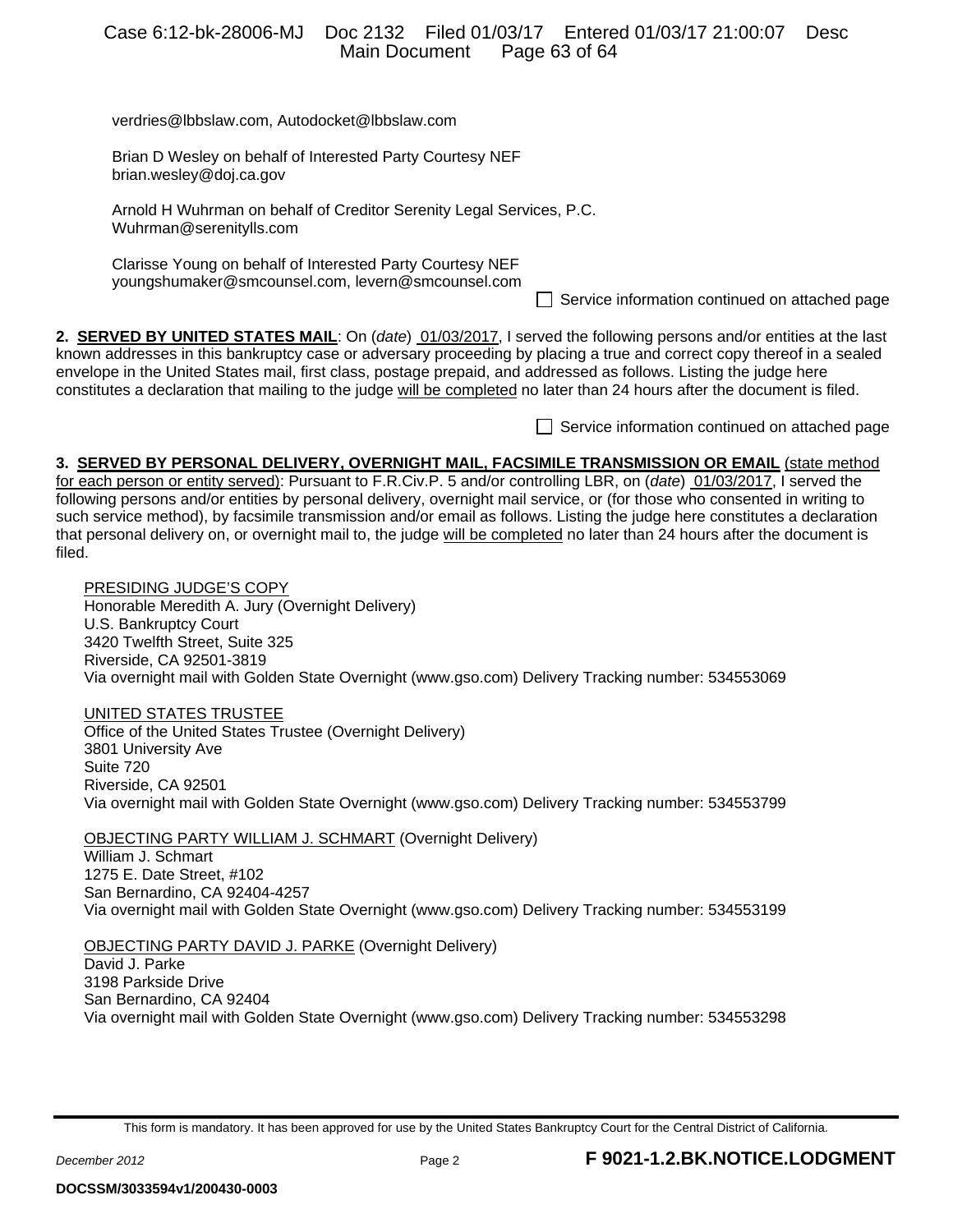verdries@lbbslaw.com, Autodocket@lbbslaw.com

Brian D Wesley on behalf of Interested Party Courtesy NEF
brian.wesley@doj.ca.gov

Arnold H Wuhrman on behalf of Creditor Serenity Legal Services, P.C.
Wuhrman@serenitylls.com

Clarisse Young on behalf of Interested Party Courtesy NEF
youngshumaker@smcounsel.com, levern@smcounsel.com

☐ Service information continued on attached page

**2. SERVED BY UNITED STATES MAIL**: On (*date*) 01/03/2017, I served the following persons and/or entities at the last known addresses in this bankruptcy case or adversary proceeding by placing a true and correct copy thereof in a sealed envelope in the United States mail, first class, postage prepaid, and addressed as follows. Listing the judge here constitutes a declaration that mailing to the judge will be completed no later than 24 hours after the document is filed.

☐ Service information continued on attached page

**3. SERVED BY PERSONAL DELIVERY, OVERNIGHT MAIL, FACSIMILE TRANSMISSION OR EMAIL** (state method for each person or entity served): Pursuant to F.R.Civ.P. 5 and/or controlling LBR, on (*date*) 01/03/2017, I served the following persons and/or entities by personal delivery, overnight mail service, or (for those who consented in writing to such service method), by facsimile transmission and/or email as follows. Listing the judge here constitutes a declaration that personal delivery on, or overnight mail to, the judge will be completed no later than 24 hours after the document is filed.

PRESIDING JUDGE'S COPY
Honorable Meredith A. Jury (Overnight Delivery)
U.S. Bankruptcy Court
3420 Twelfth Street, Suite 325
Riverside, CA 92501-3819
Via overnight mail with Golden State Overnight (www.gso.com) Delivery Tracking number: 534553069

UNITED STATES TRUSTEE
Office of the United States Trustee (Overnight Delivery)
3801 University Ave
Suite 720
Riverside, CA 92501
Via overnight mail with Golden State Overnight (www.gso.com) Delivery Tracking number: 534553799

OBJECTING PARTY WILLIAM J. SCHMART (Overnight Delivery)
William J. Schmart
1275 E. Date Street, #102
San Bernardino, CA 92404-4257
Via overnight mail with Golden State Overnight (www.gso.com) Delivery Tracking number: 534553199

OBJECTING PARTY DAVID J. PARKE (Overnight Delivery)
David J. Parke
3198 Parkside Drive
San Bernardino, CA 92404
Via overnight mail with Golden State Overnight (www.gso.com) Delivery Tracking number: 534553298

This form is mandatory. It has been approved for use by the United States Bankruptcy Court for the Central District of California.

*December 2012* **F 9021-1.2.BK.NOTICE.LODGMENT**

**DOCSSM/3033594v1/200430-0003**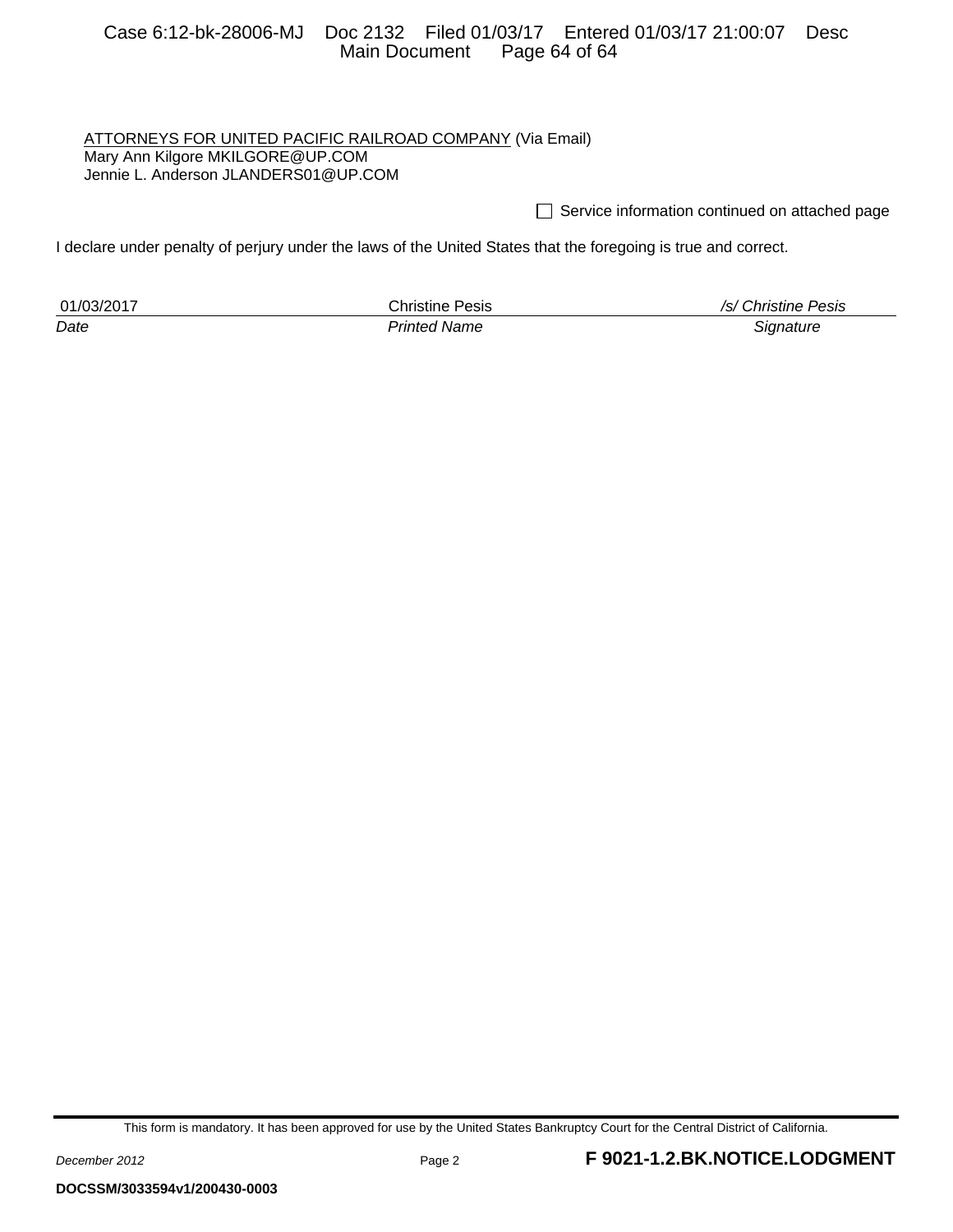ATTORNEYS FOR UNITED PACIFIC RAILROAD COMPANY (Via Email)
Mary Ann Kilgore MKILGORE@UP.COM
Jennie L. Anderson JLANDERS01@UP.COM

☐ Service information continued on attached page

I declare under penalty of perjury under the laws of the United States that the foregoing is true and correct.

| | | |
|---|---|---|
| 01/03/2017 | Christine Pesis | */s/ Christine Pesis* |
| *Date* | *Printed Name* | *Signature* |

This form is mandatory. It has been approved for use by the United States Bankruptcy Court for the Central District of California.

*December 2012* **F 9021-1.2.BK.NOTICE.LODGMENT**

**DOCSSM/3033594v1/200430-0003**